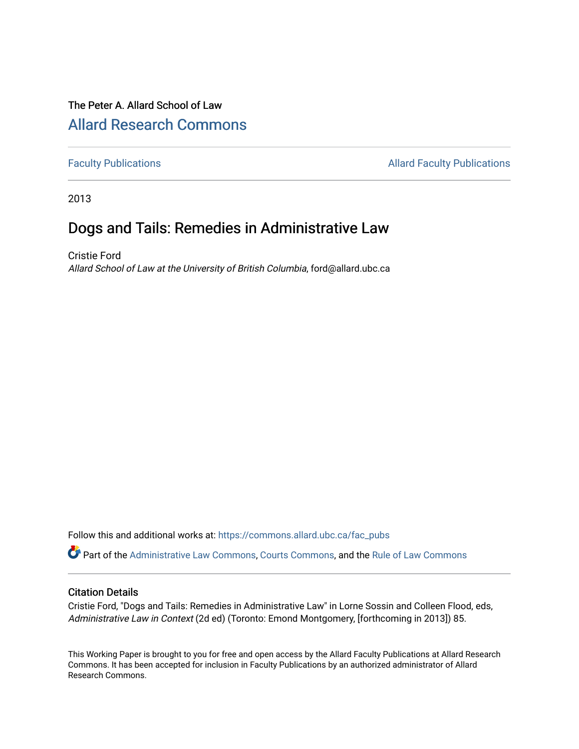The Peter A. Allard School of Law

# Allard Research Commons

Faculty Publications | Allard Faculty Publications

2013

## Dogs and Tails: Remedies in Administrative Law

Cristie Ford
*Allard School of Law at the University of British Columbia*, ford@allard.ubc.ca

Follow this and additional works at: https://commons.allard.ubc.ca/fac_pubs

Part of the Administrative Law Commons, Courts Commons, and the Rule of Law Commons

### Citation Details

Cristie Ford, "Dogs and Tails: Remedies in Administrative Law" in Lorne Sossin and Colleen Flood, eds, *Administrative Law in Context* (2d ed) (Toronto: Emond Montgomery, [forthcoming in 2013]) 85.

This Working Paper is brought to you for free and open access by the Allard Faculty Publications at Allard Research Commons. It has been accepted for inclusion in Faculty Publications by an authorized administrator of Allard Research Commons.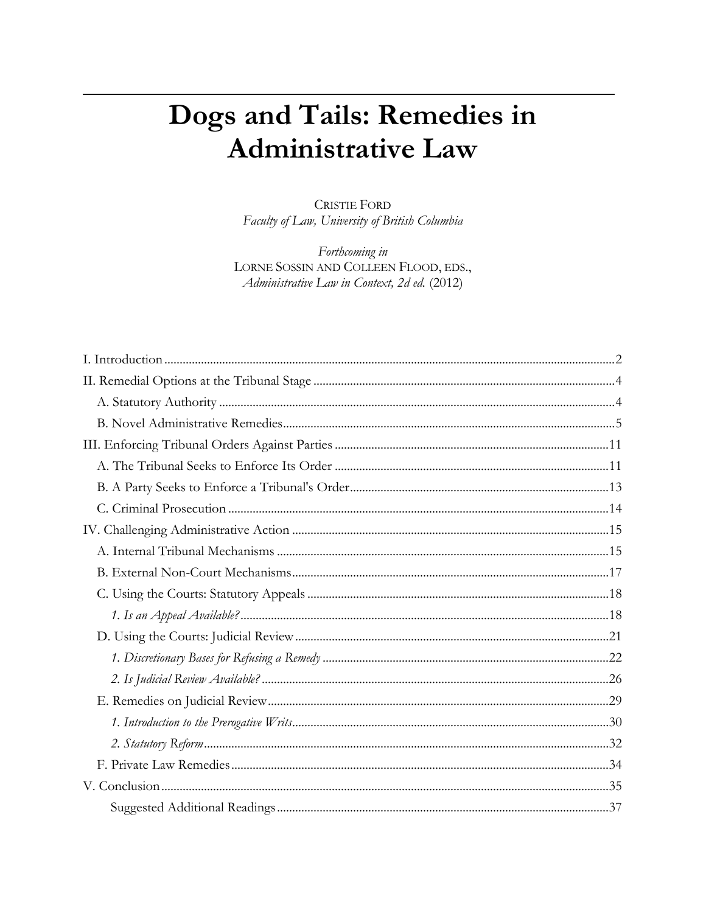# Dogs and Tails: Remedies in Administrative Law

CRISTIE FORD
*Faculty of Law, University of British Columbia*

*Forthcoming in*
LORNE SOSSIN AND COLLEEN FLOOD, EDS.,
*Administrative Law in Context, 2d ed.* (2012)

I. Introduction .......... 2

II. Remedial Options at the Tribunal Stage .......... 4

- A. Statutory Authority .......... 4
- B. Novel Administrative Remedies .......... 5

III. Enforcing Tribunal Orders Against Parties .......... 11

- A. The Tribunal Seeks to Enforce Its Order .......... 11
- B. A Party Seeks to Enforce a Tribunal's Order .......... 13
- C. Criminal Prosecution .......... 14

IV. Challenging Administrative Action .......... 15

- A. Internal Tribunal Mechanisms .......... 15
- B. External Non-Court Mechanisms .......... 17
- C. Using the Courts: Statutory Appeals .......... 18
  - *1. Is an Appeal Available?* .......... 18
- D. Using the Courts: Judicial Review .......... 21
  - *1. Discretionary Bases for Refusing a Remedy* .......... 22
  - *2. Is Judicial Review Available?* .......... 26
- E. Remedies on Judicial Review .......... 29
  - *1. Introduction to the Prerogative Writs* .......... 30
  - *2. Statutory Reform* .......... 32
- F. Private Law Remedies .......... 34

V. Conclusion .......... 35

- Suggested Additional Readings .......... 37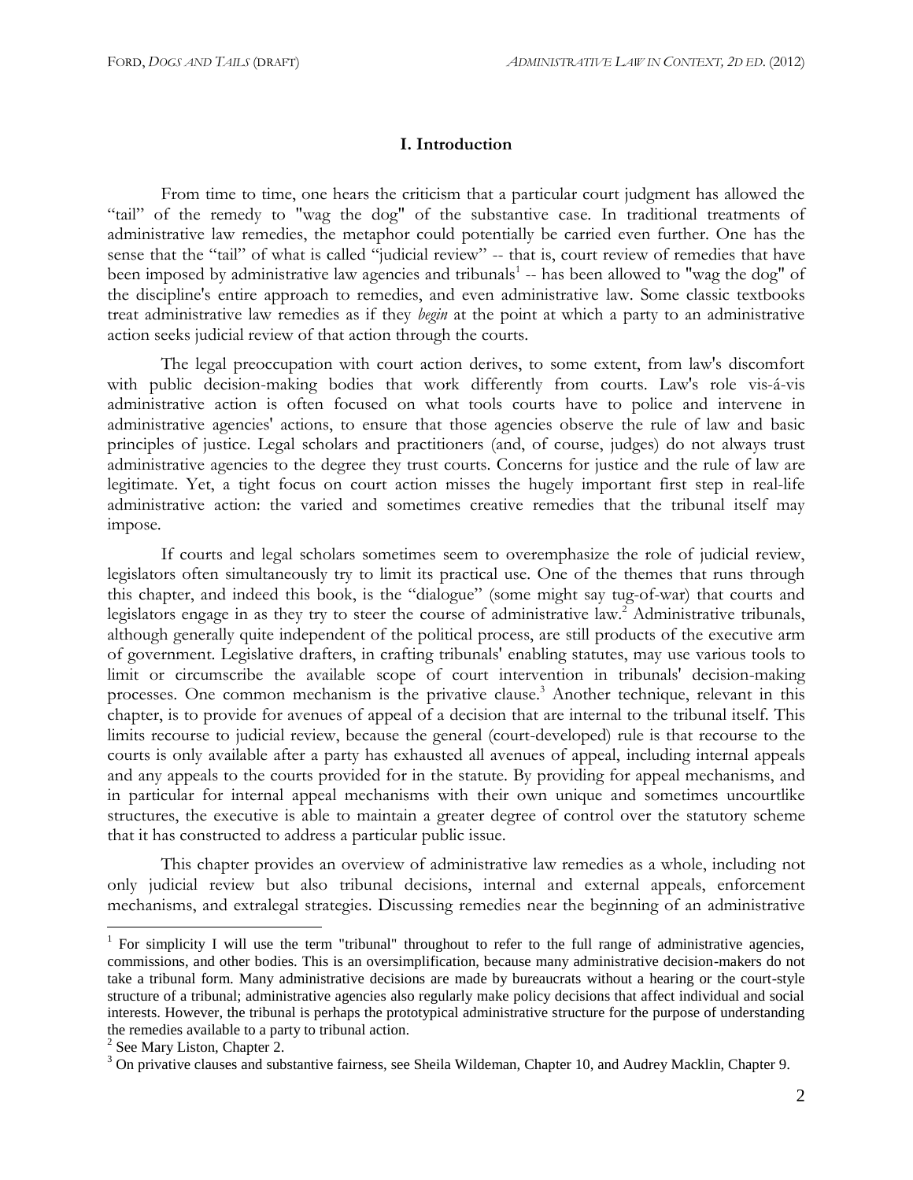## I. Introduction

From time to time, one hears the criticism that a particular court judgment has allowed the "tail" of the remedy to "wag the dog" of the substantive case. In traditional treatments of administrative law remedies, the metaphor could potentially be carried even further. One has the sense that the "tail" of what is called "judicial review" -- that is, court review of remedies that have been imposed by administrative law agencies and tribunals[1] -- has been allowed to "wag the dog" of the discipline's entire approach to remedies, and even administrative law. Some classic textbooks treat administrative law remedies as if they *begin* at the point at which a party to an administrative action seeks judicial review of that action through the courts.

The legal preoccupation with court action derives, to some extent, from law's discomfort with public decision-making bodies that work differently from courts. Law's role vis-á-vis administrative action is often focused on what tools courts have to police and intervene in administrative agencies' actions, to ensure that those agencies observe the rule of law and basic principles of justice. Legal scholars and practitioners (and, of course, judges) do not always trust administrative agencies to the degree they trust courts. Concerns for justice and the rule of law are legitimate. Yet, a tight focus on court action misses the hugely important first step in real-life administrative action: the varied and sometimes creative remedies that the tribunal itself may impose.

If courts and legal scholars sometimes seem to overemphasize the role of judicial review, legislators often simultaneously try to limit its practical use. One of the themes that runs through this chapter, and indeed this book, is the "dialogue" (some might say tug-of-war) that courts and legislators engage in as they try to steer the course of administrative law.[2] Administrative tribunals, although generally quite independent of the political process, are still products of the executive arm of government. Legislative drafters, in crafting tribunals' enabling statutes, may use various tools to limit or circumscribe the available scope of court intervention in tribunals' decision-making processes. One common mechanism is the privative clause.[3] Another technique, relevant in this chapter, is to provide for avenues of appeal of a decision that are internal to the tribunal itself. This limits recourse to judicial review, because the general (court-developed) rule is that recourse to the courts is only available after a party has exhausted all avenues of appeal, including internal appeals and any appeals to the courts provided for in the statute. By providing for appeal mechanisms, and in particular for internal appeal mechanisms with their own unique and sometimes uncourtlike structures, the executive is able to maintain a greater degree of control over the statutory scheme that it has constructed to address a particular public issue.

This chapter provides an overview of administrative law remedies as a whole, including not only judicial review but also tribunal decisions, internal and external appeals, enforcement mechanisms, and extralegal strategies. Discussing remedies near the beginning of an administrative

---

[1] For simplicity I will use the term "tribunal" throughout to refer to the full range of administrative agencies, commissions, and other bodies. This is an oversimplification, because many administrative decision-makers do not take a tribunal form. Many administrative decisions are made by bureaucrats without a hearing or the court-style structure of a tribunal; administrative agencies also regularly make policy decisions that affect individual and social interests. However, the tribunal is perhaps the prototypical administrative structure for the purpose of understanding the remedies available to a party to tribunal action.

[2] See Mary Liston, Chapter 2.

[3] On privative clauses and substantive fairness, see Sheila Wildeman, Chapter 10, and Audrey Macklin, Chapter 9.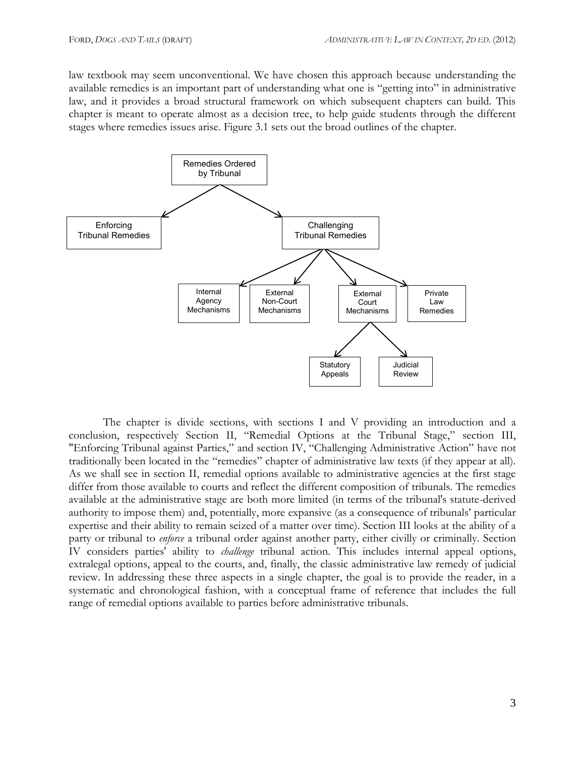law textbook may seem unconventional. We have chosen this approach because understanding the available remedies is an important part of understanding what one is "getting into" in administrative law, and it provides a broad structural framework on which subsequent chapters can build. This chapter is meant to operate almost as a decision tree, to help guide students through the different stages where remedies issues arise. Figure 3.1 sets out the broad outlines of the chapter.

- Remedies Ordered by Tribunal
  - Enforcing Tribunal Remedies
  - Challenging Tribunal Remedies
    - Internal Agency Mechanisms
    - External Non-Court Mechanisms
    - External Court Mechanisms
      - Statutory Appeals
      - Judicial Review
    - Private Law Remedies

The chapter is divide sections, with sections I and V providing an introduction and a conclusion, respectively Section II, "Remedial Options at the Tribunal Stage," section III, "Enforcing Tribunal against Parties," and section IV, "Challenging Administrative Action" have not traditionally been located in the "remedies" chapter of administrative law texts (if they appear at all). As we shall see in section II, remedial options available to administrative agencies at the first stage differ from those available to courts and reflect the different composition of tribunals. The remedies available at the administrative stage are both more limited (in terms of the tribunal's statute-derived authority to impose them) and, potentially, more expansive (as a consequence of tribunals' particular expertise and their ability to remain seized of a matter over time). Section III looks at the ability of a party or tribunal to *enforce* a tribunal order against another party, either civilly or criminally. Section IV considers parties' ability to *challenge* tribunal action. This includes internal appeal options, extralegal options, appeal to the courts, and, finally, the classic administrative law remedy of judicial review. In addressing these three aspects in a single chapter, the goal is to provide the reader, in a systematic and chronological fashion, with a conceptual frame of reference that includes the full range of remedial options available to parties before administrative tribunals.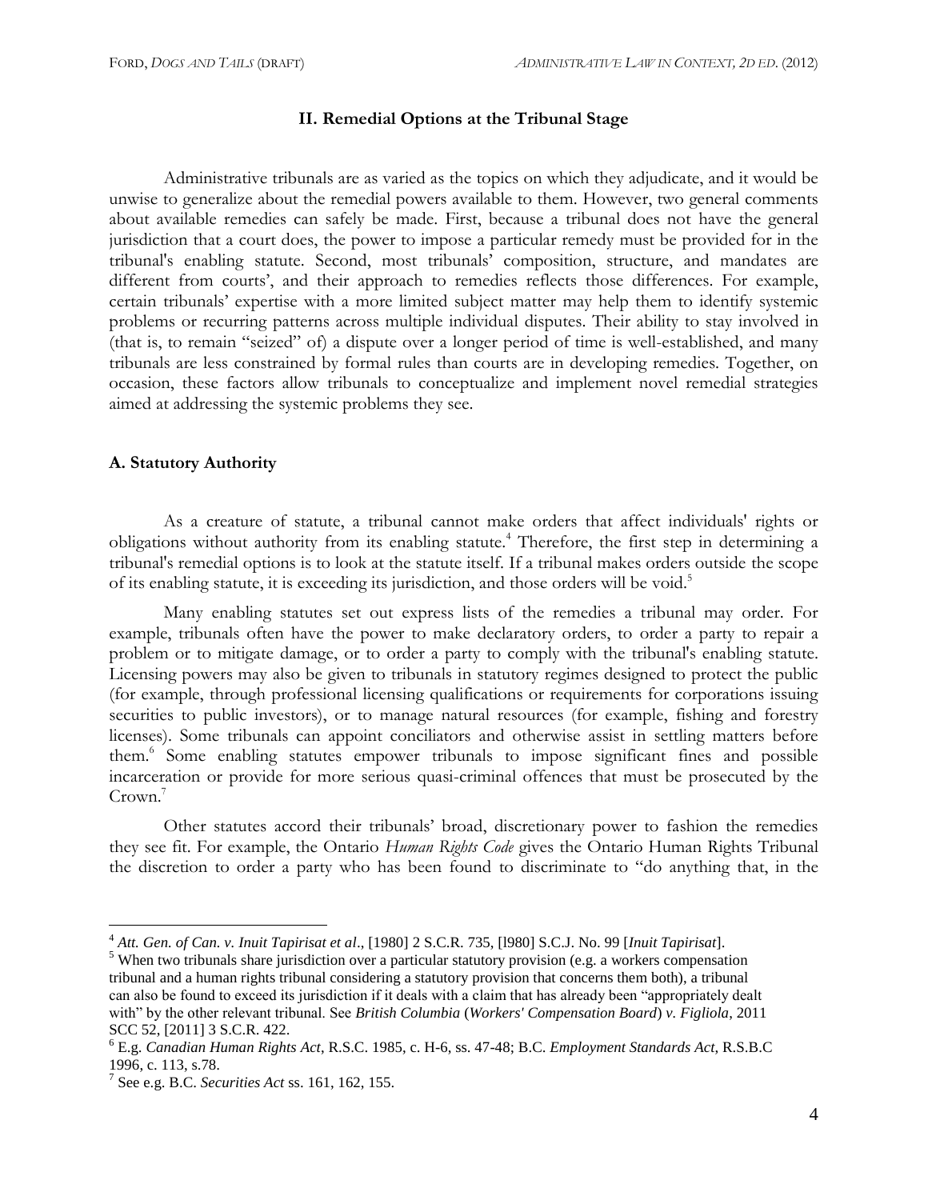## II. Remedial Options at the Tribunal Stage

Administrative tribunals are as varied as the topics on which they adjudicate, and it would be unwise to generalize about the remedial powers available to them. However, two general comments about available remedies can safely be made. First, because a tribunal does not have the general jurisdiction that a court does, the power to impose a particular remedy must be provided for in the tribunal's enabling statute. Second, most tribunals' composition, structure, and mandates are different from courts', and their approach to remedies reflects those differences. For example, certain tribunals' expertise with a more limited subject matter may help them to identify systemic problems or recurring patterns across multiple individual disputes. Their ability to stay involved in (that is, to remain "seized" of) a dispute over a longer period of time is well-established, and many tribunals are less constrained by formal rules than courts are in developing remedies. Together, on occasion, these factors allow tribunals to conceptualize and implement novel remedial strategies aimed at addressing the systemic problems they see.

### A. Statutory Authority

As a creature of statute, a tribunal cannot make orders that affect individuals' rights or obligations without authority from its enabling statute.[4] Therefore, the first step in determining a tribunal's remedial options is to look at the statute itself. If a tribunal makes orders outside the scope of its enabling statute, it is exceeding its jurisdiction, and those orders will be void.[5]

Many enabling statutes set out express lists of the remedies a tribunal may order. For example, tribunals often have the power to make declaratory orders, to order a party to repair a problem or to mitigate damage, or to order a party to comply with the tribunal's enabling statute. Licensing powers may also be given to tribunals in statutory regimes designed to protect the public (for example, through professional licensing qualifications or requirements for corporations issuing securities to public investors), or to manage natural resources (for example, fishing and forestry licenses). Some tribunals can appoint conciliators and otherwise assist in settling matters before them.[6] Some enabling statutes empower tribunals to impose significant fines and possible incarceration or provide for more serious quasi-criminal offences that must be prosecuted by the Crown.[7]

Other statutes accord their tribunals' broad, discretionary power to fashion the remedies they see fit. For example, the Ontario *Human Rights Code* gives the Ontario Human Rights Tribunal the discretion to order a party who has been found to discriminate to "do anything that, in the

---

[4] *Att. Gen. of Can. v. Inuit Tapirisat et al*., [1980] 2 S.C.R. 735, [l980] S.C.J. No. 99 [*Inuit Tapirisat*].

[5] When two tribunals share jurisdiction over a particular statutory provision (e.g. a workers compensation tribunal and a human rights tribunal considering a statutory provision that concerns them both), a tribunal can also be found to exceed its jurisdiction if it deals with a claim that has already been "appropriately dealt with" by the other relevant tribunal. See *British Columbia* (*Workers' Compensation Board*) *v. Figliola*, 2011 SCC 52, [2011] 3 S.C.R. 422.

[6] E.g. *Canadian Human Rights Act*, R.S.C. 1985, c. H-6, ss. 47-48; B.C. *Employment Standards Act*, R.S.B.C 1996, c. 113, s.78.

[7] See e.g. B.C. *Securities Act* ss. 161, 162, 155.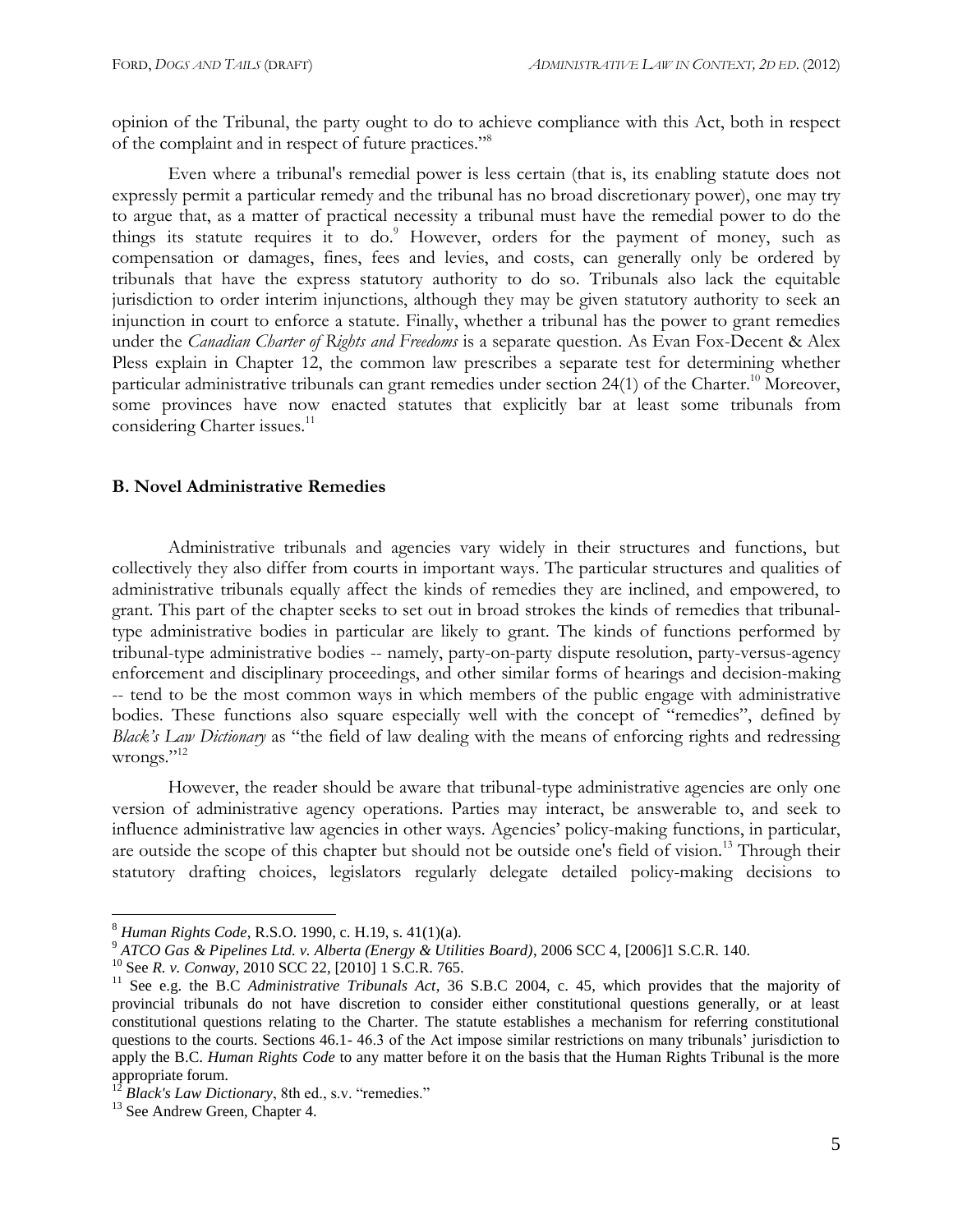opinion of the Tribunal, the party ought to do to achieve compliance with this Act, both in respect of the complaint and in respect of future practices."[8]

Even where a tribunal's remedial power is less certain (that is, its enabling statute does not expressly permit a particular remedy and the tribunal has no broad discretionary power), one may try to argue that, as a matter of practical necessity a tribunal must have the remedial power to do the things its statute requires it to do.[9] However, orders for the payment of money, such as compensation or damages, fines, fees and levies, and costs, can generally only be ordered by tribunals that have the express statutory authority to do so. Tribunals also lack the equitable jurisdiction to order interim injunctions, although they may be given statutory authority to seek an injunction in court to enforce a statute. Finally, whether a tribunal has the power to grant remedies under the *Canadian Charter of Rights and Freedoms* is a separate question. As Evan Fox-Decent & Alex Pless explain in Chapter 12, the common law prescribes a separate test for determining whether particular administrative tribunals can grant remedies under section 24(1) of the Charter.[10] Moreover, some provinces have now enacted statutes that explicitly bar at least some tribunals from considering Charter issues.[11]

### B. Novel Administrative Remedies

Administrative tribunals and agencies vary widely in their structures and functions, but collectively they also differ from courts in important ways. The particular structures and qualities of administrative tribunals equally affect the kinds of remedies they are inclined, and empowered, to grant. This part of the chapter seeks to set out in broad strokes the kinds of remedies that tribunal-type administrative bodies in particular are likely to grant. The kinds of functions performed by tribunal-type administrative bodies -- namely, party-on-party dispute resolution, party-versus-agency enforcement and disciplinary proceedings, and other similar forms of hearings and decision-making -- tend to be the most common ways in which members of the public engage with administrative bodies. These functions also square especially well with the concept of "remedies", defined by *Black's Law Dictionary* as "the field of law dealing with the means of enforcing rights and redressing wrongs."[12]

However, the reader should be aware that tribunal-type administrative agencies are only one version of administrative agency operations. Parties may interact, be answerable to, and seek to influence administrative law agencies in other ways. Agencies' policy-making functions, in particular, are outside the scope of this chapter but should not be outside one's field of vision.[13] Through their statutory drafting choices, legislators regularly delegate detailed policy-making decisions to

---

[8] *Human Rights Code*, R.S.O. 1990, c. H.19, s. 41(1)(a).

[9] *ATCO Gas & Pipelines Ltd. v. Alberta (Energy & Utilities Board)*, 2006 SCC 4, [2006]1 S.C.R. 140.

[10] See *R. v. Conway*, 2010 SCC 22, [2010] 1 S.C.R. 765.

[11] See e.g. the B.C *Administrative Tribunals Act*, 36 S.B.C 2004, c. 45, which provides that the majority of provincial tribunals do not have discretion to consider either constitutional questions generally, or at least constitutional questions relating to the Charter. The statute establishes a mechanism for referring constitutional questions to the courts. Sections 46.1- 46.3 of the Act impose similar restrictions on many tribunals' jurisdiction to apply the B.C. *Human Rights Code* to any matter before it on the basis that the Human Rights Tribunal is the more appropriate forum.

[12] *Black's Law Dictionary*, 8th ed., s.v. "remedies."

[13] See Andrew Green, Chapter 4.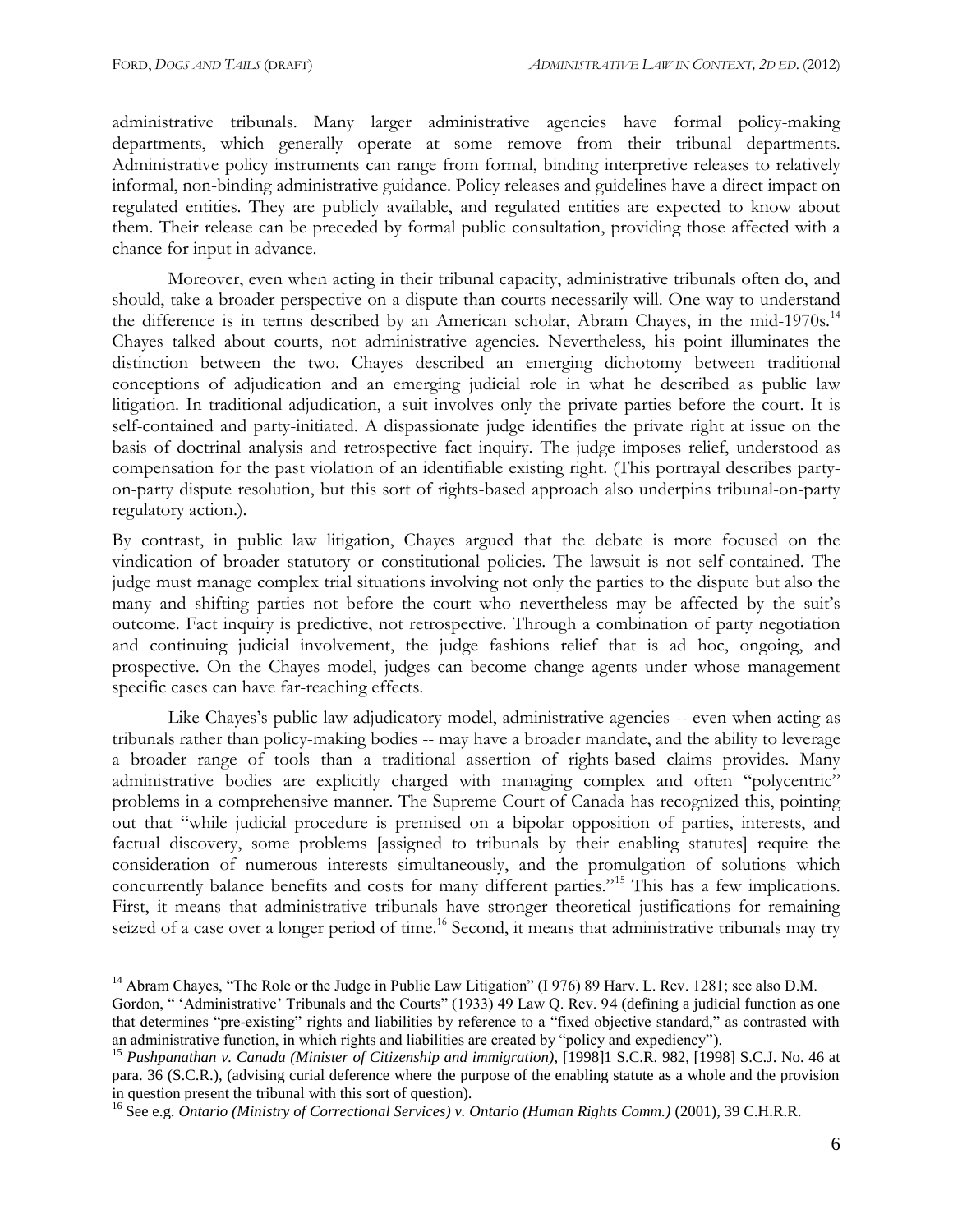administrative tribunals. Many larger administrative agencies have formal policy-making departments, which generally operate at some remove from their tribunal departments. Administrative policy instruments can range from formal, binding interpretive releases to relatively informal, non-binding administrative guidance. Policy releases and guidelines have a direct impact on regulated entities. They are publicly available, and regulated entities are expected to know about them. Their release can be preceded by formal public consultation, providing those affected with a chance for input in advance.

Moreover, even when acting in their tribunal capacity, administrative tribunals often do, and should, take a broader perspective on a dispute than courts necessarily will. One way to understand the difference is in terms described by an American scholar, Abram Chayes, in the mid-1970s.[14] Chayes talked about courts, not administrative agencies. Nevertheless, his point illuminates the distinction between the two. Chayes described an emerging dichotomy between traditional conceptions of adjudication and an emerging judicial role in what he described as public law litigation. In traditional adjudication, a suit involves only the private parties before the court. It is self-contained and party-initiated. A dispassionate judge identifies the private right at issue on the basis of doctrinal analysis and retrospective fact inquiry. The judge imposes relief, understood as compensation for the past violation of an identifiable existing right. (This portrayal describes party-on-party dispute resolution, but this sort of rights-based approach also underpins tribunal-on-party regulatory action.).

By contrast, in public law litigation, Chayes argued that the debate is more focused on the vindication of broader statutory or constitutional policies. The lawsuit is not self-contained. The judge must manage complex trial situations involving not only the parties to the dispute but also the many and shifting parties not before the court who nevertheless may be affected by the suit's outcome. Fact inquiry is predictive, not retrospective. Through a combination of party negotiation and continuing judicial involvement, the judge fashions relief that is ad hoc, ongoing, and prospective. On the Chayes model, judges can become change agents under whose management specific cases can have far-reaching effects.

Like Chayes's public law adjudicatory model, administrative agencies -- even when acting as tribunals rather than policy-making bodies -- may have a broader mandate, and the ability to leverage a broader range of tools than a traditional assertion of rights-based claims provides. Many administrative bodies are explicitly charged with managing complex and often "polycentric" problems in a comprehensive manner. The Supreme Court of Canada has recognized this, pointing out that "while judicial procedure is premised on a bipolar opposition of parties, interests, and factual discovery, some problems [assigned to tribunals by their enabling statutes] require the consideration of numerous interests simultaneously, and the promulgation of solutions which concurrently balance benefits and costs for many different parties."[15] This has a few implications. First, it means that administrative tribunals have stronger theoretical justifications for remaining seized of a case over a longer period of time.[16] Second, it means that administrative tribunals may try

---

[14] Abram Chayes, "The Role or the Judge in Public Law Litigation" (I 976) 89 Harv. L. Rev. 1281; see also D.M. Gordon, " 'Administrative' Tribunals and the Courts" (1933) 49 Law Q. Rev. 94 (defining a judicial function as one that determines "pre-existing" rights and liabilities by reference to a "fixed objective standard," as contrasted with an administrative function, in which rights and liabilities are created by "policy and expediency").

[15] *Pushpanathan v. Canada (Minister of Citizenship and immigration),* [1998]1 S.C.R. 982, [1998] S.C.J. No. 46 at para. 36 (S.C.R.), (advising curial deference where the purpose of the enabling statute as a whole and the provision in question present the tribunal with this sort of question).

[16] See e.g. *Ontario (Ministry of Correctional Services) v. Ontario (Human Rights Comm.)* (2001), 39 C.H.R.R.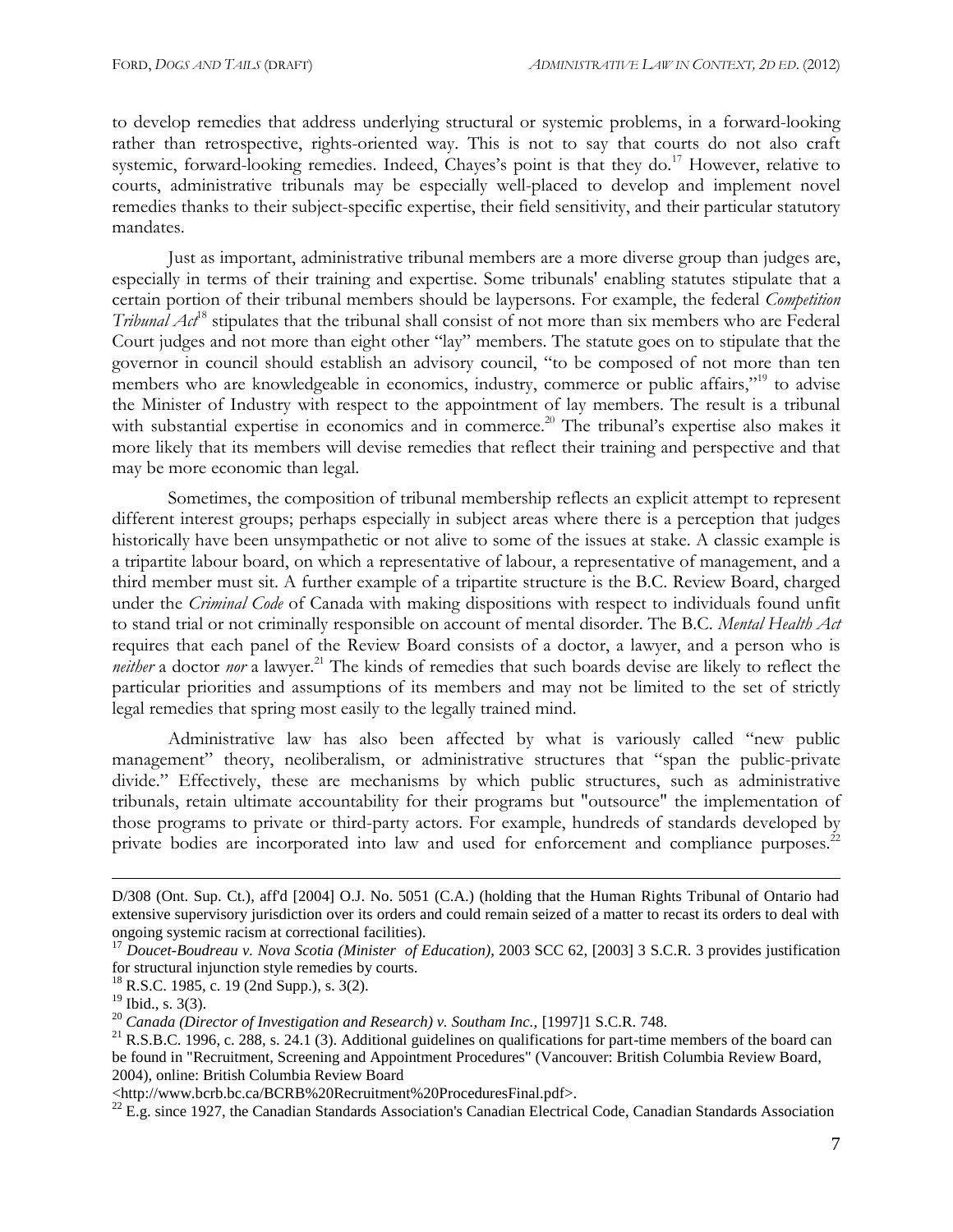to develop remedies that address underlying structural or systemic problems, in a forward-looking rather than retrospective, rights-oriented way. This is not to say that courts do not also craft systemic, forward-looking remedies. Indeed, Chayes's point is that they do.[17] However, relative to courts, administrative tribunals may be especially well-placed to develop and implement novel remedies thanks to their subject-specific expertise, their field sensitivity, and their particular statutory mandates.

Just as important, administrative tribunal members are a more diverse group than judges are, especially in terms of their training and expertise. Some tribunals' enabling statutes stipulate that a certain portion of their tribunal members should be laypersons. For example, the federal *Competition Tribunal Act*[18] stipulates that the tribunal shall consist of not more than six members who are Federal Court judges and not more than eight other "lay" members. The statute goes on to stipulate that the governor in council should establish an advisory council, "to be composed of not more than ten members who are knowledgeable in economics, industry, commerce or public affairs,"[19] to advise the Minister of Industry with respect to the appointment of lay members. The result is a tribunal with substantial expertise in economics and in commerce.[20] The tribunal's expertise also makes it more likely that its members will devise remedies that reflect their training and perspective and that may be more economic than legal.

Sometimes, the composition of tribunal membership reflects an explicit attempt to represent different interest groups; perhaps especially in subject areas where there is a perception that judges historically have been unsympathetic or not alive to some of the issues at stake. A classic example is a tripartite labour board, on which a representative of labour, a representative of management, and a third member must sit. A further example of a tripartite structure is the B.C. Review Board, charged under the *Criminal Code* of Canada with making dispositions with respect to individuals found unfit to stand trial or not criminally responsible on account of mental disorder. The B.C. *Mental Health Act* requires that each panel of the Review Board consists of a doctor, a lawyer, and a person who is *neither* a doctor *nor* a lawyer.[21] The kinds of remedies that such boards devise are likely to reflect the particular priorities and assumptions of its members and may not be limited to the set of strictly legal remedies that spring most easily to the legally trained mind.

Administrative law has also been affected by what is variously called "new public management" theory, neoliberalism, or administrative structures that "span the public-private divide." Effectively, these are mechanisms by which public structures, such as administrative tribunals, retain ultimate accountability for their programs but "outsource" the implementation of those programs to private or third-party actors. For example, hundreds of standards developed by private bodies are incorporated into law and used for enforcement and compliance purposes.[22]

---

D/308 (Ont. Sup. Ct.), aff'd [2004] O.J. No. 5051 (C.A.) (holding that the Human Rights Tribunal of Ontario had extensive supervisory jurisdiction over its orders and could remain seized of a matter to recast its orders to deal with ongoing systemic racism at correctional facilities).

[17] *Doucet-Boudreau v. Nova Scotia (Minister of Education)*, 2003 SCC 62, [2003] 3 S.C.R. 3 provides justification for structural injunction style remedies by courts.

[18] R.S.C. 1985, c. 19 (2nd Supp.), s. 3(2).

[19] Ibid., s. 3(3).

[20] *Canada (Director of Investigation and Research) v. Southam Inc.,* [1997]1 S.C.R. 748.

[21] R.S.B.C. 1996, c. 288, s. 24.1 (3). Additional guidelines on qualifications for part-time members of the board can be found in "Recruitment, Screening and Appointment Procedures" (Vancouver: British Columbia Review Board, 2004), online: British Columbia Review Board <http://www.bcrb.bc.ca/BCRB%20Recruitment%20ProceduresFinal.pdf>.

[22] E.g. since 1927, the Canadian Standards Association's Canadian Electrical Code, Canadian Standards Association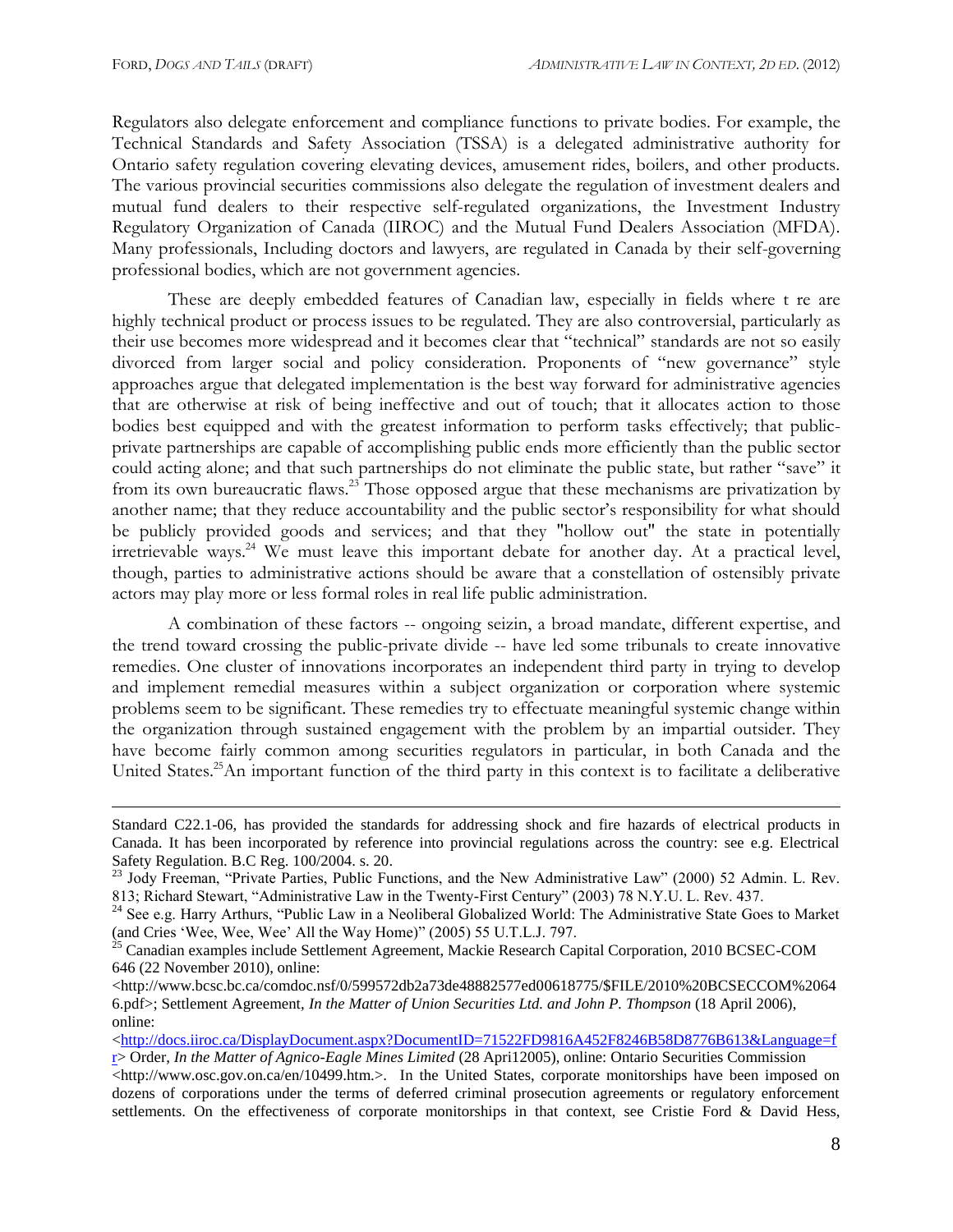Regulators also delegate enforcement and compliance functions to private bodies. For example, the Technical Standards and Safety Association (TSSA) is a delegated administrative authority for Ontario safety regulation covering elevating devices, amusement rides, boilers, and other products. The various provincial securities commissions also delegate the regulation of investment dealers and mutual fund dealers to their respective self-regulated organizations, the Investment Industry Regulatory Organization of Canada (IIROC) and the Mutual Fund Dealers Association (MFDA). Many professionals, Including doctors and lawyers, are regulated in Canada by their self-governing professional bodies, which are not government agencies.

These are deeply embedded features of Canadian law, especially in fields where t re are highly technical product or process issues to be regulated. They are also controversial, particularly as their use becomes more widespread and it becomes clear that "technical" standards are not so easily divorced from larger social and policy consideration. Proponents of "new governance" style approaches argue that delegated implementation is the best way forward for administrative agencies that are otherwise at risk of being ineffective and out of touch; that it allocates action to those bodies best equipped and with the greatest information to perform tasks effectively; that public-private partnerships are capable of accomplishing public ends more efficiently than the public sector could acting alone; and that such partnerships do not eliminate the public state, but rather "save" it from its own bureaucratic flaws.[23] Those opposed argue that these mechanisms are privatization by another name; that they reduce accountability and the public sector's responsibility for what should be publicly provided goods and services; and that they "hollow out" the state in potentially irretrievable ways.[24] We must leave this important debate for another day. At a practical level, though, parties to administrative actions should be aware that a constellation of ostensibly private actors may play more or less formal roles in real life public administration.

A combination of these factors -- ongoing seizin, a broad mandate, different expertise, and the trend toward crossing the public-private divide -- have led some tribunals to create innovative remedies. One cluster of innovations incorporates an independent third party in trying to develop and implement remedial measures within a subject organization or corporation where systemic problems seem to be significant. These remedies try to effectuate meaningful systemic change within the organization through sustained engagement with the problem by an impartial outsider. They have become fairly common among securities regulators in particular, in both Canada and the United States.[25]An important function of the third party in this context is to facilitate a deliberative

---

Standard C22.1-06, has provided the standards for addressing shock and fire hazards of electrical products in Canada. It has been incorporated by reference into provincial regulations across the country: see e.g. Electrical Safety Regulation. B.C Reg. 100/2004. s. 20.

[23] Jody Freeman, "Private Parties, Public Functions, and the New Administrative Law" (2000) 52 Admin. L. Rev. 813; Richard Stewart, "Administrative Law in the Twenty-First Century" (2003) 78 N.Y.U. L. Rev. 437.

[24] See e.g. Harry Arthurs, "Public Law in a Neoliberal Globalized World: The Administrative State Goes to Market (and Cries 'Wee, Wee, Wee' All the Way Home)" (2005) 55 U.T.L.J. 797.

[25] Canadian examples include Settlement Agreement, Mackie Research Capital Corporation, 2010 BCSEC-COM 646 (22 November 2010), online: <http://www.bcsc.bc.ca/comdoc.nsf/0/599572db2a73de48882577ed00618775/$FILE/2010%20BCSECCOM%2064 6.pdf>; Settlement Agreement, *In the Matter of Union Securities Ltd. and John P. Thompson* (18 April 2006), online: <http://docs.iiroc.ca/DisplayDocument.aspx?DocumentID=71522FD9816A452F8246B58D8776B613&Language=fr> Order, *In the Matter of Agnico-Eagle Mines Limited* (28 Apri12005), online: Ontario Securities Commission <http://www.osc.gov.on.ca/en/10499.htm.>. In the United States, corporate monitorships have been imposed on dozens of corporations under the terms of deferred criminal prosecution agreements or regulatory enforcement settlements. On the effectiveness of corporate monitorships in that context, see Cristie Ford & David Hess,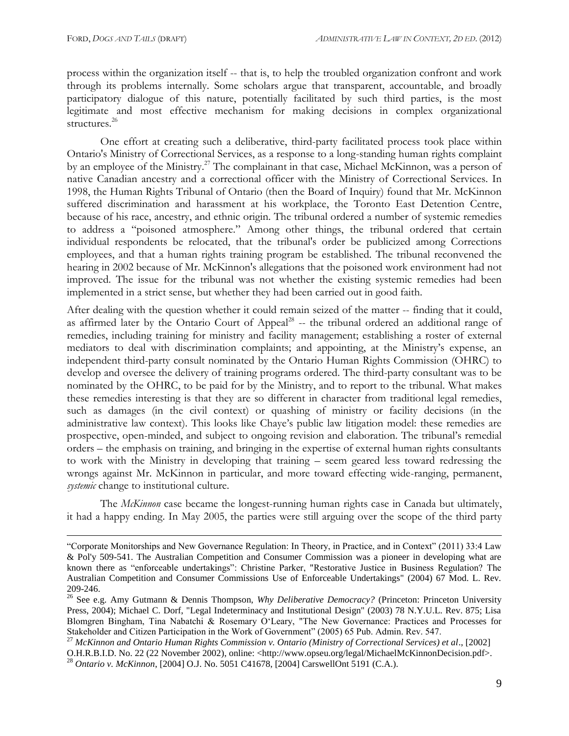process within the organization itself -- that is, to help the troubled organization confront and work through its problems internally. Some scholars argue that transparent, accountable, and broadly participatory dialogue of this nature, potentially facilitated by such third parties, is the most legitimate and most effective mechanism for making decisions in complex organizational structures.[26]

One effort at creating such a deliberative, third-party facilitated process took place within Ontario's Ministry of Correctional Services, as a response to a long-standing human rights complaint by an employee of the Ministry.[27] The complainant in that case, Michael McKinnon, was a person of native Canadian ancestry and a correctional officer with the Ministry of Correctional Services. In 1998, the Human Rights Tribunal of Ontario (then the Board of Inquiry) found that Mr. McKinnon suffered discrimination and harassment at his workplace, the Toronto East Detention Centre, because of his race, ancestry, and ethnic origin. The tribunal ordered a number of systemic remedies to address a "poisoned atmosphere." Among other things, the tribunal ordered that certain individual respondents be relocated, that the tribunal's order be publicized among Corrections employees, and that a human rights training program be established. The tribunal reconvened the hearing in 2002 because of Mr. McKinnon's allegations that the poisoned work environment had not improved. The issue for the tribunal was not whether the existing systemic remedies had been implemented in a strict sense, but whether they had been carried out in good faith.

After dealing with the question whether it could remain seized of the matter -- finding that it could, as affirmed later by the Ontario Court of Appeal[28] -- the tribunal ordered an additional range of remedies, including training for ministry and facility management; establishing a roster of external mediators to deal with discrimination complaints; and appointing, at the Ministry's expense, an independent third-party consult nominated by the Ontario Human Rights Commission (OHRC) to develop and oversee the delivery of training programs ordered. The third-party consultant was to be nominated by the OHRC, to be paid for by the Ministry, and to report to the tribunal. What makes these remedies interesting is that they are so different in character from traditional legal remedies, such as damages (in the civil context) or quashing of ministry or facility decisions (in the administrative law context). This looks like Chaye's public law litigation model: these remedies are prospective, open-minded, and subject to ongoing revision and elaboration. The tribunal's remedial orders – the emphasis on training, and bringing in the expertise of external human rights consultants to work with the Ministry in developing that training – seem geared less toward redressing the wrongs against Mr. McKinnon in particular, and more toward effecting wide-ranging, permanent, *systemic* change to institutional culture.

The *McKinnon* case became the longest-running human rights case in Canada but ultimately, it had a happy ending. In May 2005, the parties were still arguing over the scope of the third party

---

"Corporate Monitorships and New Governance Regulation: In Theory, in Practice, and in Context" (2011) 33:4 Law & Pol'y 509-541. The Australian Competition and Consumer Commission was a pioneer in developing what are known there as "enforceable undertakings": Christine Parker, "Restorative Justice in Business Regulation? The Australian Competition and Consumer Commissions Use of Enforceable Undertakings" (2004) 67 Mod. L. Rev. 209-246.

[26] See e.g. Amy Gutmann & Dennis Thompson, *Why Deliberative Democracy?* (Princeton: Princeton University Press, 2004); Michael C. Dorf, "Legal Indeterminacy and Institutional Design" (2003) 78 N.Y.U.L. Rev. 875; Lisa Blomgren Bingham, Tina Nabatchi & Rosemary O'Leary, "The New Governance: Practices and Processes for Stakeholder and Citizen Participation in the Work of Government" (2005) 65 Pub. Admin. Rev. 547.

[27] *McKinnon and Ontario Human Rights Commission v. Ontario (Ministry of Correctional Services) et al*., [2002] O.H.R.B.I.D. No. 22 (22 November 2002), online: <http://www.opseu.org/legal/MichaelMcKinnonDecision.pdf>.

[28] *Ontario v. McKinnon*, [2004] O.J. No. 5051 C41678, [2004] CarswellOnt 5191 (C.A.).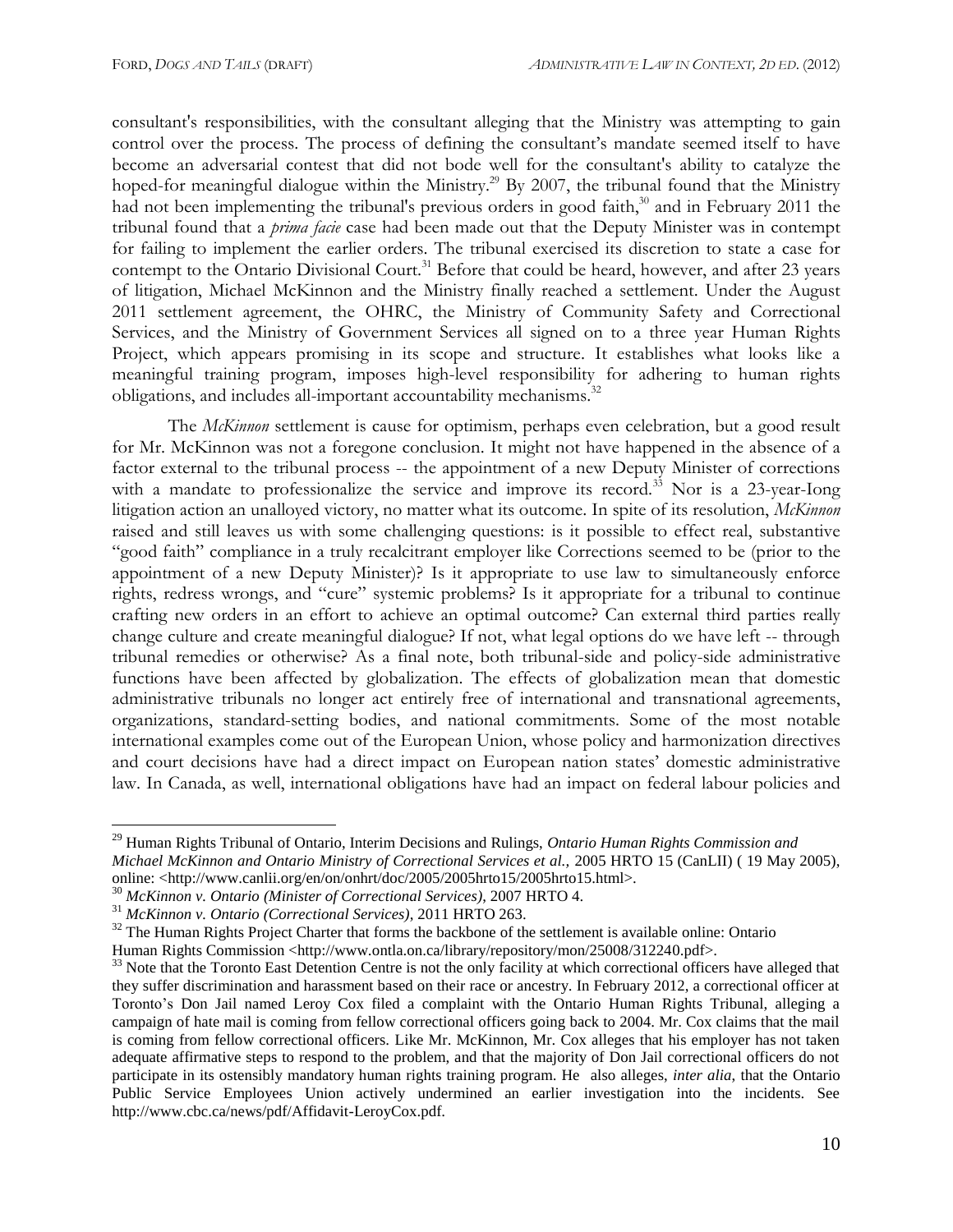consultant's responsibilities, with the consultant alleging that the Ministry was attempting to gain control over the process. The process of defining the consultant's mandate seemed itself to have become an adversarial contest that did not bode well for the consultant's ability to catalyze the hoped-for meaningful dialogue within the Ministry.[29] By 2007, the tribunal found that the Ministry had not been implementing the tribunal's previous orders in good faith,[30] and in February 2011 the tribunal found that a *prima facie* case had been made out that the Deputy Minister was in contempt for failing to implement the earlier orders. The tribunal exercised its discretion to state a case for contempt to the Ontario Divisional Court.[31] Before that could be heard, however, and after 23 years of litigation, Michael McKinnon and the Ministry finally reached a settlement. Under the August 2011 settlement agreement, the OHRC, the Ministry of Community Safety and Correctional Services, and the Ministry of Government Services all signed on to a three year Human Rights Project, which appears promising in its scope and structure. It establishes what looks like a meaningful training program, imposes high-level responsibility for adhering to human rights obligations, and includes all-important accountability mechanisms.[32]

The *McKinnon* settlement is cause for optimism, perhaps even celebration, but a good result for Mr. McKinnon was not a foregone conclusion. It might not have happened in the absence of a factor external to the tribunal process -- the appointment of a new Deputy Minister of corrections with a mandate to professionalize the service and improve its record.[33] Nor is a 23-year-Iong litigation action an unalloyed victory, no matter what its outcome. In spite of its resolution, *McKinnon* raised and still leaves us with some challenging questions: is it possible to effect real, substantive "good faith" compliance in a truly recalcitrant employer like Corrections seemed to be (prior to the appointment of a new Deputy Minister)? Is it appropriate to use law to simultaneously enforce rights, redress wrongs, and "cure" systemic problems? Is it appropriate for a tribunal to continue crafting new orders in an effort to achieve an optimal outcome? Can external third parties really change culture and create meaningful dialogue? If not, what legal options do we have left -- through tribunal remedies or otherwise? As a final note, both tribunal-side and policy-side administrative functions have been affected by globalization. The effects of globalization mean that domestic administrative tribunals no longer act entirely free of international and transnational agreements, organizations, standard-setting bodies, and national commitments. Some of the most notable international examples come out of the European Union, whose policy and harmonization directives and court decisions have had a direct impact on European nation states' domestic administrative law. In Canada, as well, international obligations have had an impact on federal labour policies and

---

[29] Human Rights Tribunal of Ontario, Interim Decisions and Rulings, *Ontario Human Rights Commission and Michael McKinnon and Ontario Ministry of Correctional Services et al.,* 2005 HRTO 15 (CanLII) ( 19 May 2005), online: <http://www.canlii.org/en/on/onhrt/doc/2005/2005hrto15/2005hrto15.html>.

[30] *McKinnon v. Ontario (Minister of Correctional Services),* 2007 HRTO 4.

[31] *McKinnon v. Ontario (Correctional Services)*, 2011 HRTO 263.

[32] The Human Rights Project Charter that forms the backbone of the settlement is available online: Ontario Human Rights Commission <http://www.ontla.on.ca/library/repository/mon/25008/312240.pdf>.

[33] Note that the Toronto East Detention Centre is not the only facility at which correctional officers have alleged that they suffer discrimination and harassment based on their race or ancestry. In February 2012, a correctional officer at Toronto's Don Jail named Leroy Cox filed a complaint with the Ontario Human Rights Tribunal, alleging a campaign of hate mail is coming from fellow correctional officers going back to 2004. Mr. Cox claims that the mail is coming from fellow correctional officers. Like Mr. McKinnon, Mr. Cox alleges that his employer has not taken adequate affirmative steps to respond to the problem, and that the majority of Don Jail correctional officers do not participate in its ostensibly mandatory human rights training program. He also alleges, *inter alia,* that the Ontario Public Service Employees Union actively undermined an earlier investigation into the incidents. See http://www.cbc.ca/news/pdf/Affidavit-LeroyCox.pdf.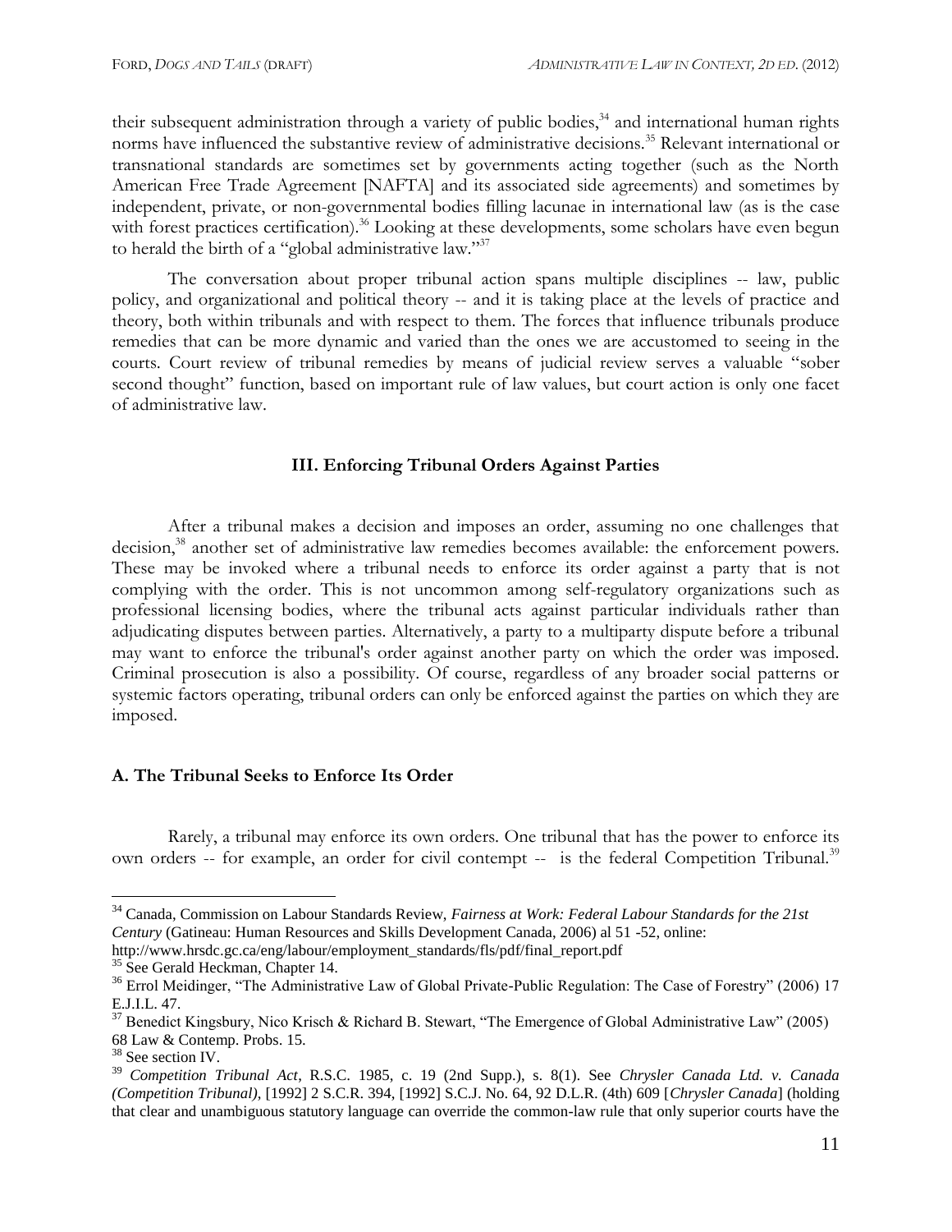their subsequent administration through a variety of public bodies,[34] and international human rights norms have influenced the substantive review of administrative decisions.[35] Relevant international or transnational standards are sometimes set by governments acting together (such as the North American Free Trade Agreement [NAFTA] and its associated side agreements) and sometimes by independent, private, or non-governmental bodies filling lacunae in international law (as is the case with forest practices certification).[36] Looking at these developments, some scholars have even begun to herald the birth of a "global administrative law."[37]

The conversation about proper tribunal action spans multiple disciplines -- law, public policy, and organizational and political theory -- and it is taking place at the levels of practice and theory, both within tribunals and with respect to them. The forces that influence tribunals produce remedies that can be more dynamic and varied than the ones we are accustomed to seeing in the courts. Court review of tribunal remedies by means of judicial review serves a valuable "sober second thought" function, based on important rule of law values, but court action is only one facet of administrative law.

## III. Enforcing Tribunal Orders Against Parties

After a tribunal makes a decision and imposes an order, assuming no one challenges that decision,[38] another set of administrative law remedies becomes available: the enforcement powers. These may be invoked where a tribunal needs to enforce its order against a party that is not complying with the order. This is not uncommon among self-regulatory organizations such as professional licensing bodies, where the tribunal acts against particular individuals rather than adjudicating disputes between parties. Alternatively, a party to a multiparty dispute before a tribunal may want to enforce the tribunal's order against another party on which the order was imposed. Criminal prosecution is also a possibility. Of course, regardless of any broader social patterns or systemic factors operating, tribunal orders can only be enforced against the parties on which they are imposed.

### A. The Tribunal Seeks to Enforce Its Order

Rarely, a tribunal may enforce its own orders. One tribunal that has the power to enforce its own orders -- for example, an order for civil contempt -- is the federal Competition Tribunal.[39]

---

[34] Canada, Commission on Labour Standards Review, *Fairness at Work: Federal Labour Standards for the 21st Century* (Gatineau: Human Resources and Skills Development Canada, 2006) al 51 -52, online: http://www.hrsdc.gc.ca/eng/labour/employment_standards/fls/pdf/final_report.pdf

[35] See Gerald Heckman, Chapter 14.

[36] Errol Meidinger, "The Administrative Law of Global Private-Public Regulation: The Case of Forestry" (2006) 17 E.J.I.L. 47.

[37] Benedict Kingsbury, Nico Krisch & Richard B. Stewart, "The Emergence of Global Administrative Law" (2005) 68 Law & Contemp. Probs. 15.

[38] See section IV.

[39] *Competition Tribunal Act*, R.S.C. 1985, c. 19 (2nd Supp.), s. 8(1). See *Chrysler Canada Ltd. v. Canada (Competition Tribunal)*, [1992] 2 S.C.R. 394, [1992] S.C.J. No. 64, 92 D.L.R. (4th) 609 [*Chrysler Canada*] (holding that clear and unambiguous statutory language can override the common-law rule that only superior courts have the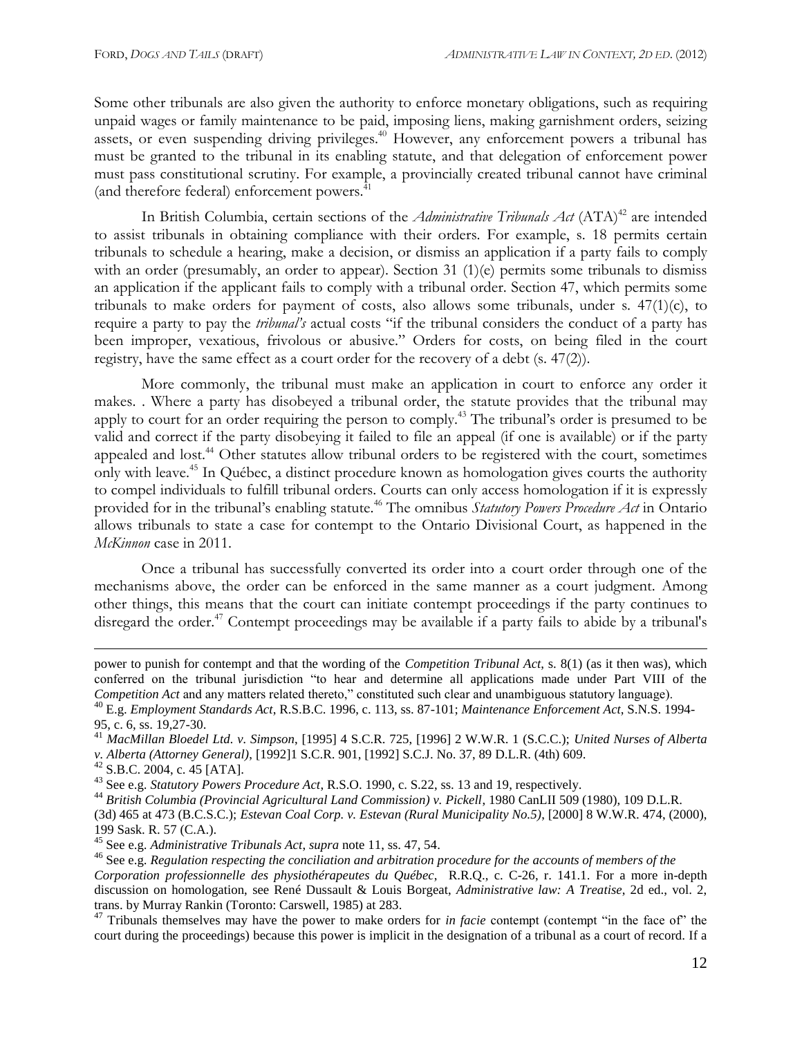Some other tribunals are also given the authority to enforce monetary obligations, such as requiring unpaid wages or family maintenance to be paid, imposing liens, making garnishment orders, seizing assets, or even suspending driving privileges.[40] However, any enforcement powers a tribunal has must be granted to the tribunal in its enabling statute, and that delegation of enforcement power must pass constitutional scrutiny. For example, a provincially created tribunal cannot have criminal (and therefore federal) enforcement powers.[41]

In British Columbia, certain sections of the *Administrative Tribunals Act* (ATA)[42] are intended to assist tribunals in obtaining compliance with their orders. For example, s. 18 permits certain tribunals to schedule a hearing, make a decision, or dismiss an application if a party fails to comply with an order (presumably, an order to appear). Section 31 (1)(e) permits some tribunals to dismiss an application if the applicant fails to comply with a tribunal order. Section 47, which permits some tribunals to make orders for payment of costs, also allows some tribunals, under s. 47(1)(c), to require a party to pay the *tribunal's* actual costs "if the tribunal considers the conduct of a party has been improper, vexatious, frivolous or abusive." Orders for costs, on being filed in the court registry, have the same effect as a court order for the recovery of a debt (s. 47(2)).

More commonly, the tribunal must make an application in court to enforce any order it makes. . Where a party has disobeyed a tribunal order, the statute provides that the tribunal may apply to court for an order requiring the person to comply.[43] The tribunal's order is presumed to be valid and correct if the party disobeying it failed to file an appeal (if one is available) or if the party appealed and lost.[44] Other statutes allow tribunal orders to be registered with the court, sometimes only with leave.[45] In Québec, a distinct procedure known as homologation gives courts the authority to compel individuals to fulfill tribunal orders. Courts can only access homologation if it is expressly provided for in the tribunal's enabling statute.[46] The omnibus *Statutory Powers Procedure Act* in Ontario allows tribunals to state a case for contempt to the Ontario Divisional Court, as happened in the *McKinnon* case in 2011.

Once a tribunal has successfully converted its order into a court order through one of the mechanisms above, the order can be enforced in the same manner as a court judgment. Among other things, this means that the court can initiate contempt proceedings if the party continues to disregard the order.[47] Contempt proceedings may be available if a party fails to abide by a tribunal's

---

power to punish for contempt and that the wording of the *Competition Tribunal Act*, s. 8(1) (as it then was), which conferred on the tribunal jurisdiction "to hear and determine all applications made under Part VIII of the *Competition Act* and any matters related thereto," constituted such clear and unambiguous statutory language).

[40] E.g. *Employment Standards Act*, R.S.B.C. 1996, c. 113, ss. 87-101; *Maintenance Enforcement Act*, S.N.S. 1994-95, c. 6, ss. 19,27-30.

[41] *MacMillan Bloedel Ltd. v. Simpson*, [1995] 4 S.C.R. 725, [1996] 2 W.W.R. 1 (S.C.C.); *United Nurses of Alberta v. Alberta (Attorney General)*, [1992]1 S.C.R. 901, [1992] S.C.J. No. 37, 89 D.L.R. (4th) 609.

[42] S.B.C. 2004, c. 45 [ATA].

[43] See e.g. *Statutory Powers Procedure Act*, R.S.O. 1990, c. S.22, ss. 13 and 19, respectively.

[44] *British Columbia (Provincial Agricultural Land Commission) v. Pickell*, 1980 CanLII 509 (1980), 109 D.L.R. (3d) 465 at 473 (B.C.S.C.); *Estevan Coal Corp. v. Estevan (Rural Municipality No.5)*, [2000] 8 W.W.R. 474, (2000), 199 Sask. R. 57 (C.A.).

[45] See e.g. *Administrative Tribunals Act*, *supra* note 11, ss. 47, 54.

[46] See e.g. *Regulation respecting the conciliation and arbitration procedure for the accounts of members of the Corporation professionnelle des physiothérapeutes du Québec*, R.R.Q., c. C-26, r. 141.1. For a more in-depth discussion on homologation, see René Dussault & Louis Borgeat, *Administrative law: A Treatise*, 2d ed., vol. 2, trans. by Murray Rankin (Toronto: Carswell, 1985) at 283.

[47] Tribunals themselves may have the power to make orders for *in facie* contempt (contempt "in the face of" the court during the proceedings) because this power is implicit in the designation of a tribunal as a court of record. If a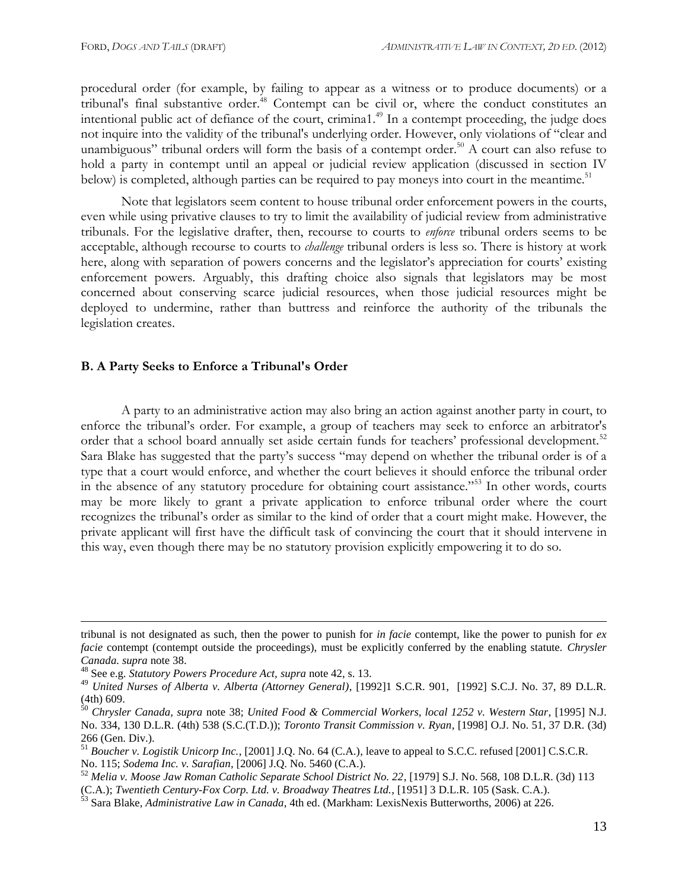procedural order (for example, by failing to appear as a witness or to produce documents) or a tribunal's final substantive order.[48] Contempt can be civil or, where the conduct constitutes an intentional public act of defiance of the court, crimina1.[49] In a contempt proceeding, the judge does not inquire into the validity of the tribunal's underlying order. However, only violations of "clear and unambiguous" tribunal orders will form the basis of a contempt order.[50] A court can also refuse to hold a party in contempt until an appeal or judicial review application (discussed in section IV below) is completed, although parties can be required to pay moneys into court in the meantime.[51]

Note that legislators seem content to house tribunal order enforcement powers in the courts, even while using privative clauses to try to limit the availability of judicial review from administrative tribunals. For the legislative drafter, then, recourse to courts to *enforce* tribunal orders seems to be acceptable, although recourse to courts to *challenge* tribunal orders is less so. There is history at work here, along with separation of powers concerns and the legislator's appreciation for courts' existing enforcement powers. Arguably, this drafting choice also signals that legislators may be most concerned about conserving scarce judicial resources, when those judicial resources might be deployed to undermine, rather than buttress and reinforce the authority of the tribunals the legislation creates.

### B. A Party Seeks to Enforce a Tribunal's Order

A party to an administrative action may also bring an action against another party in court, to enforce the tribunal's order. For example, a group of teachers may seek to enforce an arbitrator's order that a school board annually set aside certain funds for teachers' professional development.[52] Sara Blake has suggested that the party's success "may depend on whether the tribunal order is of a type that a court would enforce, and whether the court believes it should enforce the tribunal order in the absence of any statutory procedure for obtaining court assistance."[53] In other words, courts may be more likely to grant a private application to enforce tribunal order where the court recognizes the tribunal's order as similar to the kind of order that a court might make. However, the private applicant will first have the difficult task of convincing the court that it should intervene in this way, even though there may be no statutory provision explicitly empowering it to do so.

---

tribunal is not designated as such, then the power to punish for *in facie* contempt, like the power to punish for *ex facie* contempt (contempt outside the proceedings), must be explicitly conferred by the enabling statute. *Chrysler Canada. supra* note 38.

[48] See e.g. *Statutory Powers Procedure Act, supra* note 42, s. 13.

[49] *United Nurses of Alberta v. Alberta (Attorney General)*, [1992]1 S.C.R. 901, [1992] S.C.J. No. 37, 89 D.L.R. (4th) 609.

[50] *Chrysler Canada, supra* note 38; *United Food & Commercial Workers, local 1252 v. Western Star*, [1995] N.J. No. 334, 130 D.L.R. (4th) 538 (S.C.(T.D.)); *Toronto Transit Commission v. Ryan*, [1998] O.J. No. 51, 37 D.R. (3d) 266 (Gen. Div.).

[51] *Boucher v. Logistik Unicorp Inc.*, [2001] J.Q. No. 64 (C.A.), leave to appeal to S.C.C. refused [2001] C.S.C.R. No. 115; *Sodema Inc. v. Sarafian*, [2006] J.Q. No. 5460 (C.A.).

[52] *Melia v. Moose Jaw Roman Catholic Separate School District No. 22*, [1979] S.J. No. 568, 108 D.L.R. (3d) 113 (C.A.); *Twentieth Century-Fox Corp. Ltd. v. Broadway Theatres Ltd.*, [1951] 3 D.L.R. 105 (Sask. C.A.).

[53] Sara Blake, *Administrative Law in Canada*, 4th ed. (Markham: LexisNexis Butterworths, 2006) at 226.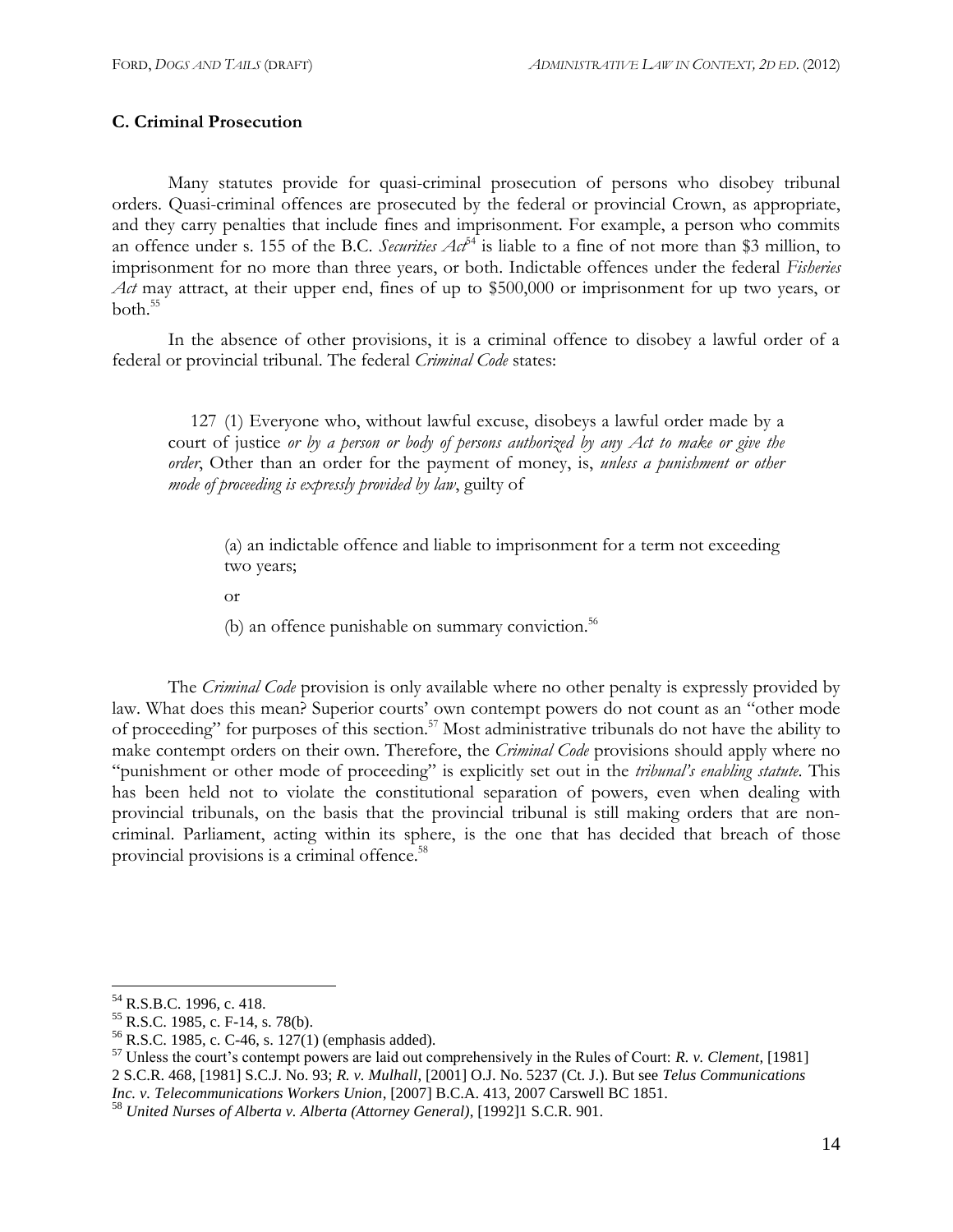### C. Criminal Prosecution

Many statutes provide for quasi-criminal prosecution of persons who disobey tribunal orders. Quasi-criminal offences are prosecuted by the federal or provincial Crown, as appropriate, and they carry penalties that include fines and imprisonment. For example, a person who commits an offence under s. 155 of the B.C. *Securities Act*[54] is liable to a fine of not more than $3 million, to imprisonment for no more than three years, or both. Indictable offences under the federal *Fisheries Act* may attract, at their upper end, fines of up to $500,000 or imprisonment for up two years, or both.[55]

In the absence of other provisions, it is a criminal offence to disobey a lawful order of a federal or provincial tribunal. The federal *Criminal Code* states:

> 127 (1) Everyone who, without lawful excuse, disobeys a lawful order made by a court of justice *or by a person or body of persons authorized by any Act to make or give the order*, Other than an order for the payment of money, is, *unless a punishment or other mode of proceeding is expressly provided by law*, guilty of
>
> (a) an indictable offence and liable to imprisonment for a term not exceeding two years;
>
> or
>
> (b) an offence punishable on summary conviction.[56]

The *Criminal Code* provision is only available where no other penalty is expressly provided by law. What does this mean? Superior courts' own contempt powers do not count as an "other mode of proceeding" for purposes of this section.[57] Most administrative tribunals do not have the ability to make contempt orders on their own. Therefore, the *Criminal Code* provisions should apply where no "punishment or other mode of proceeding" is explicitly set out in the *tribunal's enabling statute*. This has been held not to violate the constitutional separation of powers, even when dealing with provincial tribunals, on the basis that the provincial tribunal is still making orders that are non-criminal. Parliament, acting within its sphere, is the one that has decided that breach of those provincial provisions is a criminal offence.[58]

---

[54] R.S.B.C. 1996, c. 418.

[55] R.S.C. 1985, c. F-14, s. 78(b).

[56] R.S.C. 1985, c. C-46, s. 127(1) (emphasis added).

[57] Unless the court's contempt powers are laid out comprehensively in the Rules of Court: *R. v. Clement*, [1981] 2 S.C.R. 468, [1981] S.C.J. No. 93; *R. v. Mulhall*, [2001] O.J. No. 5237 (Ct. J.). But see *Telus Communications Inc. v. Telecommunications Workers Union*, [2007] B.C.A. 413, 2007 Carswell BC 1851.

[58] *United Nurses of Alberta v. Alberta (Attorney General)*, [1992]1 S.C.R. 901.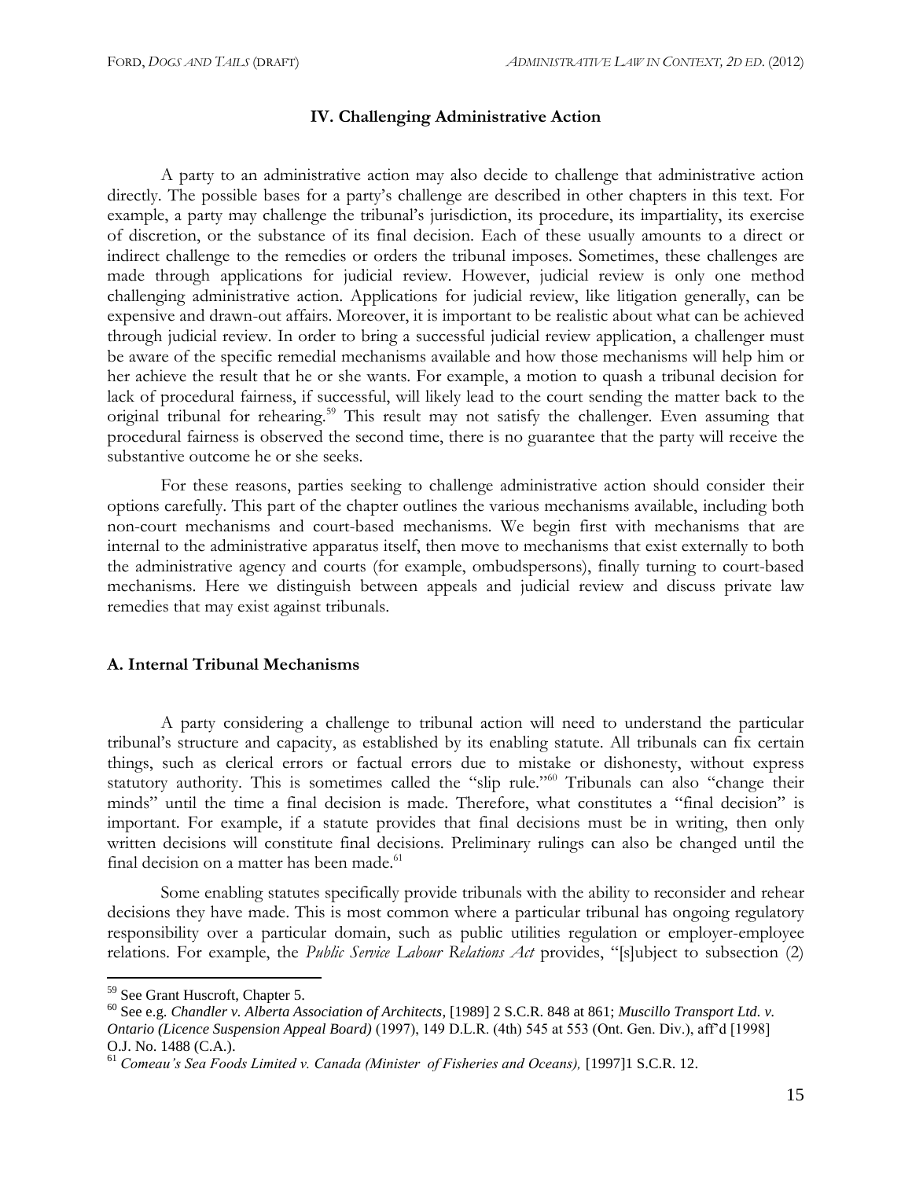## IV. Challenging Administrative Action

A party to an administrative action may also decide to challenge that administrative action directly. The possible bases for a party's challenge are described in other chapters in this text. For example, a party may challenge the tribunal's jurisdiction, its procedure, its impartiality, its exercise of discretion, or the substance of its final decision. Each of these usually amounts to a direct or indirect challenge to the remedies or orders the tribunal imposes. Sometimes, these challenges are made through applications for judicial review. However, judicial review is only one method challenging administrative action. Applications for judicial review, like litigation generally, can be expensive and drawn-out affairs. Moreover, it is important to be realistic about what can be achieved through judicial review. In order to bring a successful judicial review application, a challenger must be aware of the specific remedial mechanisms available and how those mechanisms will help him or her achieve the result that he or she wants. For example, a motion to quash a tribunal decision for lack of procedural fairness, if successful, will likely lead to the court sending the matter back to the original tribunal for rehearing.[59] This result may not satisfy the challenger. Even assuming that procedural fairness is observed the second time, there is no guarantee that the party will receive the substantive outcome he or she seeks.

For these reasons, parties seeking to challenge administrative action should consider their options carefully. This part of the chapter outlines the various mechanisms available, including both non-court mechanisms and court-based mechanisms. We begin first with mechanisms that are internal to the administrative apparatus itself, then move to mechanisms that exist externally to both the administrative agency and courts (for example, ombudspersons), finally turning to court-based mechanisms. Here we distinguish between appeals and judicial review and discuss private law remedies that may exist against tribunals.

### A. Internal Tribunal Mechanisms

A party considering a challenge to tribunal action will need to understand the particular tribunal's structure and capacity, as established by its enabling statute. All tribunals can fix certain things, such as clerical errors or factual errors due to mistake or dishonesty, without express statutory authority. This is sometimes called the "slip rule."[60] Tribunals can also "change their minds" until the time a final decision is made. Therefore, what constitutes a "final decision" is important. For example, if a statute provides that final decisions must be in writing, then only written decisions will constitute final decisions. Preliminary rulings can also be changed until the final decision on a matter has been made.[61]

Some enabling statutes specifically provide tribunals with the ability to reconsider and rehear decisions they have made. This is most common where a particular tribunal has ongoing regulatory responsibility over a particular domain, such as public utilities regulation or employer-employee relations. For example, the *Public Service Labour Relations Act* provides, "[s]ubject to subsection (2)

---

[59] See Grant Huscroft, Chapter 5.

[60] See e.g. *Chandler v. Alberta Association of Architects*, [1989] 2 S.C.R. 848 at 861; *Muscillo Transport Ltd. v. Ontario (Licence Suspension Appeal Board)* (1997), 149 D.L.R. (4th) 545 at 553 (Ont. Gen. Div.), aff'd [1998] O.J. No. 1488 (C.A.).

[61] *Comeau's Sea Foods Limited v. Canada (Minister of Fisheries and Oceans),* [1997]1 S.C.R. 12.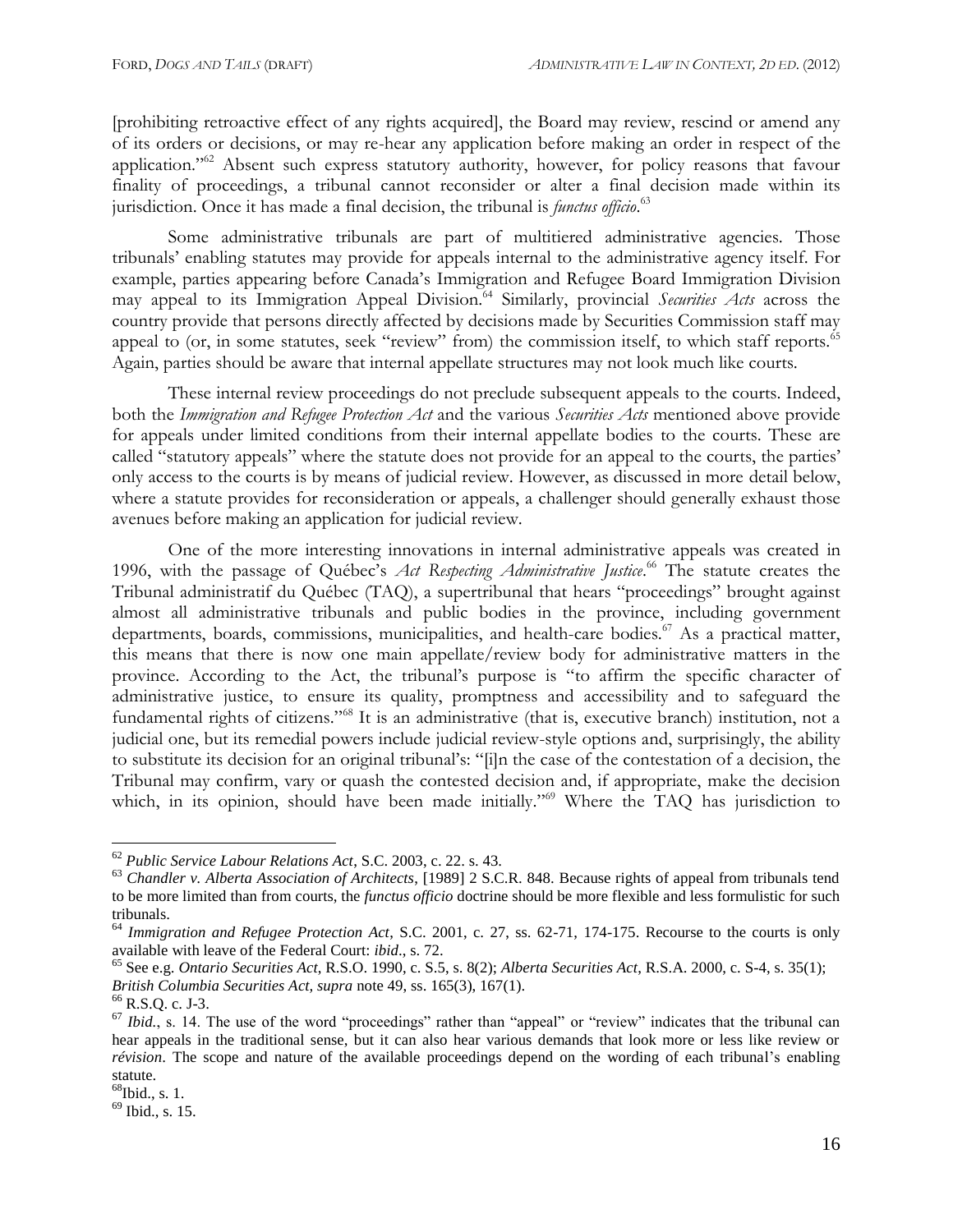[prohibiting retroactive effect of any rights acquired], the Board may review, rescind or amend any of its orders or decisions, or may re-hear any application before making an order in respect of the application."[62] Absent such express statutory authority, however, for policy reasons that favour finality of proceedings, a tribunal cannot reconsider or alter a final decision made within its jurisdiction. Once it has made a final decision, the tribunal is *functus officio*.[63]

Some administrative tribunals are part of multitiered administrative agencies. Those tribunals' enabling statutes may provide for appeals internal to the administrative agency itself. For example, parties appearing before Canada's Immigration and Refugee Board Immigration Division may appeal to its Immigration Appeal Division.[64] Similarly, provincial *Securities Acts* across the country provide that persons directly affected by decisions made by Securities Commission staff may appeal to (or, in some statutes, seek "review" from) the commission itself, to which staff reports.[65] Again, parties should be aware that internal appellate structures may not look much like courts.

These internal review proceedings do not preclude subsequent appeals to the courts. Indeed, both the *Immigration and Refugee Protection Act* and the various *Securities Acts* mentioned above provide for appeals under limited conditions from their internal appellate bodies to the courts. These are called "statutory appeals" where the statute does not provide for an appeal to the courts, the parties' only access to the courts is by means of judicial review. However, as discussed in more detail below, where a statute provides for reconsideration or appeals, a challenger should generally exhaust those avenues before making an application for judicial review.

One of the more interesting innovations in internal administrative appeals was created in 1996, with the passage of Québec's *Act Respecting Administrative Justice*.[66] The statute creates the Tribunal administratif du Québec (TAQ), a supertribunal that hears "proceedings" brought against almost all administrative tribunals and public bodies in the province, including government departments, boards, commissions, municipalities, and health-care bodies.[67] As a practical matter, this means that there is now one main appellate/review body for administrative matters in the province. According to the Act, the tribunal's purpose is "to affirm the specific character of administrative justice, to ensure its quality, promptness and accessibility and to safeguard the fundamental rights of citizens."[68] It is an administrative (that is, executive branch) institution, not a judicial one, but its remedial powers include judicial review-style options and, surprisingly, the ability to substitute its decision for an original tribunal's: "[i]n the case of the contestation of a decision, the Tribunal may confirm, vary or quash the contested decision and, if appropriate, make the decision which, in its opinion, should have been made initially."[69] Where the TAQ has jurisdiction to

---

[62] *Public Service Labour Relations Act*, S.C. 2003, c. 22. s. 43.

[63] *Chandler v. Alberta Association of Architects*, [1989] 2 S.C.R. 848. Because rights of appeal from tribunals tend to be more limited than from courts, the *functus officio* doctrine should be more flexible and less formulistic for such tribunals.

[64] *Immigration and Refugee Protection Act*, S.C. 2001, c. 27, ss. 62-71, 174-175. Recourse to the courts is only available with leave of the Federal Court: *ibid*., s. 72.

[65] See e.g. *Ontario Securities Act*, R.S.O. 1990, c. S.5, s. 8(2); *Alberta Securities Act*, R.S.A. 2000, c. S-4, s. 35(1); *British Columbia Securities Act, supra* note 49, ss. 165(3), 167(1).

[66] R.S.Q. c. J-3.

[67] *Ibid.*, s. 14. The use of the word "proceedings" rather than "appeal" or "review" indicates that the tribunal can hear appeals in the traditional sense, but it can also hear various demands that look more or less like review or *révision*. The scope and nature of the available proceedings depend on the wording of each tribunal's enabling statute.

[68] Ibid., s. 1.

[69] Ibid., s. 15.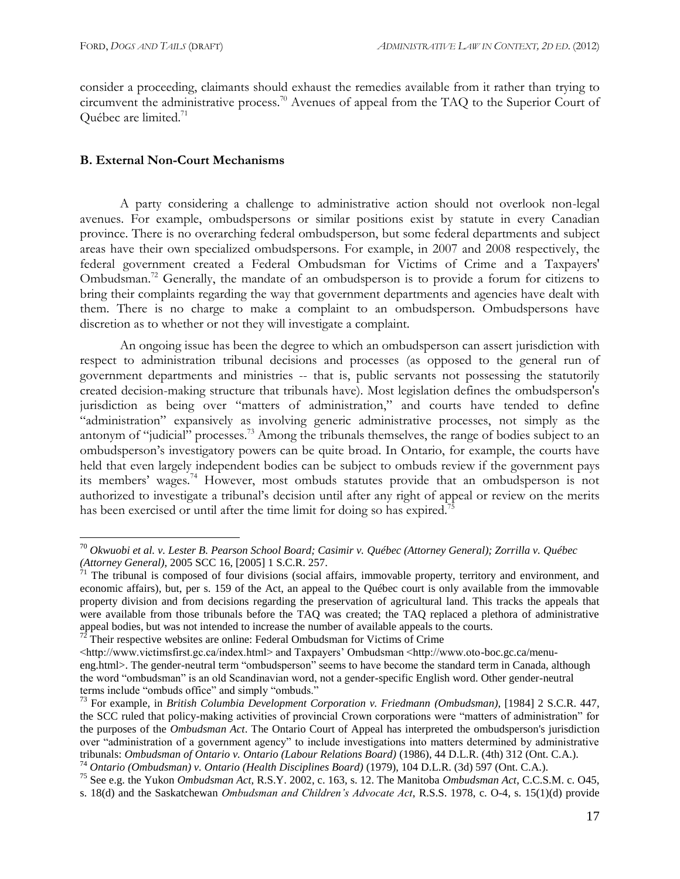consider a proceeding, claimants should exhaust the remedies available from it rather than trying to circumvent the administrative process.[70] Avenues of appeal from the TAQ to the Superior Court of Québec are limited.[71]

### B. External Non-Court Mechanisms

A party considering a challenge to administrative action should not overlook non-legal avenues. For example, ombudspersons or similar positions exist by statute in every Canadian province. There is no overarching federal ombudsperson, but some federal departments and subject areas have their own specialized ombudspersons. For example, in 2007 and 2008 respectively, the federal government created a Federal Ombudsman for Victims of Crime and a Taxpayers' Ombudsman.[72] Generally, the mandate of an ombudsperson is to provide a forum for citizens to bring their complaints regarding the way that government departments and agencies have dealt with them. There is no charge to make a complaint to an ombudsperson. Ombudspersons have discretion as to whether or not they will investigate a complaint.

An ongoing issue has been the degree to which an ombudsperson can assert jurisdiction with respect to administration tribunal decisions and processes (as opposed to the general run of government departments and ministries -- that is, public servants not possessing the statutorily created decision-making structure that tribunals have). Most legislation defines the ombudsperson's jurisdiction as being over "matters of administration," and courts have tended to define "administration" expansively as involving generic administrative processes, not simply as the antonym of "judicial" processes.[73] Among the tribunals themselves, the range of bodies subject to an ombudsperson's investigatory powers can be quite broad. In Ontario, for example, the courts have held that even largely independent bodies can be subject to ombuds review if the government pays its members' wages.[74] However, most ombuds statutes provide that an ombudsperson is not authorized to investigate a tribunal's decision until after any right of appeal or review on the merits has been exercised or until after the time limit for doing so has expired.[75]

---

[70] *Okwuobi et al. v. Lester B. Pearson School Board; Casimir v. Québec (Attorney General); Zorrilla v. Québec (Attorney General)*, 2005 SCC 16, [2005] 1 S.C.R. 257.

[71] The tribunal is composed of four divisions (social affairs, immovable property, territory and environment, and economic affairs), but, per s. 159 of the Act, an appeal to the Québec court is only available from the immovable property division and from decisions regarding the preservation of agricultural land. This tracks the appeals that were available from those tribunals before the TAQ was created; the TAQ replaced a plethora of administrative appeal bodies, but was not intended to increase the number of available appeals to the courts.

[72] Their respective websites are online: Federal Ombudsman for Victims of Crime <http://www.victimsfirst.gc.ca/index.html> and Taxpayers' Ombudsman <http://www.oto-boc.gc.ca/menu-eng.html>. The gender-neutral term "ombudsperson" seems to have become the standard term in Canada, although the word "ombudsman" is an old Scandinavian word, not a gender-specific English word. Other gender-neutral terms include "ombuds office" and simply "ombuds."

[73] For example, in *British Columbia Development Corporation v. Friedmann (Ombudsman)*, [1984] 2 S.C.R. 447, the SCC ruled that policy-making activities of provincial Crown corporations were "matters of administration" for the purposes of the *Ombudsman Act*. The Ontario Court of Appeal has interpreted the ombudsperson's jurisdiction over "administration of a government agency" to include investigations into matters determined by administrative tribunals: *Ombudsman of Ontario v. Ontario (Labour Relations Board)* (1986), 44 D.L.R. (4th) 312 (Ont. C.A.).

[74] *Ontario (Ombudsman) v. Ontario (Health Disciplines Board)* (1979), 104 D.L.R. (3d) 597 (Ont. C.A.).

[75] See e.g. the Yukon *Ombudsman Act*, R.S.Y. 2002, c. 163, s. 12. The Manitoba *Ombudsman Act*, C.C.S.M. c. O45, s. 18(d) and the Saskatchewan *Ombudsman and Children's Advocate Act*, R.S.S. 1978, c. O-4, s. 15(1)(d) provide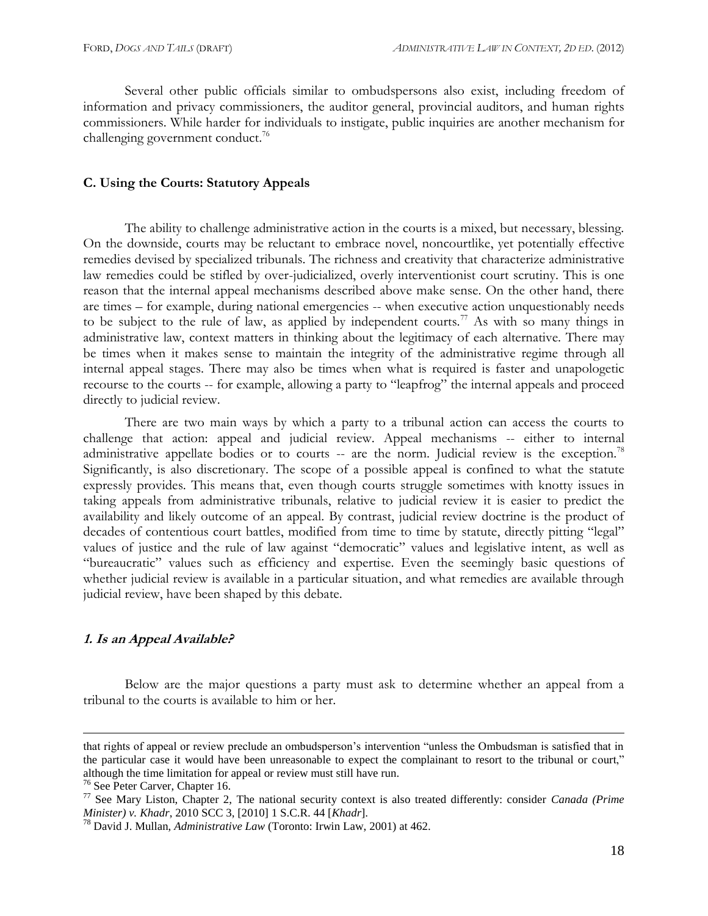Several other public officials similar to ombudspersons also exist, including freedom of information and privacy commissioners, the auditor general, provincial auditors, and human rights commissioners. While harder for individuals to instigate, public inquiries are another mechanism for challenging government conduct.[76]

### C. Using the Courts: Statutory Appeals

The ability to challenge administrative action in the courts is a mixed, but necessary, blessing. On the downside, courts may be reluctant to embrace novel, noncourtlike, yet potentially effective remedies devised by specialized tribunals. The richness and creativity that characterize administrative law remedies could be stifled by over-judicialized, overly interventionist court scrutiny. This is one reason that the internal appeal mechanisms described above make sense. On the other hand, there are times – for example, during national emergencies -- when executive action unquestionably needs to be subject to the rule of law, as applied by independent courts.[77] As with so many things in administrative law, context matters in thinking about the legitimacy of each alternative. There may be times when it makes sense to maintain the integrity of the administrative regime through all internal appeal stages. There may also be times when what is required is faster and unapologetic recourse to the courts -- for example, allowing a party to "leapfrog" the internal appeals and proceed directly to judicial review.

There are two main ways by which a party to a tribunal action can access the courts to challenge that action: appeal and judicial review. Appeal mechanisms -- either to internal administrative appellate bodies or to courts -- are the norm. Judicial review is the exception.[78] Significantly, is also discretionary. The scope of a possible appeal is confined to what the statute expressly provides. This means that, even though courts struggle sometimes with knotty issues in taking appeals from administrative tribunals, relative to judicial review it is easier to predict the availability and likely outcome of an appeal. By contrast, judicial review doctrine is the product of decades of contentious court battles, modified from time to time by statute, directly pitting "legal" values of justice and the rule of law against "democratic" values and legislative intent, as well as "bureaucratic" values such as efficiency and expertise. Even the seemingly basic questions of whether judicial review is available in a particular situation, and what remedies are available through judicial review, have been shaped by this debate.

#### *1. Is an Appeal Available?*

Below are the major questions a party must ask to determine whether an appeal from a tribunal to the courts is available to him or her.

---

that rights of appeal or review preclude an ombudsperson's intervention "unless the Ombudsman is satisfied that in the particular case it would have been unreasonable to expect the complainant to resort to the tribunal or court," although the time limitation for appeal or review must still have run.

[76] See Peter Carver, Chapter 16.

[77] See Mary Liston, Chapter 2, The national security context is also treated differently: consider *Canada (Prime Minister) v. Khadr*, 2010 SCC 3, [2010] 1 S.C.R. 44 [*Khadr*].

[78] David J. Mullan, *Administrative Law* (Toronto: Irwin Law, 2001) at 462.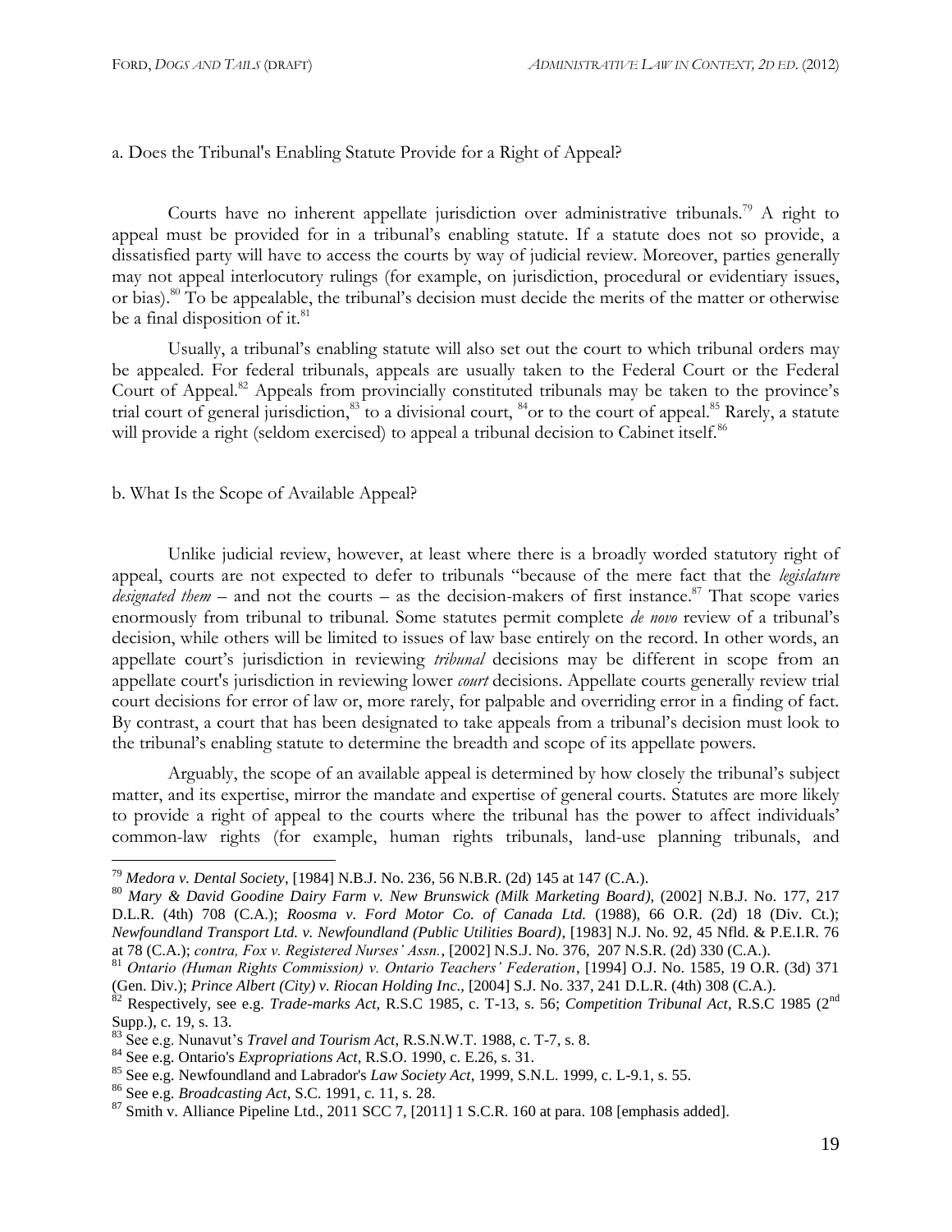a. Does the Tribunal's Enabling Statute Provide for a Right of Appeal?

Courts have no inherent appellate jurisdiction over administrative tribunals.[79] A right to appeal must be provided for in a tribunal's enabling statute. If a statute does not so provide, a dissatisfied party will have to access the courts by way of judicial review. Moreover, parties generally may not appeal interlocutory rulings (for example, on jurisdiction, procedural or evidentiary issues, or bias).[80] To be appealable, the tribunal's decision must decide the merits of the matter or otherwise be a final disposition of it.[81]

Usually, a tribunal's enabling statute will also set out the court to which tribunal orders may be appealed. For federal tribunals, appeals are usually taken to the Federal Court or the Federal Court of Appeal.[82] Appeals from provincially constituted tribunals may be taken to the province's trial court of general jurisdiction,[83] to a divisional court, [84]or to the court of appeal.[85] Rarely, a statute will provide a right (seldom exercised) to appeal a tribunal decision to Cabinet itself.[86]

b. What Is the Scope of Available Appeal?

Unlike judicial review, however, at least where there is a broadly worded statutory right of appeal, courts are not expected to defer to tribunals "because of the mere fact that the *legislature designated them* – and not the courts – as the decision-makers of first instance.[87] That scope varies enormously from tribunal to tribunal. Some statutes permit complete *de novo* review of a tribunal's decision, while others will be limited to issues of law base entirely on the record. In other words, an appellate court's jurisdiction in reviewing *tribunal* decisions may be different in scope from an appellate court's jurisdiction in reviewing lower *court* decisions. Appellate courts generally review trial court decisions for error of law or, more rarely, for palpable and overriding error in a finding of fact. By contrast, a court that has been designated to take appeals from a tribunal's decision must look to the tribunal's enabling statute to determine the breadth and scope of its appellate powers.

Arguably, the scope of an available appeal is determined by how closely the tribunal's subject matter, and its expertise, mirror the mandate and expertise of general courts. Statutes are more likely to provide a right of appeal to the courts where the tribunal has the power to affect individuals' common-law rights (for example, human rights tribunals, land-use planning tribunals, and

---

[79] *Medora v. Dental Society*, [1984] N.B.J. No. 236, 56 N.B.R. (2d) 145 at 147 (C.A.).

[80] *Mary & David Goodine Dairy Farm v. New Brunswick (Milk Marketing Board)*, (2002] N.B.J. No. 177, 217 D.L.R. (4th) 708 (C.A.); *Roosma v. Ford Motor Co. of Canada Ltd.* (1988), 66 O.R. (2d) 18 (Div. Ct.); *Newfoundland Transport Ltd. v. Newfoundland (Public Utilities Board)*, [1983] N.J. No. 92, 45 Nfld. & P.E.I.R. 76 at 78 (C.A.); *contra, Fox v. Registered Nurses' Assn.*, [2002] N.S.J. No. 376, 207 N.S.R. (2d) 330 (C.A.).

[81] *Ontario (Human Rights Commission) v. Ontario Teachers' Federation*, [1994] O.J. No. 1585, 19 O.R. (3d) 371 (Gen. Div.); *Prince Albert (City) v. Riocan Holding Inc.*, [2004] S.J. No. 337, 241 D.L.R. (4th) 308 (C.A.).

[82] Respectively, see e.g. *Trade-marks Act*, R.S.C 1985, c. T-13, s. 56; *Competition Tribunal Act*, R.S.C 1985 (2nd Supp.), c. 19, s. 13.

[83] See e.g. Nunavut's *Travel and Tourism Act*, R.S.N.W.T. 1988, c. T-7, s. 8.

[84] See e.g. Ontario's *Expropriations Act*, R.S.O. 1990, c. E.26, s. 31.

[85] See e.g. Newfoundland and Labrador's *Law Society Act*, 1999, S.N.L. 1999, c. L-9.1, s. 55.

[86] See e.g. *Broadcasting Act*, S.C. 1991, c. 11, s. 28.

[87] Smith v. Alliance Pipeline Ltd., 2011 SCC 7, [2011] 1 S.C.R. 160 at para. 108 [emphasis added].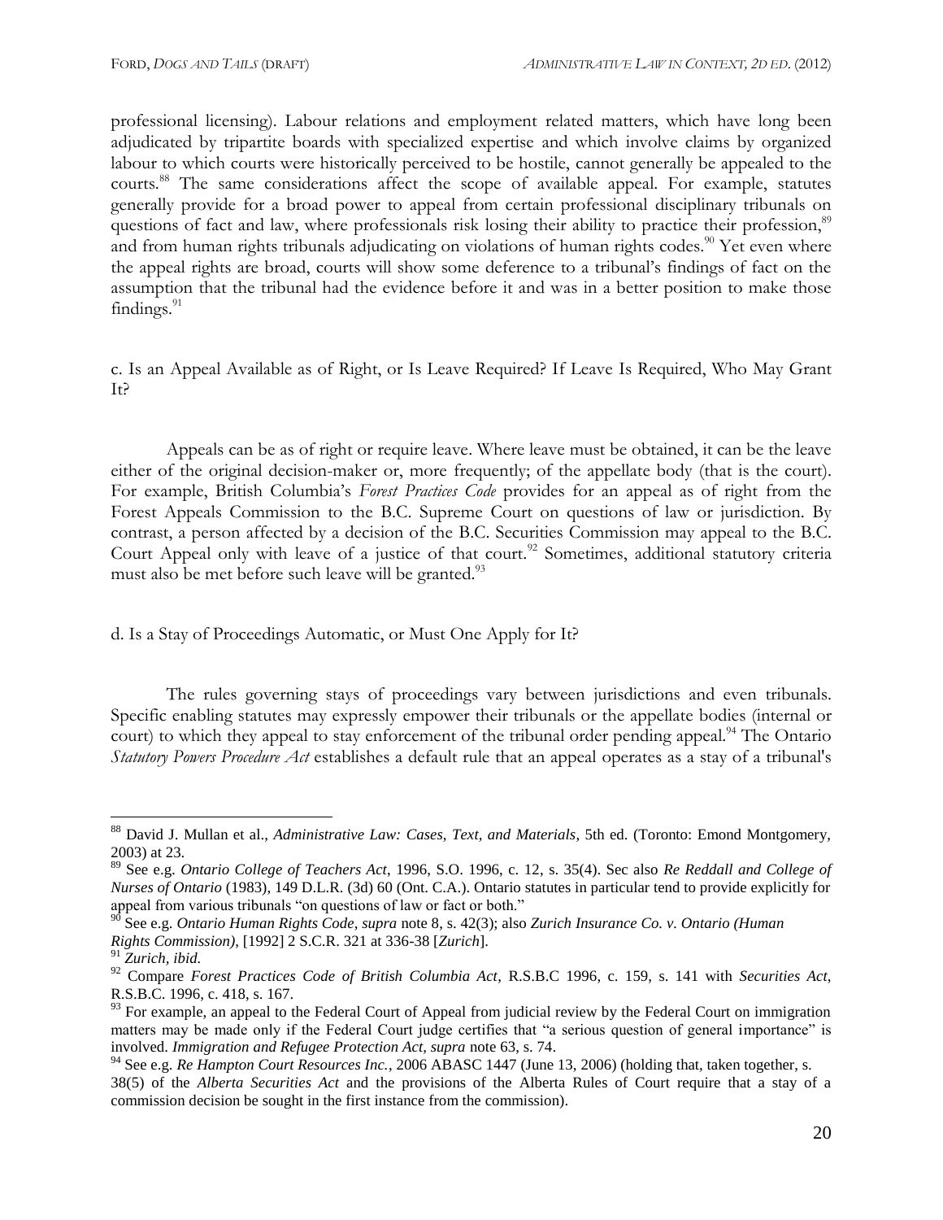professional licensing). Labour relations and employment related matters, which have long been adjudicated by tripartite boards with specialized expertise and which involve claims by organized labour to which courts were historically perceived to be hostile, cannot generally be appealed to the courts.[88] The same considerations affect the scope of available appeal. For example, statutes generally provide for a broad power to appeal from certain professional disciplinary tribunals on questions of fact and law, where professionals risk losing their ability to practice their profession,[89] and from human rights tribunals adjudicating on violations of human rights codes.[90] Yet even where the appeal rights are broad, courts will show some deference to a tribunal's findings of fact on the assumption that the tribunal had the evidence before it and was in a better position to make those findings.[91]

### c. Is an Appeal Available as of Right, or Is Leave Required? If Leave Is Required, Who May Grant It?

Appeals can be as of right or require leave. Where leave must be obtained, it can be the leave either of the original decision-maker or, more frequently; of the appellate body (that is the court). For example, British Columbia's *Forest Practices Code* provides for an appeal as of right from the Forest Appeals Commission to the B.C. Supreme Court on questions of law or jurisdiction. By contrast, a person affected by a decision of the B.C. Securities Commission may appeal to the B.C. Court Appeal only with leave of a justice of that court.[92] Sometimes, additional statutory criteria must also be met before such leave will be granted.[93]

### d. Is a Stay of Proceedings Automatic, or Must One Apply for It?

The rules governing stays of proceedings vary between jurisdictions and even tribunals. Specific enabling statutes may expressly empower their tribunals or the appellate bodies (internal or court) to which they appeal to stay enforcement of the tribunal order pending appeal.[94] The Ontario *Statutory Powers Procedure Act* establishes a default rule that an appeal operates as a stay of a tribunal's

---

[88] David J. Mullan et al., *Administrative Law: Cases, Text, and Materials*, 5th ed. (Toronto: Emond Montgomery, 2003) at 23.

[89] See e.g. *Ontario College of Teachers Act*, 1996, S.O. 1996, c. 12, s. 35(4). Sec also *Re Reddall and College of Nurses of Ontario* (1983), 149 D.L.R. (3d) 60 (Ont. C.A.). Ontario statutes in particular tend to provide explicitly for appeal from various tribunals "on questions of law or fact or both."

[90] See e.g. *Ontario Human Rights Code, supra* note 8, s. 42(3); also *Zurich Insurance Co. v. Ontario (Human Rights Commission)*, [1992] 2 S.C.R. 321 at 336-38 [*Zurich*].

[91] *Zurich, ibid.*

[92] Compare *Forest Practices Code of British Columbia Act*, R.S.B.C 1996, c. 159, s. 141 with *Securities Act*, R.S.B.C. 1996, c. 418, s. 167.

[93] For example, an appeal to the Federal Court of Appeal from judicial review by the Federal Court on immigration matters may be made only if the Federal Court judge certifies that "a serious question of general importance" is involved. *Immigration and Refugee Protection Act, supra* note 63, s. 74.

[94] See e.g. *Re Hampton Court Resources Inc.*, 2006 ABASC 1447 (June 13, 2006) (holding that, taken together, s. 38(5) of the *Alberta Securities Act* and the provisions of the Alberta Rules of Court require that a stay of a commission decision be sought in the first instance from the commission).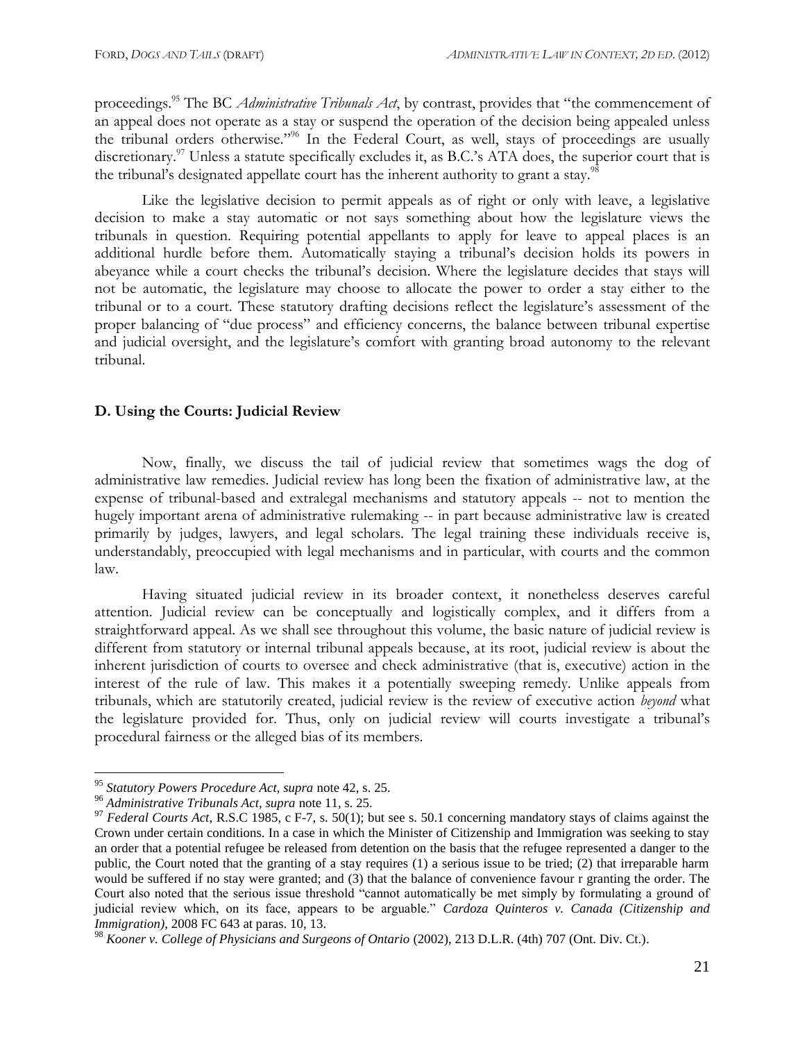proceedings.[95] The BC *Administrative Tribunals Act*, by contrast, provides that "the commencement of an appeal does not operate as a stay or suspend the operation of the decision being appealed unless the tribunal orders otherwise."[96] In the Federal Court, as well, stays of proceedings are usually discretionary.[97] Unless a statute specifically excludes it, as B.C.'s ATA does, the superior court that is the tribunal's designated appellate court has the inherent authority to grant a stay.[98]

Like the legislative decision to permit appeals as of right or only with leave, a legislative decision to make a stay automatic or not says something about how the legislature views the tribunals in question. Requiring potential appellants to apply for leave to appeal places is an additional hurdle before them. Automatically staying a tribunal's decision holds its powers in abeyance while a court checks the tribunal's decision. Where the legislature decides that stays will not be automatic, the legislature may choose to allocate the power to order a stay either to the tribunal or to a court. These statutory drafting decisions reflect the legislature's assessment of the proper balancing of "due process" and efficiency concerns, the balance between tribunal expertise and judicial oversight, and the legislature's comfort with granting broad autonomy to the relevant tribunal.

### D. Using the Courts: Judicial Review

Now, finally, we discuss the tail of judicial review that sometimes wags the dog of administrative law remedies. Judicial review has long been the fixation of administrative law, at the expense of tribunal-based and extralegal mechanisms and statutory appeals -- not to mention the hugely important arena of administrative rulemaking -- in part because administrative law is created primarily by judges, lawyers, and legal scholars. The legal training these individuals receive is, understandably, preoccupied with legal mechanisms and in particular, with courts and the common law.

Having situated judicial review in its broader context, it nonetheless deserves careful attention. Judicial review can be conceptually and logistically complex, and it differs from a straightforward appeal. As we shall see throughout this volume, the basic nature of judicial review is different from statutory or internal tribunal appeals because, at its root, judicial review is about the inherent jurisdiction of courts to oversee and check administrative (that is, executive) action in the interest of the rule of law. This makes it a potentially sweeping remedy. Unlike appeals from tribunals, which are statutorily created, judicial review is the review of executive action *beyond* what the legislature provided for. Thus, only on judicial review will courts investigate a tribunal's procedural fairness or the alleged bias of its members.

---

[95] *Statutory Powers Procedure Act, supra* note 42, s. 25.

[96] *Administrative Tribunals Act, supra* note 11, s. 25.

[97] *Federal Courts Act,* R.S.C 1985, c F-7, s. 50(1); but see s. 50.1 concerning mandatory stays of claims against the Crown under certain conditions. In a case in which the Minister of Citizenship and Immigration was seeking to stay an order that a potential refugee be released from detention on the basis that the refugee represented a danger to the public, the Court noted that the granting of a stay requires (1) a serious issue to be tried; (2) that irreparable harm would be suffered if no stay were granted; and (3) that the balance of convenience favour r granting the order. The Court also noted that the serious issue threshold "cannot automatically be met simply by formulating a ground of judicial review which, on its face, appears to be arguable." *Cardoza Quinteros v. Canada (Citizenship and Immigration),* 2008 FC 643 at paras. 10, 13.

[98] *Kooner v. College of Physicians and Surgeons of Ontario* (2002), 213 D.L.R. (4th) 707 (Ont. Div. Ct.).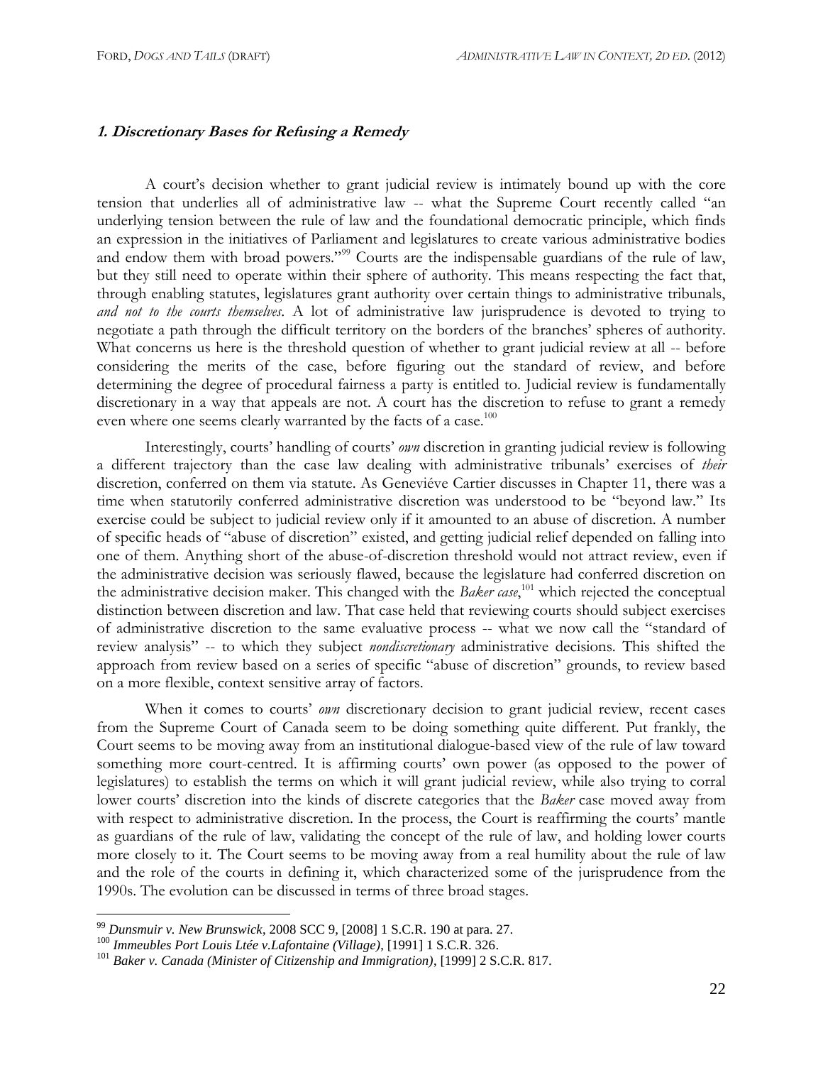### ***1. Discretionary Bases for Refusing a Remedy***

A court's decision whether to grant judicial review is intimately bound up with the core tension that underlies all of administrative law -- what the Supreme Court recently called "an underlying tension between the rule of law and the foundational democratic principle, which finds an expression in the initiatives of Parliament and legislatures to create various administrative bodies and endow them with broad powers."[99] Courts are the indispensable guardians of the rule of law, but they still need to operate within their sphere of authority. This means respecting the fact that, through enabling statutes, legislatures grant authority over certain things to administrative tribunals, *and not to the courts themselves*. A lot of administrative law jurisprudence is devoted to trying to negotiate a path through the difficult territory on the borders of the branches' spheres of authority. What concerns us here is the threshold question of whether to grant judicial review at all -- before considering the merits of the case, before figuring out the standard of review, and before determining the degree of procedural fairness a party is entitled to. Judicial review is fundamentally discretionary in a way that appeals are not. A court has the discretion to refuse to grant a remedy even where one seems clearly warranted by the facts of a case.[100]

Interestingly, courts' handling of courts' *own* discretion in granting judicial review is following a different trajectory than the case law dealing with administrative tribunals' exercises of *their* discretion, conferred on them via statute. As Geneviéve Cartier discusses in Chapter 11, there was a time when statutorily conferred administrative discretion was understood to be "beyond law." Its exercise could be subject to judicial review only if it amounted to an abuse of discretion. A number of specific heads of "abuse of discretion" existed, and getting judicial relief depended on falling into one of them. Anything short of the abuse-of-discretion threshold would not attract review, even if the administrative decision was seriously flawed, because the legislature had conferred discretion on the administrative decision maker. This changed with the *Baker case*,[101] which rejected the conceptual distinction between discretion and law. That case held that reviewing courts should subject exercises of administrative discretion to the same evaluative process -- what we now call the "standard of review analysis" -- to which they subject *nondiscretionary* administrative decisions. This shifted the approach from review based on a series of specific "abuse of discretion" grounds, to review based on a more flexible, context sensitive array of factors.

When it comes to courts' *own* discretionary decision to grant judicial review, recent cases from the Supreme Court of Canada seem to be doing something quite different. Put frankly, the Court seems to be moving away from an institutional dialogue-based view of the rule of law toward something more court-centred. It is affirming courts' own power (as opposed to the power of legislatures) to establish the terms on which it will grant judicial review, while also trying to corral lower courts' discretion into the kinds of discrete categories that the *Baker* case moved away from with respect to administrative discretion. In the process, the Court is reaffirming the courts' mantle as guardians of the rule of law, validating the concept of the rule of law, and holding lower courts more closely to it. The Court seems to be moving away from a real humility about the rule of law and the role of the courts in defining it, which characterized some of the jurisprudence from the 1990s. The evolution can be discussed in terms of three broad stages.

---

[99] *Dunsmuir v. New Brunswick*, 2008 SCC 9, [2008] 1 S.C.R. 190 at para. 27.

[100] *Immeubles Port Louis Ltée v.Lafontaine (Village)*, [1991] 1 S.C.R. 326.

[101] *Baker v. Canada (Minister of Citizenship and Immigration)*, [1999] 2 S.C.R. 817.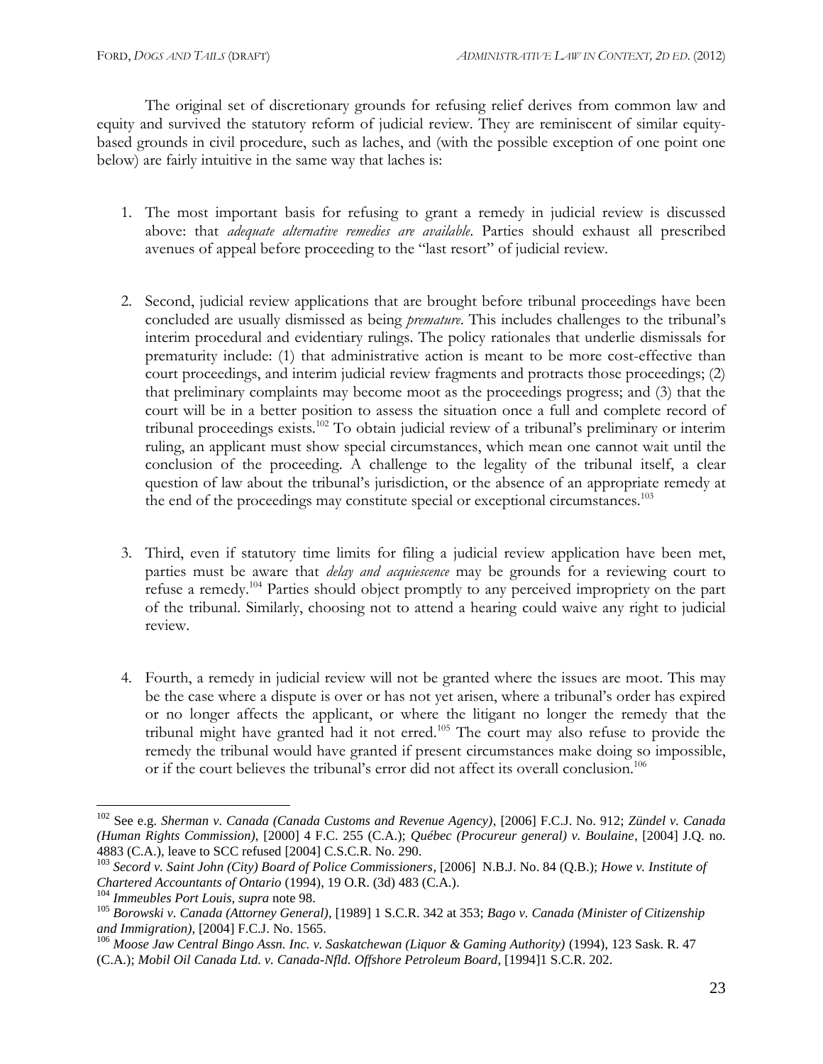The original set of discretionary grounds for refusing relief derives from common law and equity and survived the statutory reform of judicial review. They are reminiscent of similar equity-based grounds in civil procedure, such as laches, and (with the possible exception of one point one below) are fairly intuitive in the same way that laches is:

1. The most important basis for refusing to grant a remedy in judicial review is discussed above: that *adequate alternative remedies are available*. Parties should exhaust all prescribed avenues of appeal before proceeding to the "last resort" of judicial review.

2. Second, judicial review applications that are brought before tribunal proceedings have been concluded are usually dismissed as being *premature*. This includes challenges to the tribunal's interim procedural and evidentiary rulings. The policy rationales that underlie dismissals for prematurity include: (1) that administrative action is meant to be more cost-effective than court proceedings, and interim judicial review fragments and protracts those proceedings; (2) that preliminary complaints may become moot as the proceedings progress; and (3) that the court will be in a better position to assess the situation once a full and complete record of tribunal proceedings exists.[102] To obtain judicial review of a tribunal's preliminary or interim ruling, an applicant must show special circumstances, which mean one cannot wait until the conclusion of the proceeding. A challenge to the legality of the tribunal itself, a clear question of law about the tribunal's jurisdiction, or the absence of an appropriate remedy at the end of the proceedings may constitute special or exceptional circumstances.[103]

3. Third, even if statutory time limits for filing a judicial review application have been met, parties must be aware that *delay and acquiescence* may be grounds for a reviewing court to refuse a remedy.[104] Parties should object promptly to any perceived impropriety on the part of the tribunal. Similarly, choosing not to attend a hearing could waive any right to judicial review.

4. Fourth, a remedy in judicial review will not be granted where the issues are moot. This may be the case where a dispute is over or has not yet arisen, where a tribunal's order has expired or no longer affects the applicant, or where the litigant no longer the remedy that the tribunal might have granted had it not erred.[105] The court may also refuse to provide the remedy the tribunal would have granted if present circumstances make doing so impossible, or if the court believes the tribunal's error did not affect its overall conclusion.[106]

---

[102] See e.g. *Sherman v. Canada (Canada Customs and Revenue Agency)*, [2006] F.C.J. No. 912; *Zündel v. Canada (Human Rights Commission)*, [2000] 4 F.C. 255 (C.A.); *Québec (Procureur general) v. Boulaine*, [2004] J.Q. no. 4883 (C.A.), leave to SCC refused [2004] C.S.C.R. No. 290.

[103] *Secord v. Saint John (City) Board of Police Commissioners*, [2006] N.B.J. No. 84 (Q.B.); *Howe v. Institute of Chartered Accountants of Ontario* (1994), 19 O.R. (3d) 483 (C.A.).

[104] *Immeubles Port Louis, supra* note 98.

[105] *Borowski v. Canada (Attorney General)*, [1989] 1 S.C.R. 342 at 353; *Bago v. Canada (Minister of Citizenship and Immigration)*, [2004] F.C.J. No. 1565.

[106] *Moose Jaw Central Bingo Assn. Inc. v. Saskatchewan (Liquor & Gaming Authority)* (1994), 123 Sask. R. 47 (C.A.); *Mobil Oil Canada Ltd. v. Canada-Nfld. Offshore Petroleum Board*, [1994]1 S.C.R. 202.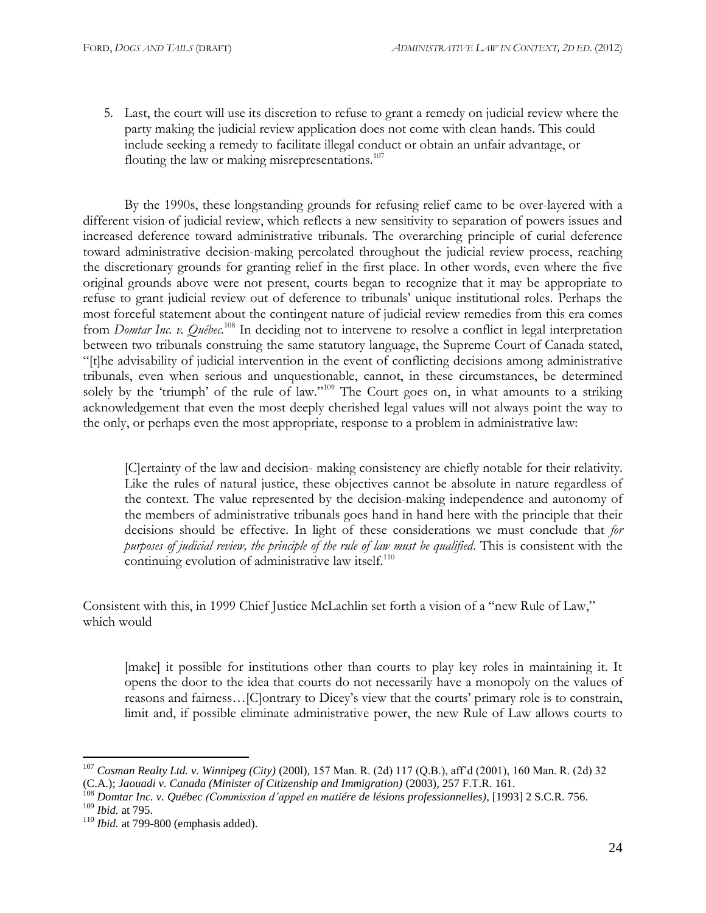5. Last, the court will use its discretion to refuse to grant a remedy on judicial review where the party making the judicial review application does not come with clean hands. This could include seeking a remedy to facilitate illegal conduct or obtain an unfair advantage, or flouting the law or making misrepresentations.[107]

By the 1990s, these longstanding grounds for refusing relief came to be over-layered with a different vision of judicial review, which reflects a new sensitivity to separation of powers issues and increased deference toward administrative tribunals. The overarching principle of curial deference toward administrative decision-making percolated throughout the judicial review process, reaching the discretionary grounds for granting relief in the first place. In other words, even where the five original grounds above were not present, courts began to recognize that it may be appropriate to refuse to grant judicial review out of deference to tribunals' unique institutional roles. Perhaps the most forceful statement about the contingent nature of judicial review remedies from this era comes from *Domtar Inc. v. Québec*.[108] In deciding not to intervene to resolve a conflict in legal interpretation between two tribunals construing the same statutory language, the Supreme Court of Canada stated, "[t]he advisability of judicial intervention in the event of conflicting decisions among administrative tribunals, even when serious and unquestionable, cannot, in these circumstances, be determined solely by the 'triumph' of the rule of law."[109] The Court goes on, in what amounts to a striking acknowledgement that even the most deeply cherished legal values will not always point the way to the only, or perhaps even the most appropriate, response to a problem in administrative law:

> [C]ertainty of the law and decision- making consistency are chiefly notable for their relativity. Like the rules of natural justice, these objectives cannot be absolute in nature regardless of the context. The value represented by the decision-making independence and autonomy of the members of administrative tribunals goes hand in hand here with the principle that their decisions should be effective. In light of these considerations we must conclude that *for purposes of judicial review, the principle of the rule of law must be qualified*. This is consistent with the continuing evolution of administrative law itself.[110]

Consistent with this, in 1999 Chief Justice McLachlin set forth a vision of a "new Rule of Law," which would

> [make] it possible for institutions other than courts to play key roles in maintaining it. It opens the door to the idea that courts do not necessarily have a monopoly on the values of reasons and fairness…[C]ontrary to Dicey's view that the courts' primary role is to constrain, limit and, if possible eliminate administrative power, the new Rule of Law allows courts to

---

[107] *Cosman Realty Ltd. v. Winnipeg (City)* (200l), 157 Man. R. (2d) 117 (Q.B.), aff'd (2001), 160 Man. R. (2d) 32 (C.A.); *Jaouadi v. Canada (Minister of Citizenship and Immigration)* (2003), 257 F.T.R. 161.

[108] *Domtar Inc. v. Québec (Commission d'appel en matiére de lésions professionnelles)*, [1993] 2 S.C.R. 756.

[109] *Ibid.* at 795.

[110] *Ibid.* at 799-800 (emphasis added).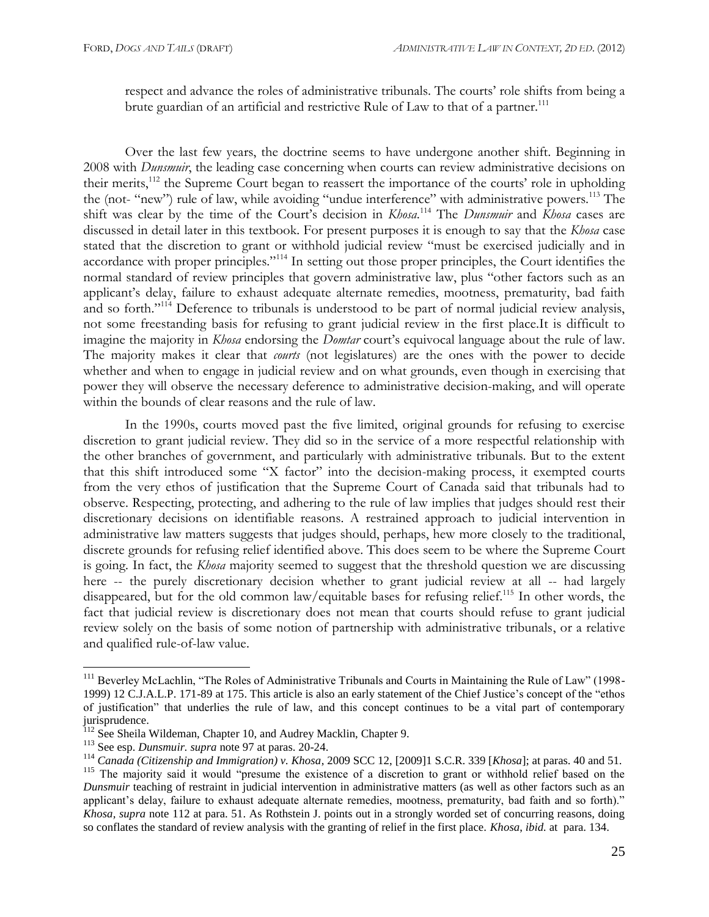respect and advance the roles of administrative tribunals. The courts' role shifts from being a brute guardian of an artificial and restrictive Rule of Law to that of a partner.[111]

Over the last few years, the doctrine seems to have undergone another shift. Beginning in 2008 with *Dunsmuir*, the leading case concerning when courts can review administrative decisions on their merits,[112] the Supreme Court began to reassert the importance of the courts' role in upholding the (not- "new") rule of law, while avoiding "undue interference" with administrative powers.[113] The shift was clear by the time of the Court's decision in *Khosa*.[114] The *Dunsmuir* and *Khosa* cases are discussed in detail later in this textbook. For present purposes it is enough to say that the *Khosa* case stated that the discretion to grant or withhold judicial review "must be exercised judicially and in accordance with proper principles."[114] In setting out those proper principles, the Court identifies the normal standard of review principles that govern administrative law, plus "other factors such as an applicant's delay, failure to exhaust adequate alternate remedies, mootness, prematurity, bad faith and so forth."[114] Deference to tribunals is understood to be part of normal judicial review analysis, not some freestanding basis for refusing to grant judicial review in the first place.It is difficult to imagine the majority in *Khosa* endorsing the *Domtar* court's equivocal language about the rule of law. The majority makes it clear that *courts* (not legislatures) are the ones with the power to decide whether and when to engage in judicial review and on what grounds, even though in exercising that power they will observe the necessary deference to administrative decision-making, and will operate within the bounds of clear reasons and the rule of law.

In the 1990s, courts moved past the five limited, original grounds for refusing to exercise discretion to grant judicial review. They did so in the service of a more respectful relationship with the other branches of government, and particularly with administrative tribunals. But to the extent that this shift introduced some "X factor" into the decision-making process, it exempted courts from the very ethos of justification that the Supreme Court of Canada said that tribunals had to observe. Respecting, protecting, and adhering to the rule of law implies that judges should rest their discretionary decisions on identifiable reasons. A restrained approach to judicial intervention in administrative law matters suggests that judges should, perhaps, hew more closely to the traditional, discrete grounds for refusing relief identified above. This does seem to be where the Supreme Court is going. In fact, the *Khosa* majority seemed to suggest that the threshold question we are discussing here -- the purely discretionary decision whether to grant judicial review at all -- had largely disappeared, but for the old common law/equitable bases for refusing relief.[115] In other words, the fact that judicial review is discretionary does not mean that courts should refuse to grant judicial review solely on the basis of some notion of partnership with administrative tribunals, or a relative and qualified rule-of-law value.

---

[111] Beverley McLachlin, "The Roles of Administrative Tribunals and Courts in Maintaining the Rule of Law" (1998-1999) 12 C.J.A.L.P. 171-89 at 175. This article is also an early statement of the Chief Justice's concept of the "ethos of justification" that underlies the rule of law, and this concept continues to be a vital part of contemporary jurisprudence.

[112] See Sheila Wildeman, Chapter 10, and Audrey Macklin, Chapter 9.

[113] See esp. *Dunsmuir. supra* note 97 at paras. 20-24.

[114] *Canada (Citizenship and Immigration) v. Khosa*, 2009 SCC 12, [2009]1 S.C.R. 339 [*Khosa*]; at paras. 40 and 51.

[115] The majority said it would "presume the existence of a discretion to grant or withhold relief based on the *Dunsmuir* teaching of restraint in judicial intervention in administrative matters (as well as other factors such as an applicant's delay, failure to exhaust adequate alternate remedies, mootness, prematurity, bad faith and so forth)." *Khosa, supra* note 112 at para. 51. As Rothstein J. points out in a strongly worded set of concurring reasons, doing so conflates the standard of review analysis with the granting of relief in the first place. *Khosa, ibid.* at para. 134.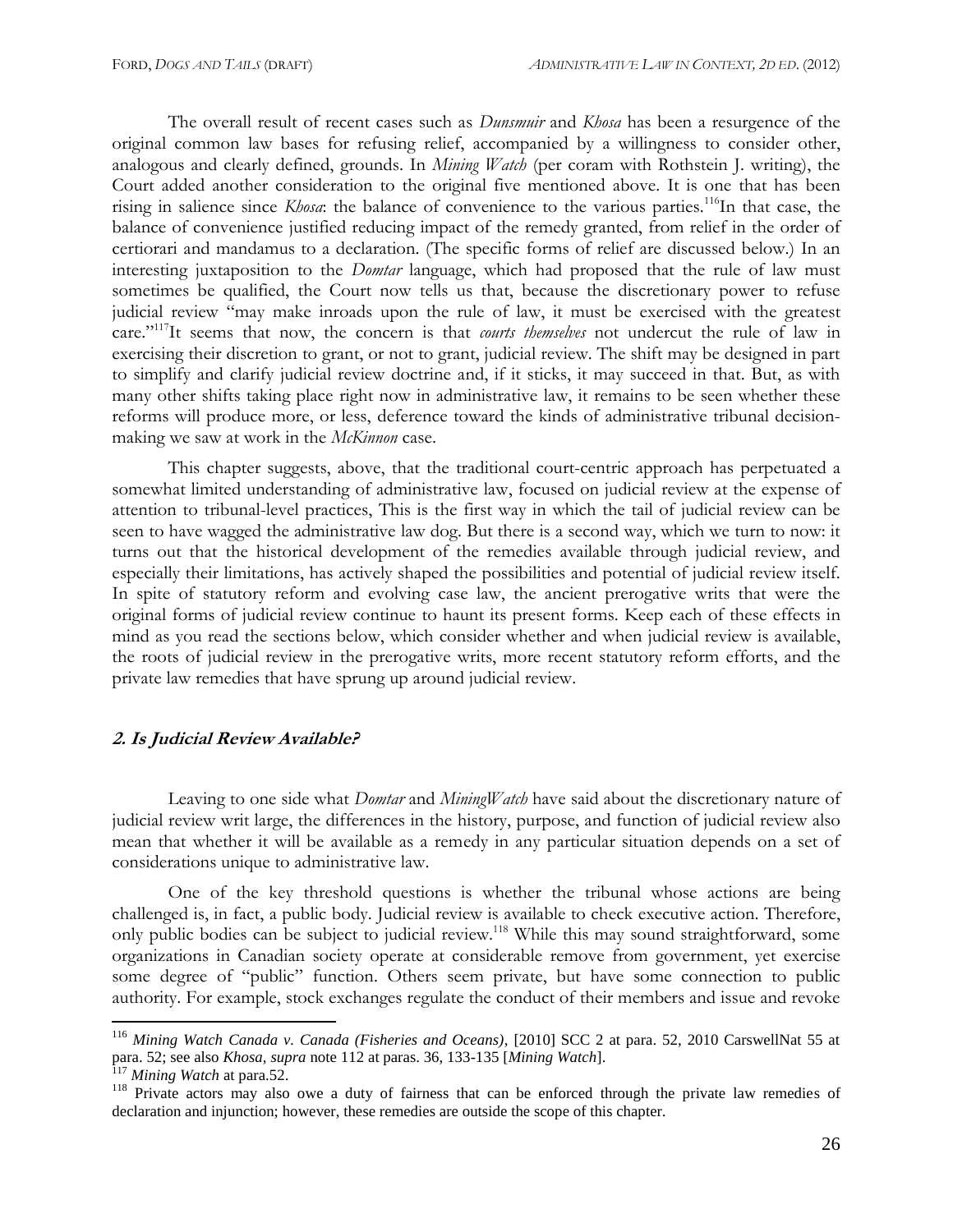The overall result of recent cases such as *Dunsmuir* and *Khosa* has been a resurgence of the original common law bases for refusing relief, accompanied by a willingness to consider other, analogous and clearly defined, grounds. In *Mining Watch* (per coram with Rothstein J. writing), the Court added another consideration to the original five mentioned above. It is one that has been rising in salience since *Khosa*: the balance of convenience to the various parties.[116]In that case, the balance of convenience justified reducing impact of the remedy granted, from relief in the order of certiorari and mandamus to a declaration. (The specific forms of relief are discussed below.) In an interesting juxtaposition to the *Domtar* language, which had proposed that the rule of law must sometimes be qualified, the Court now tells us that, because the discretionary power to refuse judicial review "may make inroads upon the rule of law, it must be exercised with the greatest care."[117]It seems that now, the concern is that *courts themselves* not undercut the rule of law in exercising their discretion to grant, or not to grant, judicial review. The shift may be designed in part to simplify and clarify judicial review doctrine and, if it sticks, it may succeed in that. But, as with many other shifts taking place right now in administrative law, it remains to be seen whether these reforms will produce more, or less, deference toward the kinds of administrative tribunal decision-making we saw at work in the *McKinnon* case.

This chapter suggests, above, that the traditional court-centric approach has perpetuated a somewhat limited understanding of administrative law, focused on judicial review at the expense of attention to tribunal-level practices, This is the first way in which the tail of judicial review can be seen to have wagged the administrative law dog. But there is a second way, which we turn to now: it turns out that the historical development of the remedies available through judicial review, and especially their limitations, has actively shaped the possibilities and potential of judicial review itself. In spite of statutory reform and evolving case law, the ancient prerogative writs that were the original forms of judicial review continue to haunt its present forms. Keep each of these effects in mind as you read the sections below, which consider whether and when judicial review is available, the roots of judicial review in the prerogative writs, more recent statutory reform efforts, and the private law remedies that have sprung up around judicial review.

## **2. Is Judicial Review Available?**

Leaving to one side what *Domtar* and *MiningWatch* have said about the discretionary nature of judicial review writ large, the differences in the history, purpose, and function of judicial review also mean that whether it will be available as a remedy in any particular situation depends on a set of considerations unique to administrative law.

One of the key threshold questions is whether the tribunal whose actions are being challenged is, in fact, a public body. Judicial review is available to check executive action. Therefore, only public bodies can be subject to judicial review.[118] While this may sound straightforward, some organizations in Canadian society operate at considerable remove from government, yet exercise some degree of "public" function. Others seem private, but have some connection to public authority. For example, stock exchanges regulate the conduct of their members and issue and revoke

---

[116] *Mining Watch Canada v. Canada (Fisheries and Oceans)*, [2010] SCC 2 at para. 52, 2010 CarswellNat 55 at para. 52; see also *Khosa, supra* note 112 at paras. 36, 133-135 [*Mining Watch*].

[117] *Mining Watch* at para.52.

[118] Private actors may also owe a duty of fairness that can be enforced through the private law remedies of declaration and injunction; however, these remedies are outside the scope of this chapter.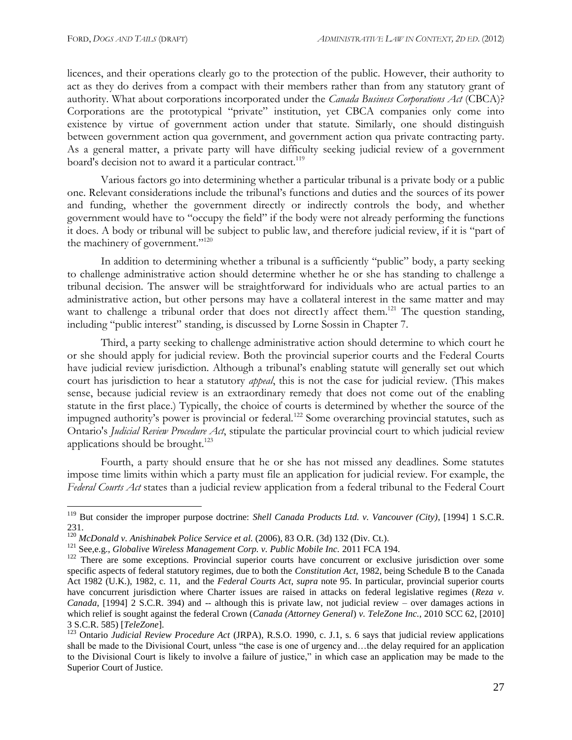licences, and their operations clearly go to the protection of the public. However, their authority to act as they do derives from a compact with their members rather than from any statutory grant of authority. What about corporations incorporated under the *Canada Business Corporations Act* (CBCA)? Corporations are the prototypical "private" institution, yet CBCA companies only come into existence by virtue of government action under that statute. Similarly, one should distinguish between government action qua government, and government action qua private contracting party. As a general matter, a private party will have difficulty seeking judicial review of a government board's decision not to award it a particular contract.[119]

Various factors go into determining whether a particular tribunal is a private body or a public one. Relevant considerations include the tribunal's functions and duties and the sources of its power and funding, whether the government directly or indirectly controls the body, and whether government would have to "occupy the field" if the body were not already performing the functions it does. A body or tribunal will be subject to public law, and therefore judicial review, if it is "part of the machinery of government."[120]

In addition to determining whether a tribunal is a sufficiently "public" body, a party seeking to challenge administrative action should determine whether he or she has standing to challenge a tribunal decision. The answer will be straightforward for individuals who are actual parties to an administrative action, but other persons may have a collateral interest in the same matter and may want to challenge a tribunal order that does not direct1y affect them.[121] The question standing, including "public interest" standing, is discussed by Lorne Sossin in Chapter 7.

Third, a party seeking to challenge administrative action should determine to which court he or she should apply for judicial review. Both the provincial superior courts and the Federal Courts have judicial review jurisdiction. Although a tribunal's enabling statute will generally set out which court has jurisdiction to hear a statutory *appeal*, this is not the case for judicial review. (This makes sense, because judicial review is an extraordinary remedy that does not come out of the enabling statute in the first place.) Typically, the choice of courts is determined by whether the source of the impugned authority's power is provincial or federal.[122] Some overarching provincial statutes, such as Ontario's *Judicial Review Procedure Act*, stipulate the particular provincial court to which judicial review applications should be brought.[123]

Fourth, a party should ensure that he or she has not missed any deadlines. Some statutes impose time limits within which a party must file an application for judicial review. For example, the *Federal Courts Act* states than a judicial review application from a federal tribunal to the Federal Court

---

[119] But consider the improper purpose doctrine: *Shell Canada Products Ltd. v. Vancouver (City)*, [1994] 1 S.C.R. 231.

[120] *McDonald v. Anishinabek Police Service et al.* (2006), 83 O.R. (3d) 132 (Div. Ct.).

[121] See,e.g., *Globalive Wireless Management Corp. v. Public Mobile Inc.* 2011 FCA 194.

[122] There are some exceptions. Provincial superior courts have concurrent or exclusive jurisdiction over some specific aspects of federal statutory regimes, due to both the *Constitution Act*, 1982, being Schedule B to the Canada Act 1982 (U.K.), 1982, c. 11, and the *Federal Courts Act, supra* note 95. In particular, provincial superior courts have concurrent jurisdiction where Charter issues are raised in attacks on federal legislative regimes (*Reza v. Canada*, [1994] 2 S.C.R. 394) and -- although this is private law, not judicial review – over damages actions in which relief is sought against the federal Crown (*Canada (Attorney General) v. TeleZone Inc.*, 2010 SCC 62, [2010] 3 S.C.R. 585) [*TeleZone*].

[123] Ontario *Judicial Review Procedure Act* (JRPA), R.S.O. 1990, c. J.1, s. 6 says that judicial review applications shall be made to the Divisional Court, unless "the case is one of urgency and…the delay required for an application to the Divisional Court is likely to involve a failure of justice," in which case an application may be made to the Superior Court of Justice.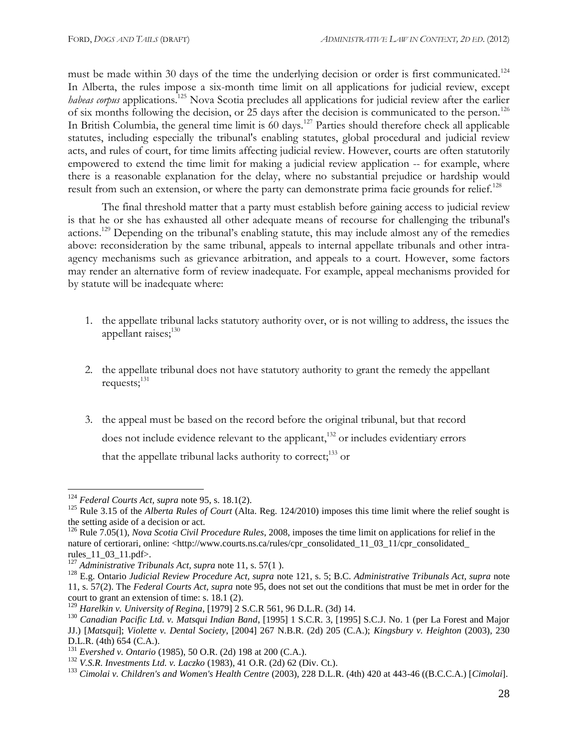must be made within 30 days of the time the underlying decision or order is first communicated.[124] In Alberta, the rules impose a six-month time limit on all applications for judicial review, except *habeas corpus* applications.[125] Nova Scotia precludes all applications for judicial review after the earlier of six months following the decision, or 25 days after the decision is communicated to the person.[126] In British Columbia, the general time limit is 60 days.[127] Parties should therefore check all applicable statutes, including especially the tribunal's enabling statutes, global procedural and judicial review acts, and rules of court, for time limits affecting judicial review. However, courts are often statutorily empowered to extend the time limit for making a judicial review application -- for example, where there is a reasonable explanation for the delay, where no substantial prejudice or hardship would result from such an extension, or where the party can demonstrate prima facie grounds for relief.[128]

The final threshold matter that a party must establish before gaining access to judicial review is that he or she has exhausted all other adequate means of recourse for challenging the tribunal's actions.[129] Depending on the tribunal's enabling statute, this may include almost any of the remedies above: reconsideration by the same tribunal, appeals to internal appellate tribunals and other intra-agency mechanisms such as grievance arbitration, and appeals to a court. However, some factors may render an alternative form of review inadequate. For example, appeal mechanisms provided for by statute will be inadequate where:

1. the appellate tribunal lacks statutory authority over, or is not willing to address, the issues the appellant raises;[130]

2. the appellate tribunal does not have statutory authority to grant the remedy the appellant requests;[131]

3. the appeal must be based on the record before the original tribunal, but that record does not include evidence relevant to the applicant,[132] or includes evidentiary errors that the appellate tribunal lacks authority to correct;[133] or

---

[124] *Federal Courts Act, supra* note 95, s. 18.1(2).

[125] Rule 3.15 of the *Alberta Rules of Court* (Alta. Reg. 124/2010) imposes this time limit where the relief sought is the setting aside of a decision or act.

[126] Rule 7.05(1), *Nova Scotia Civil Procedure Rules*, 2008, imposes the time limit on applications for relief in the nature of certiorari, online: <http://www.courts.ns.ca/rules/cpr_consolidated_11_03_11/cpr_consolidated_rules_11_03_11.pdf>.

[127] *Administrative Tribunals Act, supra* note 11, s. 57(1 ).

[128] E.g. Ontario *Judicial Review Procedure Act, supra* note 121, s. 5; B.C. *Administrative Tribunals Act, supra* note 11, s. 57(2). The *Federal Courts Act, supra* note 95, does not set out the conditions that must be met in order for the court to grant an extension of time: s. 18.1 (2).

[129] *Harelkin v. University of Regina*, [1979] 2 S.C.R 561, 96 D.L.R. (3d) 14.

[130] *Canadian Pacific Ltd. v. Matsqui Indian Band*, [1995] 1 S.C.R. 3, [1995] S.C.J. No. 1 (per La Forest and Major JJ.) [*Matsqui*]; *Violette v. Dental Society*, [2004] 267 N.B.R. (2d) 205 (C.A.); *Kingsbury v. Heighton* (2003), 230 D.L.R. (4th) 654 (C.A.).

[131] *Evershed v. Ontario* (1985), 50 O.R. (2d) 198 at 200 (C.A.).

[132] *V.S.R. Investments Ltd. v. Laczko* (1983), 41 O.R. (2d) 62 (Div. Ct.).

[133] *Cimolai v. Children's and Women's Health Centre* (2003), 228 D.L.R. (4th) 420 at 443-46 ((B.C.C.A.) [*Cimolai*].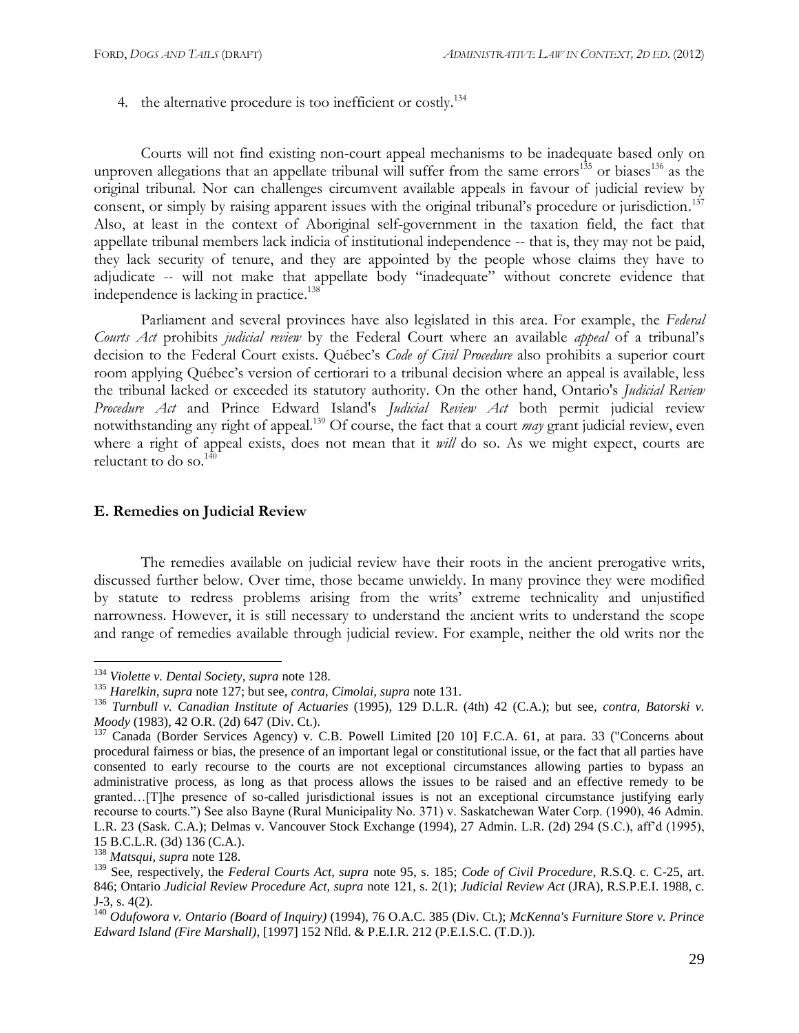4. the alternative procedure is too inefficient or costly.[134]

Courts will not find existing non-court appeal mechanisms to be inadequate based only on unproven allegations that an appellate tribunal will suffer from the same errors[135] or biases[136] as the original tribunal. Nor can challenges circumvent available appeals in favour of judicial review by consent, or simply by raising apparent issues with the original tribunal's procedure or jurisdiction.[137] Also, at least in the context of Aboriginal self-government in the taxation field, the fact that appellate tribunal members lack indicia of institutional independence -- that is, they may not be paid, they lack security of tenure, and they are appointed by the people whose claims they have to adjudicate -- will not make that appellate body "inadequate" without concrete evidence that independence is lacking in practice.[138]

Parliament and several provinces have also legislated in this area. For example, the *Federal Courts Act* prohibits *judicial review* by the Federal Court where an available *appeal* of a tribunal's decision to the Federal Court exists. Québec's *Code of Civil Procedure* also prohibits a superior court room applying Québec's version of certiorari to a tribunal decision where an appeal is available, less the tribunal lacked or exceeded its statutory authority. On the other hand, Ontario's *Judicial Review Procedure Act* and Prince Edward Island's *Judicial Review Act* both permit judicial review notwithstanding any right of appeal.[139] Of course, the fact that a court *may* grant judicial review, even where a right of appeal exists, does not mean that it *will* do so. As we might expect, courts are reluctant to do so.[140]

### E. Remedies on Judicial Review

The remedies available on judicial review have their roots in the ancient prerogative writs, discussed further below. Over time, those became unwieldy. In many province they were modified by statute to redress problems arising from the writs' extreme technicality and unjustified narrowness. However, it is still necessary to understand the ancient writs to understand the scope and range of remedies available through judicial review. For example, neither the old writs nor the

---

[134] *Violette v. Dental Society, supra* note 128.

[135] *Harelkin, supra* note 127; but see, *contra, Cimolai, supra* note 131.

[136] *Turnbull v. Canadian Institute of Actuaries* (1995), 129 D.L.R. (4th) 42 (C.A.); but see, *contra, Batorski v. Moody* (1983), 42 O.R. (2d) 647 (Div. Ct.).

[137] Canada (Border Services Agency) v. C.B. Powell Limited [20 10] F.C.A. 61, at para. 33 ("Concerns about procedural fairness or bias, the presence of an important legal or constitutional issue, or the fact that all parties have consented to early recourse to the courts are not exceptional circumstances allowing parties to bypass an administrative process, as long as that process allows the issues to be raised and an effective remedy to be granted…[T]he presence of so-called jurisdictional issues is not an exceptional circumstance justifying early recourse to courts.") See also Bayne (Rural Municipality No. 371) v. Saskatchewan Water Corp. (1990), 46 Admin. L.R. 23 (Sask. C.A.); Delmas v. Vancouver Stock Exchange (1994), 27 Admin. L.R. (2d) 294 (S.C.), aff'd (1995), 15 B.C.L.R. (3d) 136 (C.A.).

[138] *Matsqui, supra* note 128.

[139] See, respectively, the *Federal Courts Act, supra* note 95, s. 185; *Code of Civil Procedure*, R.S.Q. c. C-25, art. 846; Ontario *Judicial Review Procedure Act, supra* note 121, s. 2(1); *Judicial Review Act* (JRA), R.S.P.E.I. 1988, c. J-3, s. 4(2).

[140] *Odufowora v. Ontario (Board of Inquiry)* (1994), 76 O.A.C. 385 (Div. Ct.); *McKenna's Furniture Store v. Prince Edward Island (Fire Marshall)*, [1997] 152 Nfld. & P.E.I.R. 212 (P.E.I.S.C. (T.D.)).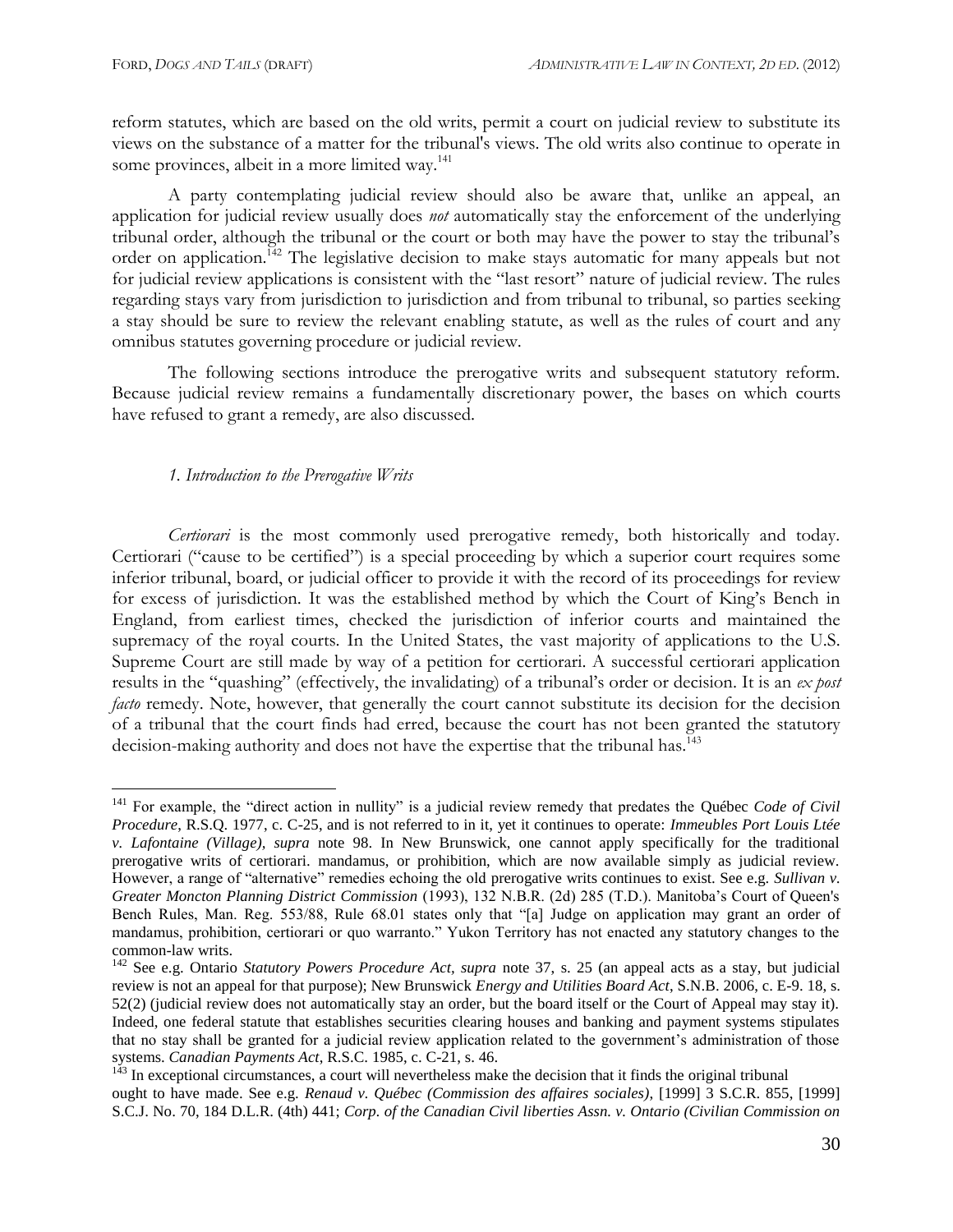reform statutes, which are based on the old writs, permit a court on judicial review to substitute its views on the substance of a matter for the tribunal's views. The old writs also continue to operate in some provinces, albeit in a more limited way.[141]

A party contemplating judicial review should also be aware that, unlike an appeal, an application for judicial review usually does *not* automatically stay the enforcement of the underlying tribunal order, although the tribunal or the court or both may have the power to stay the tribunal's order on application.[142] The legislative decision to make stays automatic for many appeals but not for judicial review applications is consistent with the "last resort" nature of judicial review. The rules regarding stays vary from jurisdiction to jurisdiction and from tribunal to tribunal, so parties seeking a stay should be sure to review the relevant enabling statute, as well as the rules of court and any omnibus statutes governing procedure or judicial review.

The following sections introduce the prerogative writs and subsequent statutory reform. Because judicial review remains a fundamentally discretionary power, the bases on which courts have refused to grant a remedy, are also discussed.

### *1. Introduction to the Prerogative Writs*

*Certiorari* is the most commonly used prerogative remedy, both historically and today. Certiorari ("cause to be certified") is a special proceeding by which a superior court requires some inferior tribunal, board, or judicial officer to provide it with the record of its proceedings for review for excess of jurisdiction. It was the established method by which the Court of King's Bench in England, from earliest times, checked the jurisdiction of inferior courts and maintained the supremacy of the royal courts. In the United States, the vast majority of applications to the U.S. Supreme Court are still made by way of a petition for certiorari. A successful certiorari application results in the "quashing" (effectively, the invalidating) of a tribunal's order or decision. It is an *ex post facto* remedy. Note, however, that generally the court cannot substitute its decision for the decision of a tribunal that the court finds had erred, because the court has not been granted the statutory decision-making authority and does not have the expertise that the tribunal has.[143]

---

[141] For example, the "direct action in nullity" is a judicial review remedy that predates the Québec *Code of Civil Procedure*, R.S.Q. 1977, c. C-25, and is not referred to in it, yet it continues to operate: *Immeubles Port Louis Ltée v. Lafontaine (Village), supra* note 98. In New Brunswick, one cannot apply specifically for the traditional prerogative writs of certiorari. mandamus, or prohibition, which are now available simply as judicial review. However, a range of "alternative" remedies echoing the old prerogative writs continues to exist. See e.g. *Sullivan v. Greater Moncton Planning District Commission* (1993), 132 N.B.R. (2d) 285 (T.D.). Manitoba's Court of Queen's Bench Rules, Man. Reg. 553/88, Rule 68.01 states only that "[a] Judge on application may grant an order of mandamus, prohibition, certiorari or quo warranto." Yukon Territory has not enacted any statutory changes to the common-law writs.

[142] See e.g. Ontario *Statutory Powers Procedure Act, supra* note 37, s. 25 (an appeal acts as a stay, but judicial review is not an appeal for that purpose); New Brunswick *Energy and Utilities Board Act*, S.N.B. 2006, c. E-9. 18, s. 52(2) (judicial review does not automatically stay an order, but the board itself or the Court of Appeal may stay it). Indeed, one federal statute that establishes securities clearing houses and banking and payment systems stipulates that no stay shall be granted for a judicial review application related to the government's administration of those systems. *Canadian Payments Act*, R.S.C. 1985, c. C-21, s. 46.

[143] In exceptional circumstances, a court will nevertheless make the decision that it finds the original tribunal ought to have made. See e.g. *Renaud v. Québec (Commission des affaires sociales)*, [1999] 3 S.C.R. 855, [1999] S.C.J. No. 70, 184 D.L.R. (4th) 441; *Corp. of the Canadian Civil liberties Assn. v. Ontario (Civilian Commission on*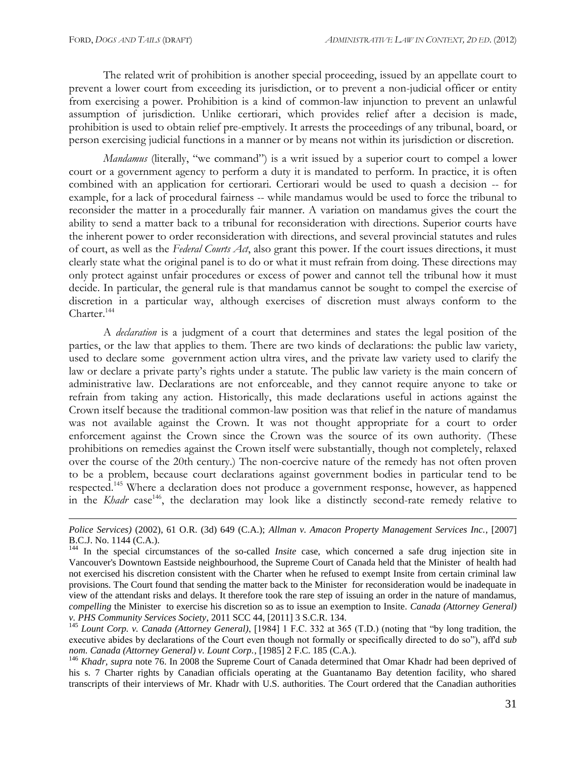The related writ of prohibition is another special proceeding, issued by an appellate court to prevent a lower court from exceeding its jurisdiction, or to prevent a non-judicial officer or entity from exercising a power. Prohibition is a kind of common-law injunction to prevent an unlawful assumption of jurisdiction. Unlike certiorari, which provides relief after a decision is made, prohibition is used to obtain relief pre-emptively. It arrests the proceedings of any tribunal, board, or person exercising judicial functions in a manner or by means not within its jurisdiction or discretion.

*Mandamus* (literally, "we command") is a writ issued by a superior court to compel a lower court or a government agency to perform a duty it is mandated to perform. In practice, it is often combined with an application for certiorari. Certiorari would be used to quash a decision -- for example, for a lack of procedural fairness -- while mandamus would be used to force the tribunal to reconsider the matter in a procedurally fair manner. A variation on mandamus gives the court the ability to send a matter back to a tribunal for reconsideration with directions. Superior courts have the inherent power to order reconsideration with directions, and several provincial statutes and rules of court, as well as the *Federal Courts Act*, also grant this power. If the court issues directions, it must clearly state what the original panel is to do or what it must refrain from doing. These directions may only protect against unfair procedures or excess of power and cannot tell the tribunal how it must decide. In particular, the general rule is that mandamus cannot be sought to compel the exercise of discretion in a particular way, although exercises of discretion must always conform to the Charter.[144]

A *declaration* is a judgment of a court that determines and states the legal position of the parties, or the law that applies to them. There are two kinds of declarations: the public law variety, used to declare some government action ultra vires, and the private law variety used to clarify the law or declare a private party's rights under a statute. The public law variety is the main concern of administrative law. Declarations are not enforceable, and they cannot require anyone to take or refrain from taking any action. Historically, this made declarations useful in actions against the Crown itself because the traditional common-law position was that relief in the nature of mandamus was not available against the Crown. It was not thought appropriate for a court to order enforcement against the Crown since the Crown was the source of its own authority. (These prohibitions on remedies against the Crown itself were substantially, though not completely, relaxed over the course of the 20th century.) The non-coercive nature of the remedy has not often proven to be a problem, because court declarations against government bodies in particular tend to be respected.[145] Where a declaration does not produce a government response, however, as happened in the *Khadr* case[146], the declaration may look like a distinctly second-rate remedy relative to

---

*Police Services)* (2002), 61 O.R. (3d) 649 (C.A.); *Allman v. Amacon Property Management Services Inc.*, [2007] B.C.J. No. 1144 (C.A.).

[144] In the special circumstances of the so-called *Insite* case, which concerned a safe drug injection site in Vancouver's Downtown Eastside neighbourhood, the Supreme Court of Canada held that the Minister of health had not exercised his discretion consistent with the Charter when he refused to exempt Insite from certain criminal law provisions. The Court found that sending the matter back to the Minister for reconsideration would be inadequate in view of the attendant risks and delays. It therefore took the rare step of issuing an order in the nature of mandamus, *compelling* the Minister to exercise his discretion so as to issue an exemption to Insite. *Canada (Attorney General) v. PHS Community Services Society*, 2011 SCC 44, [2011] 3 S.C.R. 134.

[145] *Lount Corp. v. Canada (Attorney General)*, [1984] 1 F.C. 332 at 365 (T.D.) (noting that "by long tradition, the executive abides by declarations of the Court even though not formally or specifically directed to do so"), aff'd *sub nom. Canada (Attorney General) v. Lount Corp.*, [1985] 2 F.C. 185 (C.A.).

[146] *Khadr, supra* note 76. In 2008 the Supreme Court of Canada determined that Omar Khadr had been deprived of his s. 7 Charter rights by Canadian officials operating at the Guantanamo Bay detention facility, who shared transcripts of their interviews of Mr. Khadr with U.S. authorities. The Court ordered that the Canadian authorities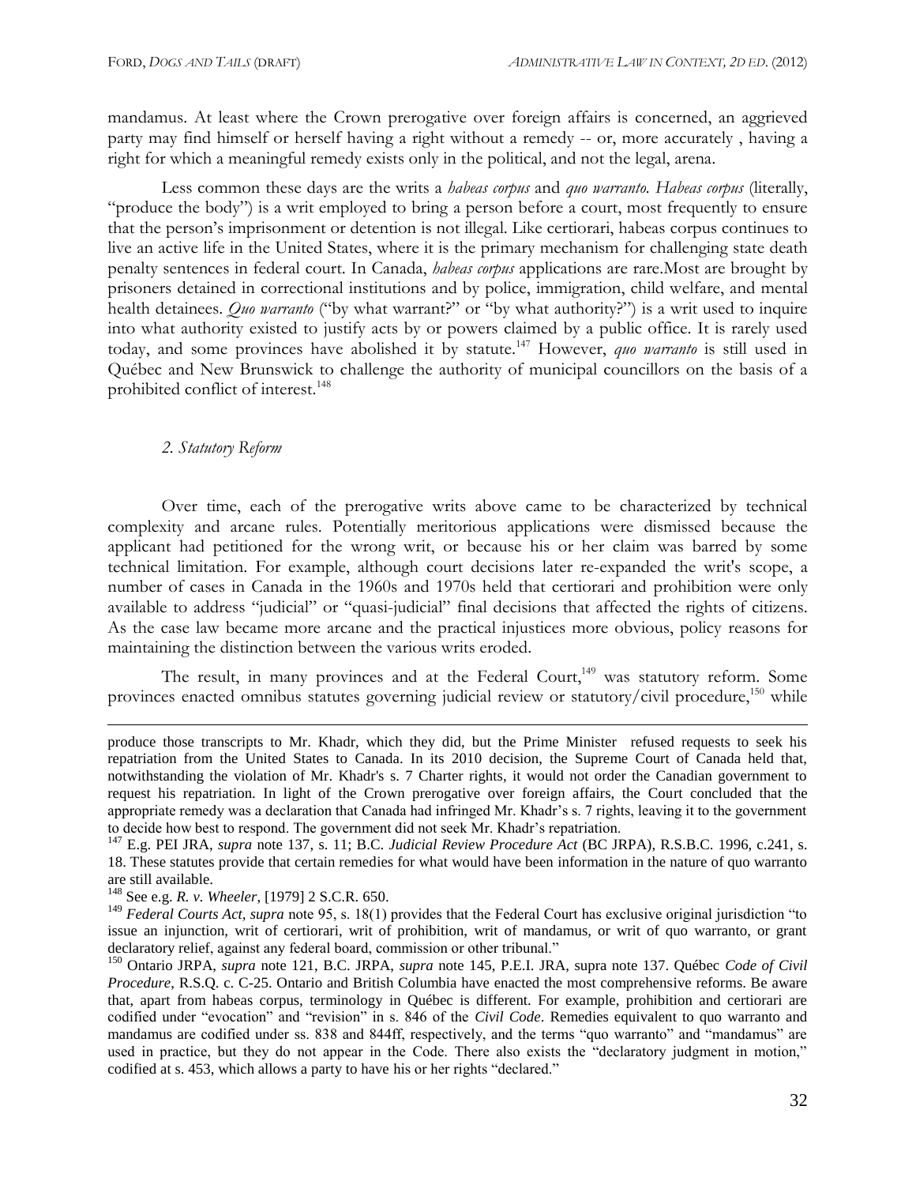mandamus. At least where the Crown prerogative over foreign affairs is concerned, an aggrieved party may find himself or herself having a right without a remedy -- or, more accurately , having a right for which a meaningful remedy exists only in the political, and not the legal, arena.

Less common these days are the writs a *habeas corpus* and *quo warranto*. *Habeas corpus* (literally, "produce the body") is a writ employed to bring a person before a court, most frequently to ensure that the person's imprisonment or detention is not illegal. Like certiorari, habeas corpus continues to live an active life in the United States, where it is the primary mechanism for challenging state death penalty sentences in federal court. In Canada, *habeas corpus* applications are rare.Most are brought by prisoners detained in correctional institutions and by police, immigration, child welfare, and mental health detainees. *Quo warranto* ("by what warrant?" or "by what authority?") is a writ used to inquire into what authority existed to justify acts by or powers claimed by a public office. It is rarely used today, and some provinces have abolished it by statute.[147] However, *quo warranto* is still used in Québec and New Brunswick to challenge the authority of municipal councillors on the basis of a prohibited conflict of interest.[148]

### *2. Statutory Reform*

Over time, each of the prerogative writs above came to be characterized by technical complexity and arcane rules. Potentially meritorious applications were dismissed because the applicant had petitioned for the wrong writ, or because his or her claim was barred by some technical limitation. For example, although court decisions later re-expanded the writ's scope, a number of cases in Canada in the 1960s and 1970s held that certiorari and prohibition were only available to address "judicial" or "quasi-judicial" final decisions that affected the rights of citizens. As the case law became more arcane and the practical injustices more obvious, policy reasons for maintaining the distinction between the various writs eroded.

The result, in many provinces and at the Federal Court,[149] was statutory reform. Some provinces enacted omnibus statutes governing judicial review or statutory/civil procedure,[150] while

---

produce those transcripts to Mr. Khadr, which they did, but the Prime Minister refused requests to seek his repatriation from the United States to Canada. In its 2010 decision, the Supreme Court of Canada held that, notwithstanding the violation of Mr. Khadr's s. 7 Charter rights, it would not order the Canadian government to request his repatriation. In light of the Crown prerogative over foreign affairs, the Court concluded that the appropriate remedy was a declaration that Canada had infringed Mr. Khadr's s. 7 rights, leaving it to the government to decide how best to respond. The government did not seek Mr. Khadr's repatriation.

[147] E.g. PEI JRA, *supra* note 137, s. 11; B.C. *Judicial Review Procedure Act* (BC JRPA), R.S.B.C. 1996, c.241, s. 18. These statutes provide that certain remedies for what would have been information in the nature of quo warranto are still available.

[148] See e.g. *R. v. Wheeler*, [1979] 2 S.C.R. 650.

[149] *Federal Courts Act, supra* note 95, s. 18(1) provides that the Federal Court has exclusive original jurisdiction "to issue an injunction, writ of certiorari, writ of prohibition, writ of mandamus, or writ of quo warranto, or grant declaratory relief, against any federal board, commission or other tribunal."

[150] Ontario JRPA, *supra* note 121, B.C. JRPA, *supra* note 145, P.E.I. JRA, supra note 137. Québec *Code of Civil Procedure*, R.S.Q. c. C-25. Ontario and British Columbia have enacted the most comprehensive reforms. Be aware that, apart from habeas corpus, terminology in Québec is different. For example, prohibition and certiorari are codified under "evocation" and "revision" in s. 846 of the *Civil Code*. Remedies equivalent to quo warranto and mandamus are codified under ss. 838 and 844ff, respectively, and the terms "quo warranto" and "mandamus" are used in practice, but they do not appear in the Code. There also exists the "declaratory judgment in motion," codified at s. 453, which allows a party to have his or her rights "declared."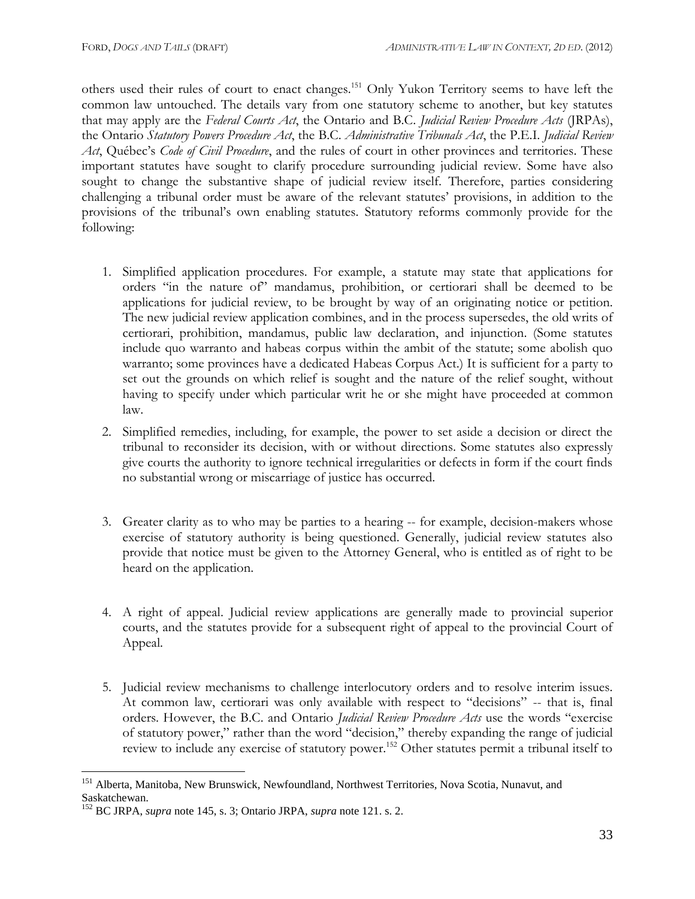others used their rules of court to enact changes.[151] Only Yukon Territory seems to have left the common law untouched. The details vary from one statutory scheme to another, but key statutes that may apply are the *Federal Courts Act*, the Ontario and B.C. *Judicial Review Procedure Acts* (JRPAs), the Ontario *Statutory Powers Procedure Act*, the B.C. *Administrative Tribunals Act*, the P.E.I. *Judicial Review Act*, Québec's *Code of Civil Procedure*, and the rules of court in other provinces and territories. These important statutes have sought to clarify procedure surrounding judicial review. Some have also sought to change the substantive shape of judicial review itself. Therefore, parties considering challenging a tribunal order must be aware of the relevant statutes' provisions, in addition to the provisions of the tribunal's own enabling statutes. Statutory reforms commonly provide for the following:

1. Simplified application procedures. For example, a statute may state that applications for orders "in the nature of" mandamus, prohibition, or certiorari shall be deemed to be applications for judicial review, to be brought by way of an originating notice or petition. The new judicial review application combines, and in the process supersedes, the old writs of certiorari, prohibition, mandamus, public law declaration, and injunction. (Some statutes include quo warranto and habeas corpus within the ambit of the statute; some abolish quo warranto; some provinces have a dedicated Habeas Corpus Act.) It is sufficient for a party to set out the grounds on which relief is sought and the nature of the relief sought, without having to specify under which particular writ he or she might have proceeded at common law.

2. Simplified remedies, including, for example, the power to set aside a decision or direct the tribunal to reconsider its decision, with or without directions. Some statutes also expressly give courts the authority to ignore technical irregularities or defects in form if the court finds no substantial wrong or miscarriage of justice has occurred.

3. Greater clarity as to who may be parties to a hearing -- for example, decision-makers whose exercise of statutory authority is being questioned. Generally, judicial review statutes also provide that notice must be given to the Attorney General, who is entitled as of right to be heard on the application.

4. A right of appeal. Judicial review applications are generally made to provincial superior courts, and the statutes provide for a subsequent right of appeal to the provincial Court of Appeal.

5. Judicial review mechanisms to challenge interlocutory orders and to resolve interim issues. At common law, certiorari was only available with respect to "decisions" -- that is, final orders. However, the B.C. and Ontario *Judicial Review Procedure Acts* use the words "exercise of statutory power," rather than the word "decision," thereby expanding the range of judicial review to include any exercise of statutory power.[152] Other statutes permit a tribunal itself to

---

[151] Alberta, Manitoba, New Brunswick, Newfoundland, Northwest Territories, Nova Scotia, Nunavut, and Saskatchewan.

[152] BC JRPA, *supra* note 145, s. 3; Ontario JRPA, *supra* note 121. s. 2.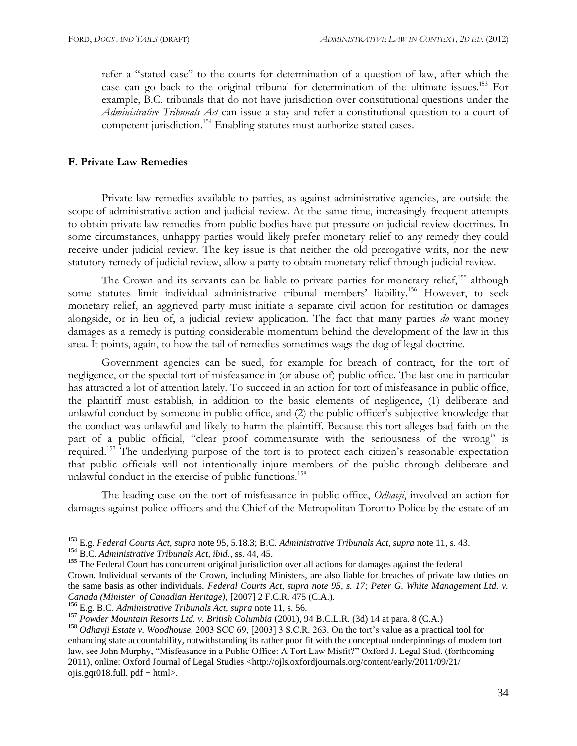refer a "stated case" to the courts for determination of a question of law, after which the case can go back to the original tribunal for determination of the ultimate issues.[153] For example, B.C. tribunals that do not have jurisdiction over constitutional questions under the *Administrative Tribunals Act* can issue a stay and refer a constitutional question to a court of competent jurisdiction.[154] Enabling statutes must authorize stated cases.

## F. Private Law Remedies

Private law remedies available to parties, as against administrative agencies, are outside the scope of administrative action and judicial review. At the same time, increasingly frequent attempts to obtain private law remedies from public bodies have put pressure on judicial review doctrines. In some circumstances, unhappy parties would likely prefer monetary relief to any remedy they could receive under judicial review. The key issue is that neither the old prerogative writs, nor the new statutory remedy of judicial review, allow a party to obtain monetary relief through judicial review.

The Crown and its servants can be liable to private parties for monetary relief,[155] although some statutes limit individual administrative tribunal members' liability.[156] However, to seek monetary relief, an aggrieved party must initiate a separate civil action for restitution or damages alongside, or in lieu of, a judicial review application. The fact that many parties *do* want money damages as a remedy is putting considerable momentum behind the development of the law in this area. It points, again, to how the tail of remedies sometimes wags the dog of legal doctrine.

Government agencies can be sued, for example for breach of contract, for the tort of negligence, or the special tort of misfeasance in (or abuse of) public office. The last one in particular has attracted a lot of attention lately. To succeed in an action for tort of misfeasance in public office, the plaintiff must establish, in addition to the basic elements of negligence, (1) deliberate and unlawful conduct by someone in public office, and (2) the public officer's subjective knowledge that the conduct was unlawful and likely to harm the plaintiff. Because this tort alleges bad faith on the part of a public official, "clear proof commensurate with the seriousness of the wrong" is required.[157] The underlying purpose of the tort is to protect each citizen's reasonable expectation that public officials will not intentionally injure members of the public through deliberate and unlawful conduct in the exercise of public functions.[158]

The leading case on the tort of misfeasance in public office, *Odhavji*, involved an action for damages against police officers and the Chief of the Metropolitan Toronto Police by the estate of an

---

[153] E.g. *Federal Courts Act, supra* note 95, 5.18.3; B.C. *Administrative Tribunals Act, supra* note 11, s. 43.

[154] B.C. *Administrative Tribunals Act, ibid.*, ss. 44, 45.

[155] The Federal Court has concurrent original jurisdiction over all actions for damages against the federal Crown. Individual servants of the Crown, including Ministers, are also liable for breaches of private law duties on the same basis as other individuals. *Federal Courts Act, supra note 95, s. 17; Peter G. White Management Ltd. v. Canada (Minister of Canadian Heritage)*, [2007] 2 F.C.R. 475 (C.A.).

[156] E.g. B.C. *Administrative Tribunals Act, supra* note 11, s. 56.

[157] *Powder Mountain Resorts Ltd. v. British Columbia* (2001), 94 B.C.L.R. (3d) 14 at para. 8 (C.A.)

[158] *Odhavji Estate v. Woodhouse*, 2003 SCC 69, [2003] 3 S.C.R. 263. On the tort's value as a practical tool for enhancing state accountability, notwithstanding its rather poor fit with the conceptual underpinnings of modern tort law, see John Murphy, "Misfeasance in a Public Office: A Tort Law Misfit?" Oxford J. Legal Stud. (forthcoming 2011), online: Oxford Journal of Legal Studies <http://ojls.oxfordjournals.org/content/early/2011/09/21/ojis.gqr018.full. pdf + html>.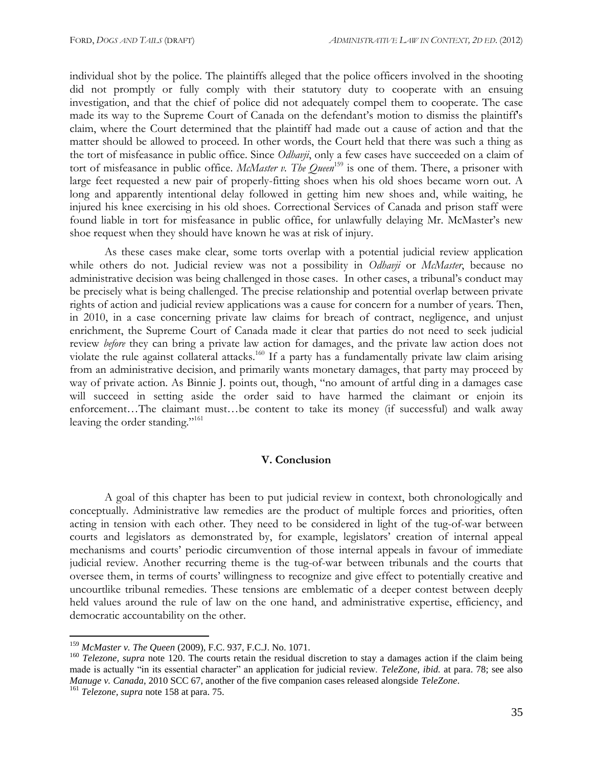individual shot by the police. The plaintiffs alleged that the police officers involved in the shooting did not promptly or fully comply with their statutory duty to cooperate with an ensuing investigation, and that the chief of police did not adequately compel them to cooperate. The case made its way to the Supreme Court of Canada on the defendant's motion to dismiss the plaintiff's claim, where the Court determined that the plaintiff had made out a cause of action and that the matter should be allowed to proceed. In other words, the Court held that there was such a thing as the tort of misfeasance in public office. Since *Odhavji*, only a few cases have succeeded on a claim of tort of misfeasance in public office. *McMaster v. The Queen*[159] is one of them. There, a prisoner with large feet requested a new pair of properly-fitting shoes when his old shoes became worn out. A long and apparently intentional delay followed in getting him new shoes and, while waiting, he injured his knee exercising in his old shoes. Correctional Services of Canada and prison staff were found liable in tort for misfeasance in public office, for unlawfully delaying Mr. McMaster's new shoe request when they should have known he was at risk of injury.

As these cases make clear, some torts overlap with a potential judicial review application while others do not. Judicial review was not a possibility in *Odhavji* or *McMaster*, because no administrative decision was being challenged in those cases. In other cases, a tribunal's conduct may be precisely what is being challenged. The precise relationship and potential overlap between private rights of action and judicial review applications was a cause for concern for a number of years. Then, in 2010, in a case concerning private law claims for breach of contract, negligence, and unjust enrichment, the Supreme Court of Canada made it clear that parties do not need to seek judicial review *before* they can bring a private law action for damages, and the private law action does not violate the rule against collateral attacks.[160] If a party has a fundamentally private law claim arising from an administrative decision, and primarily wants monetary damages, that party may proceed by way of private action. As Binnie J. points out, though, "no amount of artful ding in a damages case will succeed in setting aside the order said to have harmed the claimant or enjoin its enforcement…The claimant must…be content to take its money (if successful) and walk away leaving the order standing."[161]

## V. Conclusion

A goal of this chapter has been to put judicial review in context, both chronologically and conceptually. Administrative law remedies are the product of multiple forces and priorities, often acting in tension with each other. They need to be considered in light of the tug-of-war between courts and legislators as demonstrated by, for example, legislators' creation of internal appeal mechanisms and courts' periodic circumvention of those internal appeals in favour of immediate judicial review. Another recurring theme is the tug-of-war between tribunals and the courts that oversee them, in terms of courts' willingness to recognize and give effect to potentially creative and uncourtlike tribunal remedies. These tensions are emblematic of a deeper contest between deeply held values around the rule of law on the one hand, and administrative expertise, efficiency, and democratic accountability on the other.

---

[159] *McMaster v. The Queen* (2009), F.C. 937, F.C.J. No. 1071.

[160] *Telezone, supra* note 120. The courts retain the residual discretion to stay a damages action if the claim being made is actually "in its essential character" an application for judicial review. *TeleZone, ibid.* at para. 78; see also *Manuge v. Canada*, 2010 SCC 67, another of the five companion cases released alongside *TeleZone*.

[161] *Telezone, supra* note 158 at para. 75.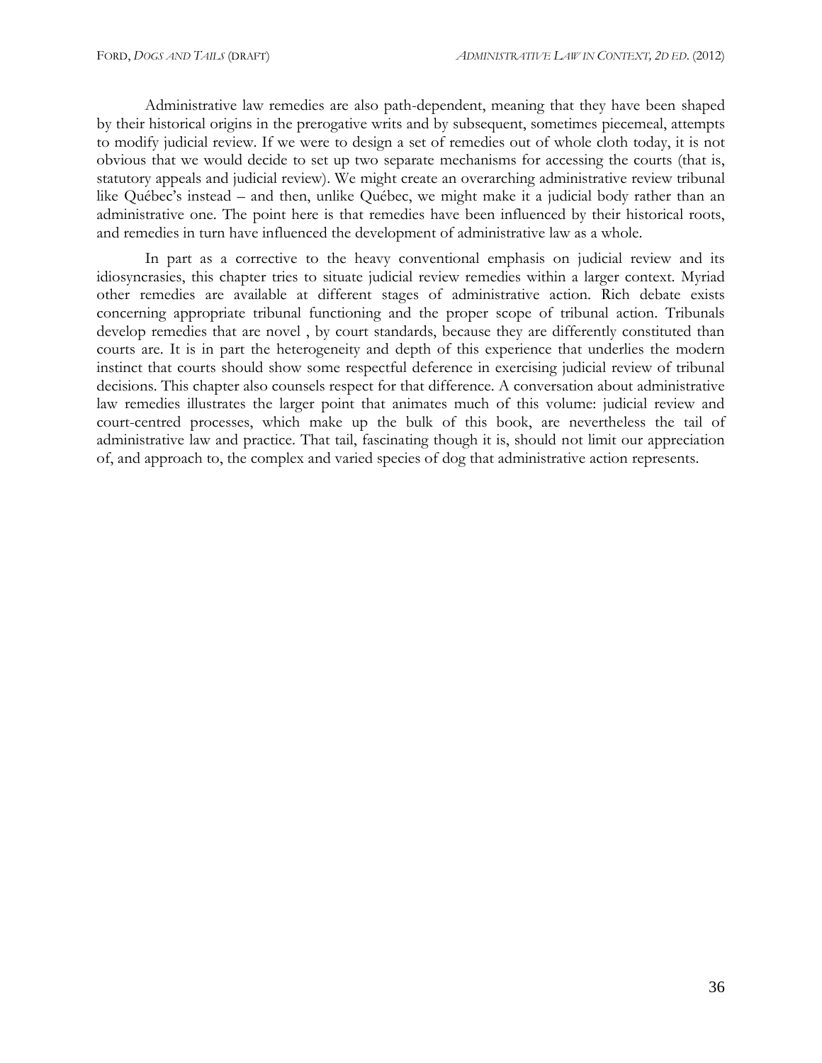Administrative law remedies are also path-dependent, meaning that they have been shaped by their historical origins in the prerogative writs and by subsequent, sometimes piecemeal, attempts to modify judicial review. If we were to design a set of remedies out of whole cloth today, it is not obvious that we would decide to set up two separate mechanisms for accessing the courts (that is, statutory appeals and judicial review). We might create an overarching administrative review tribunal like Québec's instead – and then, unlike Québec, we might make it a judicial body rather than an administrative one. The point here is that remedies have been influenced by their historical roots, and remedies in turn have influenced the development of administrative law as a whole.

In part as a corrective to the heavy conventional emphasis on judicial review and its idiosyncrasies, this chapter tries to situate judicial review remedies within a larger context. Myriad other remedies are available at different stages of administrative action. Rich debate exists concerning appropriate tribunal functioning and the proper scope of tribunal action. Tribunals develop remedies that are novel , by court standards, because they are differently constituted than courts are. It is in part the heterogeneity and depth of this experience that underlies the modern instinct that courts should show some respectful deference in exercising judicial review of tribunal decisions. This chapter also counsels respect for that difference. A conversation about administrative law remedies illustrates the larger point that animates much of this volume: judicial review and court-centred processes, which make up the bulk of this book, are nevertheless the tail of administrative law and practice. That tail, fascinating though it is, should not limit our appreciation of, and approach to, the complex and varied species of dog that administrative action represents.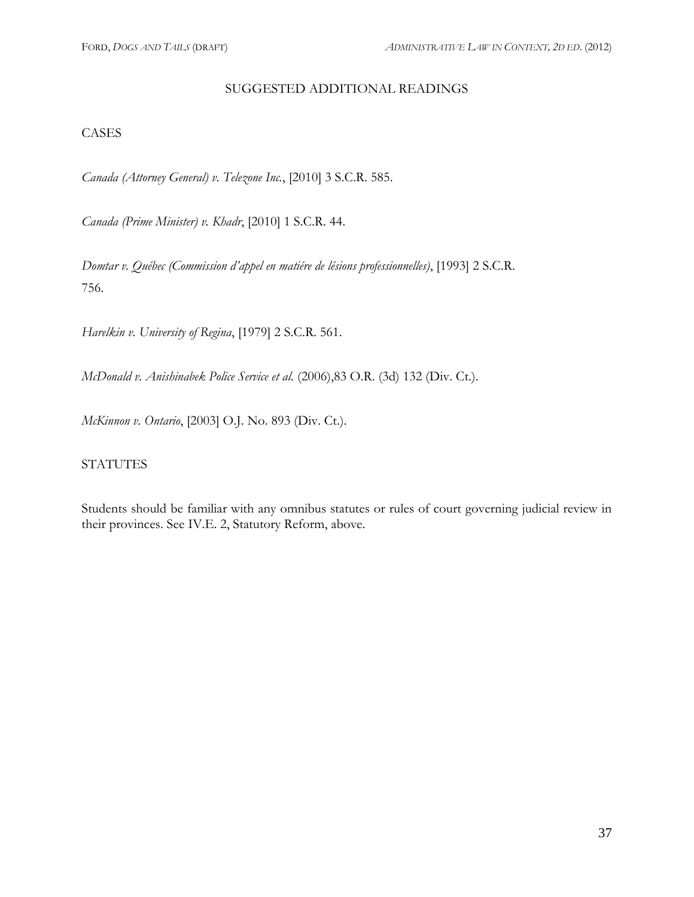## SUGGESTED ADDITIONAL READINGS

### CASES

*Canada (Attorney General) v. Telezone Inc.*, [2010] 3 S.C.R. 585.

*Canada (Prime Minister) v. Khadr*, [2010] 1 S.C.R. 44.

*Domtar v. Québec (Commission d'appel en matiére de lésions professionnelles)*, [1993] 2 S.C.R. 756.

*Harelkin v. University of Regina*, [1979] 2 S.C.R. 561.

*McDonald v. Anishinabek Police Service et al.* (2006),83 O.R. (3d) 132 (Div. Ct.).

*McKinnon v. Ontario*, [2003] O.J. No. 893 (Div. Ct.).

### STATUTES

Students should be familiar with any omnibus statutes or rules of court governing judicial review in their provinces. See IV.E. 2, Statutory Reform, above.